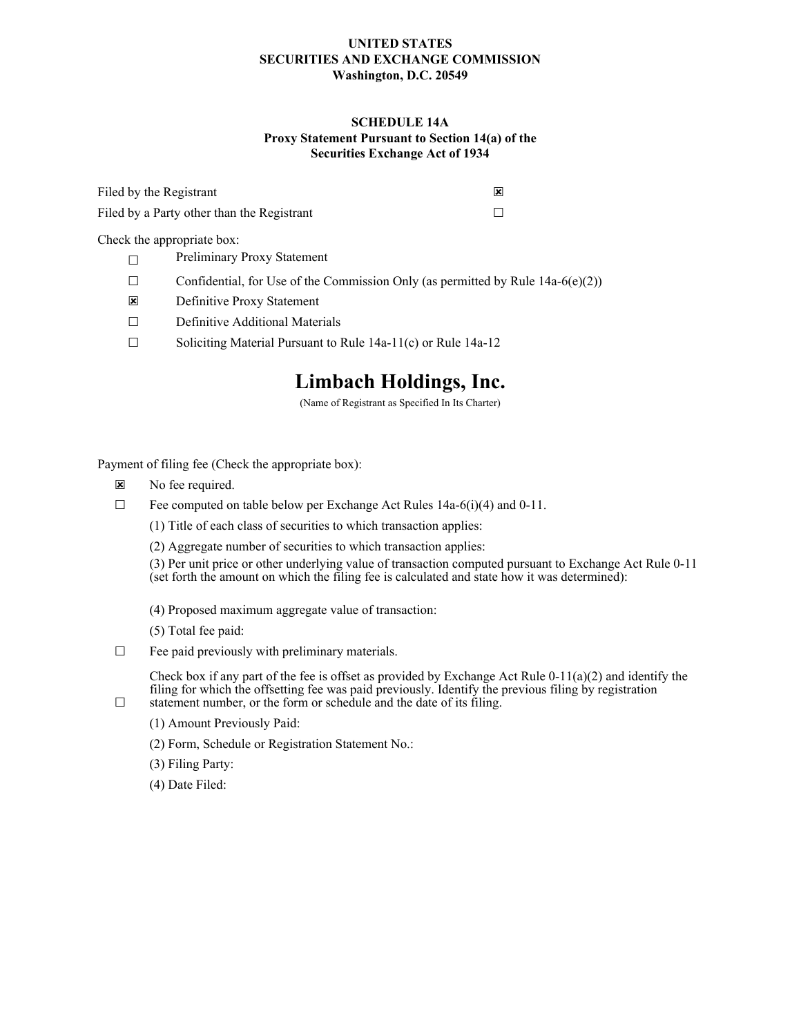**UNITED STATES**
**SECURITIES AND EXCHANGE COMMISSION**
**Washington, D.C. 20549**

**SCHEDULE 14A**
**Proxy Statement Pursuant to Section 14(a) of the Securities Exchange Act of 1934**

Filed by the Registrant ☒

Filed by a Party other than the Registrant ☐

Check the appropriate box:

☐ Preliminary Proxy Statement

☐ Confidential, for Use of the Commission Only (as permitted by Rule 14a-6(e)(2))

☒ Definitive Proxy Statement

☐ Definitive Additional Materials

☐ Soliciting Material Pursuant to Rule 14a-11(c) or Rule 14a-12

# Limbach Holdings, Inc.

(Name of Registrant as Specified In Its Charter)

Payment of filing fee (Check the appropriate box):

☒ No fee required.

☐ Fee computed on table below per Exchange Act Rules 14a-6(i)(4) and 0-11.

(1) Title of each class of securities to which transaction applies:

(2) Aggregate number of securities to which transaction applies:

(3) Per unit price or other underlying value of transaction computed pursuant to Exchange Act Rule 0-11 (set forth the amount on which the filing fee is calculated and state how it was determined):

(4) Proposed maximum aggregate value of transaction:

(5) Total fee paid:

☐ Fee paid previously with preliminary materials.

☐ Check box if any part of the fee is offset as provided by Exchange Act Rule 0-11(a)(2) and identify the filing for which the offsetting fee was paid previously. Identify the previous filing by registration statement number, or the form or schedule and the date of its filing.

(1) Amount Previously Paid:

(2) Form, Schedule or Registration Statement No.:

(3) Filing Party:

(4) Date Filed: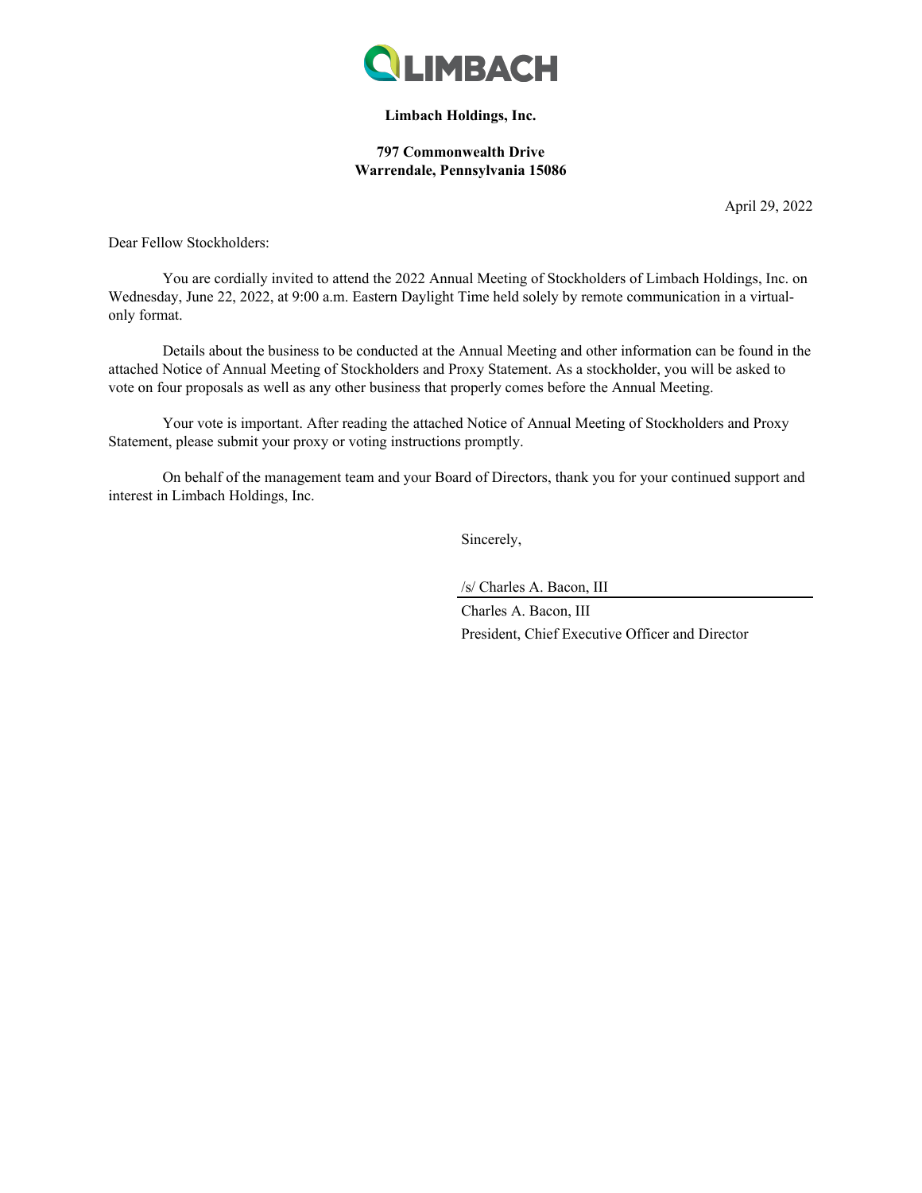**Limbach Holdings, Inc.**

**797 Commonwealth Drive**
**Warrendale, Pennsylvania 15086**

April 29, 2022

Dear Fellow Stockholders:

You are cordially invited to attend the 2022 Annual Meeting of Stockholders of Limbach Holdings, Inc. on Wednesday, June 22, 2022, at 9:00 a.m. Eastern Daylight Time held solely by remote communication in a virtual-only format.

Details about the business to be conducted at the Annual Meeting and other information can be found in the attached Notice of Annual Meeting of Stockholders and Proxy Statement. As a stockholder, you will be asked to vote on four proposals as well as any other business that properly comes before the Annual Meeting.

Your vote is important. After reading the attached Notice of Annual Meeting of Stockholders and Proxy Statement, please submit your proxy or voting instructions promptly.

On behalf of the management team and your Board of Directors, thank you for your continued support and interest in Limbach Holdings, Inc.

Sincerely,

/s/ Charles A. Bacon, III

Charles A. Bacon, III
President, Chief Executive Officer and Director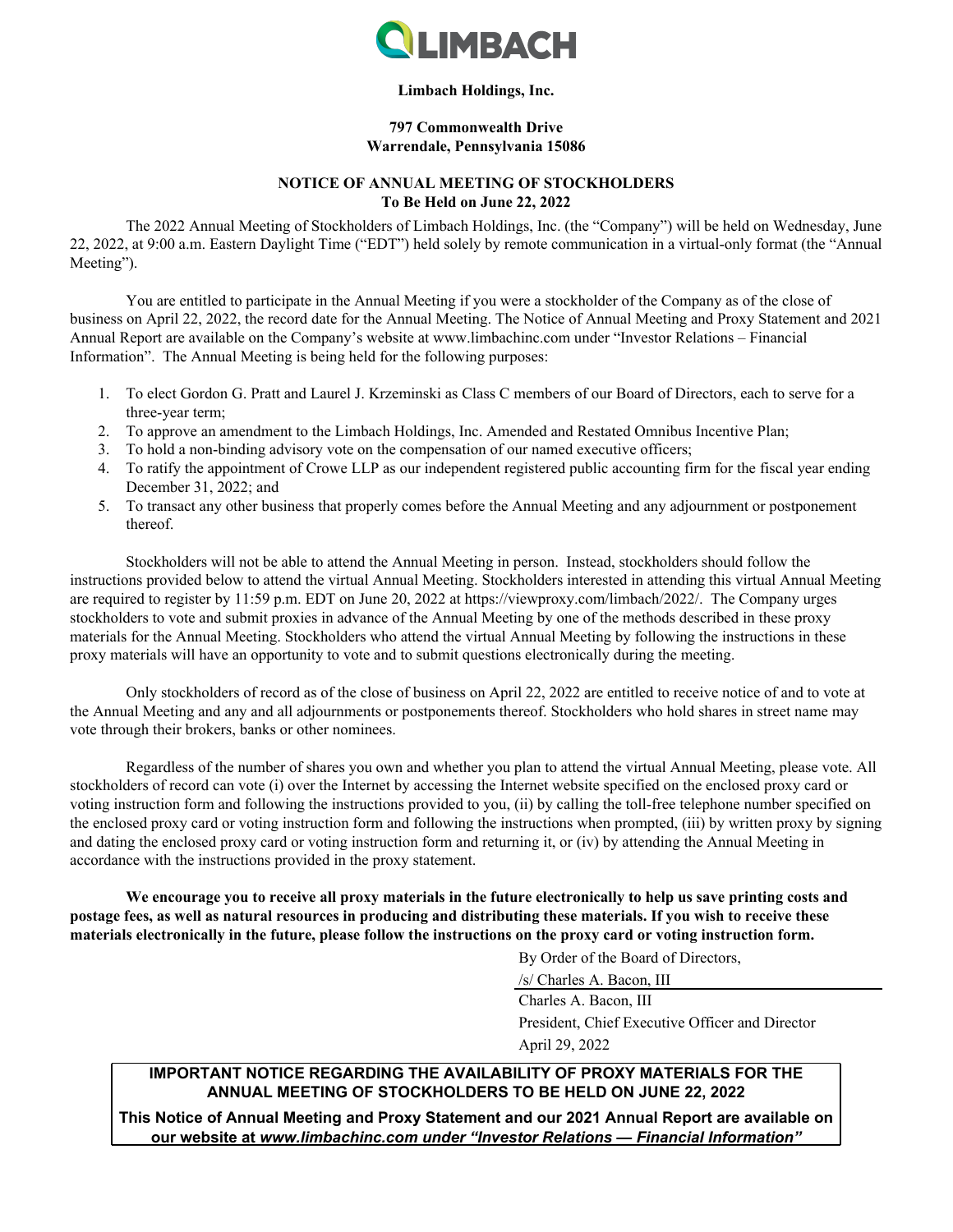**Limbach Holdings, Inc.**

**797 Commonwealth Drive**
**Warrendale, Pennsylvania 15086**

**NOTICE OF ANNUAL MEETING OF STOCKHOLDERS**
**To Be Held on June 22, 2022**

The 2022 Annual Meeting of Stockholders of Limbach Holdings, Inc. (the "Company") will be held on Wednesday, June 22, 2022, at 9:00 a.m. Eastern Daylight Time ("EDT") held solely by remote communication in a virtual-only format (the "Annual Meeting").

You are entitled to participate in the Annual Meeting if you were a stockholder of the Company as of the close of business on April 22, 2022, the record date for the Annual Meeting. The Notice of Annual Meeting and Proxy Statement and 2021 Annual Report are available on the Company's website at www.limbachinc.com under "Investor Relations – Financial Information". The Annual Meeting is being held for the following purposes:

1. To elect Gordon G. Pratt and Laurel J. Krzeminski as Class C members of our Board of Directors, each to serve for a three-year term;
2. To approve an amendment to the Limbach Holdings, Inc. Amended and Restated Omnibus Incentive Plan;
3. To hold a non-binding advisory vote on the compensation of our named executive officers;
4. To ratify the appointment of Crowe LLP as our independent registered public accounting firm for the fiscal year ending December 31, 2022; and
5. To transact any other business that properly comes before the Annual Meeting and any adjournment or postponement thereof.

Stockholders will not be able to attend the Annual Meeting in person. Instead, stockholders should follow the instructions provided below to attend the virtual Annual Meeting. Stockholders interested in attending this virtual Annual Meeting are required to register by 11:59 p.m. EDT on June 20, 2022 at https://viewproxy.com/limbach/2022/. The Company urges stockholders to vote and submit proxies in advance of the Annual Meeting by one of the methods described in these proxy materials for the Annual Meeting. Stockholders who attend the virtual Annual Meeting by following the instructions in these proxy materials will have an opportunity to vote and to submit questions electronically during the meeting.

Only stockholders of record as of the close of business on April 22, 2022 are entitled to receive notice of and to vote at the Annual Meeting and any and all adjournments or postponements thereof. Stockholders who hold shares in street name may vote through their brokers, banks or other nominees.

Regardless of the number of shares you own and whether you plan to attend the virtual Annual Meeting, please vote. All stockholders of record can vote (i) over the Internet by accessing the Internet website specified on the enclosed proxy card or voting instruction form and following the instructions provided to you, (ii) by calling the toll-free telephone number specified on the enclosed proxy card or voting instruction form and following the instructions when prompted, (iii) by written proxy by signing and dating the enclosed proxy card or voting instruction form and returning it, or (iv) by attending the Annual Meeting in accordance with the instructions provided in the proxy statement.

**We encourage you to receive all proxy materials in the future electronically to help us save printing costs and postage fees, as well as natural resources in producing and distributing these materials. If you wish to receive these materials electronically in the future, please follow the instructions on the proxy card or voting instruction form.**

By Order of the Board of Directors,

/s/ Charles A. Bacon, III

Charles A. Bacon, III
President, Chief Executive Officer and Director
April 29, 2022

**IMPORTANT NOTICE REGARDING THE AVAILABILITY OF PROXY MATERIALS FOR THE ANNUAL MEETING OF STOCKHOLDERS TO BE HELD ON JUNE 22, 2022**

**This Notice of Annual Meeting and Proxy Statement and our 2021 Annual Report are available on our website at *www.limbachinc.com under "Investor Relations — Financial Information"***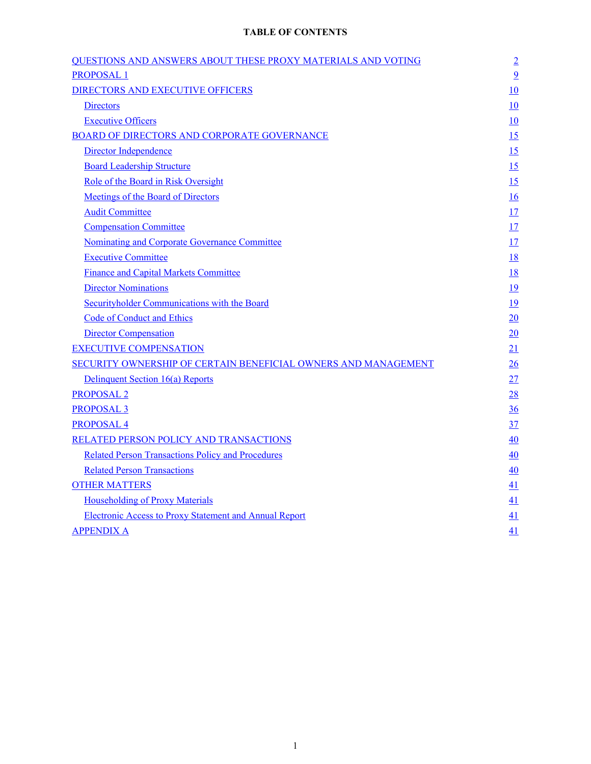**TABLE OF CONTENTS**

| | |
|---|---|
| QUESTIONS AND ANSWERS ABOUT THESE PROXY MATERIALS AND VOTING | 2 |
| PROPOSAL 1 | 9 |
| DIRECTORS AND EXECUTIVE OFFICERS | 10 |
| Directors | 10 |
| Executive Officers | 10 |
| BOARD OF DIRECTORS AND CORPORATE GOVERNANCE | 15 |
| Director Independence | 15 |
| Board Leadership Structure | 15 |
| Role of the Board in Risk Oversight | 15 |
| Meetings of the Board of Directors | 16 |
| Audit Committee | 17 |
| Compensation Committee | 17 |
| Nominating and Corporate Governance Committee | 17 |
| Executive Committee | 18 |
| Finance and Capital Markets Committee | 18 |
| Director Nominations | 19 |
| Securityholder Communications with the Board | 19 |
| Code of Conduct and Ethics | 20 |
| Director Compensation | 20 |
| EXECUTIVE COMPENSATION | 21 |
| SECURITY OWNERSHIP OF CERTAIN BENEFICIAL OWNERS AND MANAGEMENT | 26 |
| Delinquent Section 16(a) Reports | 27 |
| PROPOSAL 2 | 28 |
| PROPOSAL 3 | 36 |
| PROPOSAL 4 | 37 |
| RELATED PERSON POLICY AND TRANSACTIONS | 40 |
| Related Person Transactions Policy and Procedures | 40 |
| Related Person Transactions | 40 |
| OTHER MATTERS | 41 |
| Householding of Proxy Materials | 41 |
| Electronic Access to Proxy Statement and Annual Report | 41 |
| APPENDIX A | 41 |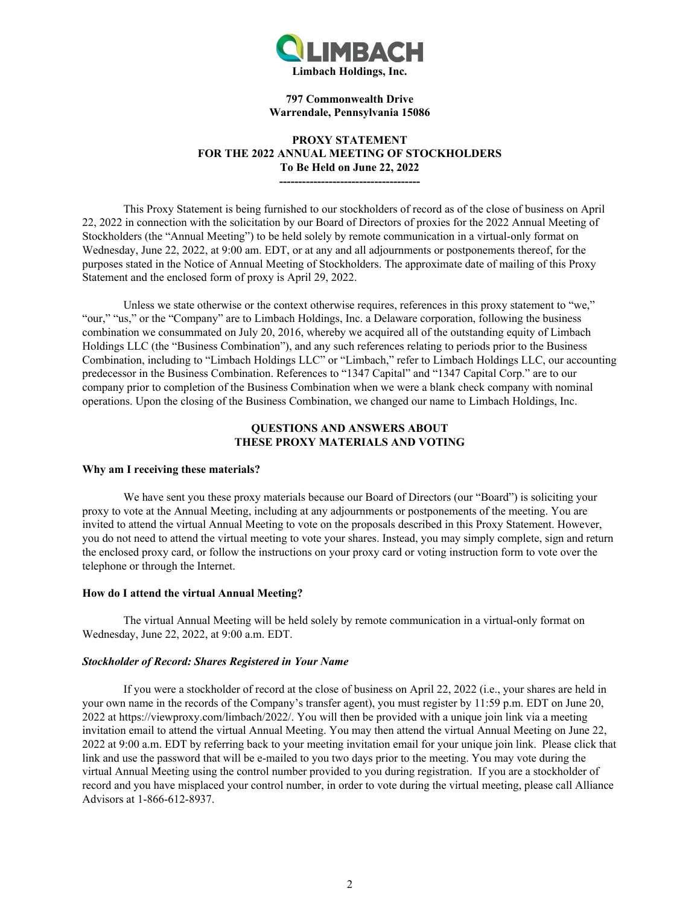**Limbach Holdings, Inc.**

**797 Commonwealth Drive**
**Warrendale, Pennsylvania 15086**

**PROXY STATEMENT**
**FOR THE 2022 ANNUAL MEETING OF STOCKHOLDERS**
**To Be Held on June 22, 2022**

**-------------------------------------**

This Proxy Statement is being furnished to our stockholders of record as of the close of business on April 22, 2022 in connection with the solicitation by our Board of Directors of proxies for the 2022 Annual Meeting of Stockholders (the "Annual Meeting") to be held solely by remote communication in a virtual-only format on Wednesday, June 22, 2022, at 9:00 am. EDT, or at any and all adjournments or postponements thereof, for the purposes stated in the Notice of Annual Meeting of Stockholders. The approximate date of mailing of this Proxy Statement and the enclosed form of proxy is April 29, 2022.

Unless we state otherwise or the context otherwise requires, references in this proxy statement to "we," "our," "us," or the "Company" are to Limbach Holdings, Inc. a Delaware corporation, following the business combination we consummated on July 20, 2016, whereby we acquired all of the outstanding equity of Limbach Holdings LLC (the "Business Combination"), and any such references relating to periods prior to the Business Combination, including to "Limbach Holdings LLC" or "Limbach," refer to Limbach Holdings LLC, our accounting predecessor in the Business Combination. References to "1347 Capital" and "1347 Capital Corp." are to our company prior to completion of the Business Combination when we were a blank check company with nominal operations. Upon the closing of the Business Combination, we changed our name to Limbach Holdings, Inc.

## QUESTIONS AND ANSWERS ABOUT THESE PROXY MATERIALS AND VOTING

**Why am I receiving these materials?**

We have sent you these proxy materials because our Board of Directors (our "Board") is soliciting your proxy to vote at the Annual Meeting, including at any adjournments or postponements of the meeting. You are invited to attend the virtual Annual Meeting to vote on the proposals described in this Proxy Statement. However, you do not need to attend the virtual meeting to vote your shares. Instead, you may simply complete, sign and return the enclosed proxy card, or follow the instructions on your proxy card or voting instruction form to vote over the telephone or through the Internet.

**How do I attend the virtual Annual Meeting?**

The virtual Annual Meeting will be held solely by remote communication in a virtual-only format on Wednesday, June 22, 2022, at 9:00 a.m. EDT.

***Stockholder of Record: Shares Registered in Your Name***

If you were a stockholder of record at the close of business on April 22, 2022 (i.e., your shares are held in your own name in the records of the Company's transfer agent), you must register by 11:59 p.m. EDT on June 20, 2022 at https://viewproxy.com/limbach/2022/. You will then be provided with a unique join link via a meeting invitation email to attend the virtual Annual Meeting. You may then attend the virtual Annual Meeting on June 22, 2022 at 9:00 a.m. EDT by referring back to your meeting invitation email for your unique join link. Please click that link and use the password that will be e-mailed to you two days prior to the meeting. You may vote during the virtual Annual Meeting using the control number provided to you during registration. If you are a stockholder of record and you have misplaced your control number, in order to vote during the virtual meeting, please call Alliance Advisors at 1-866-612-8937.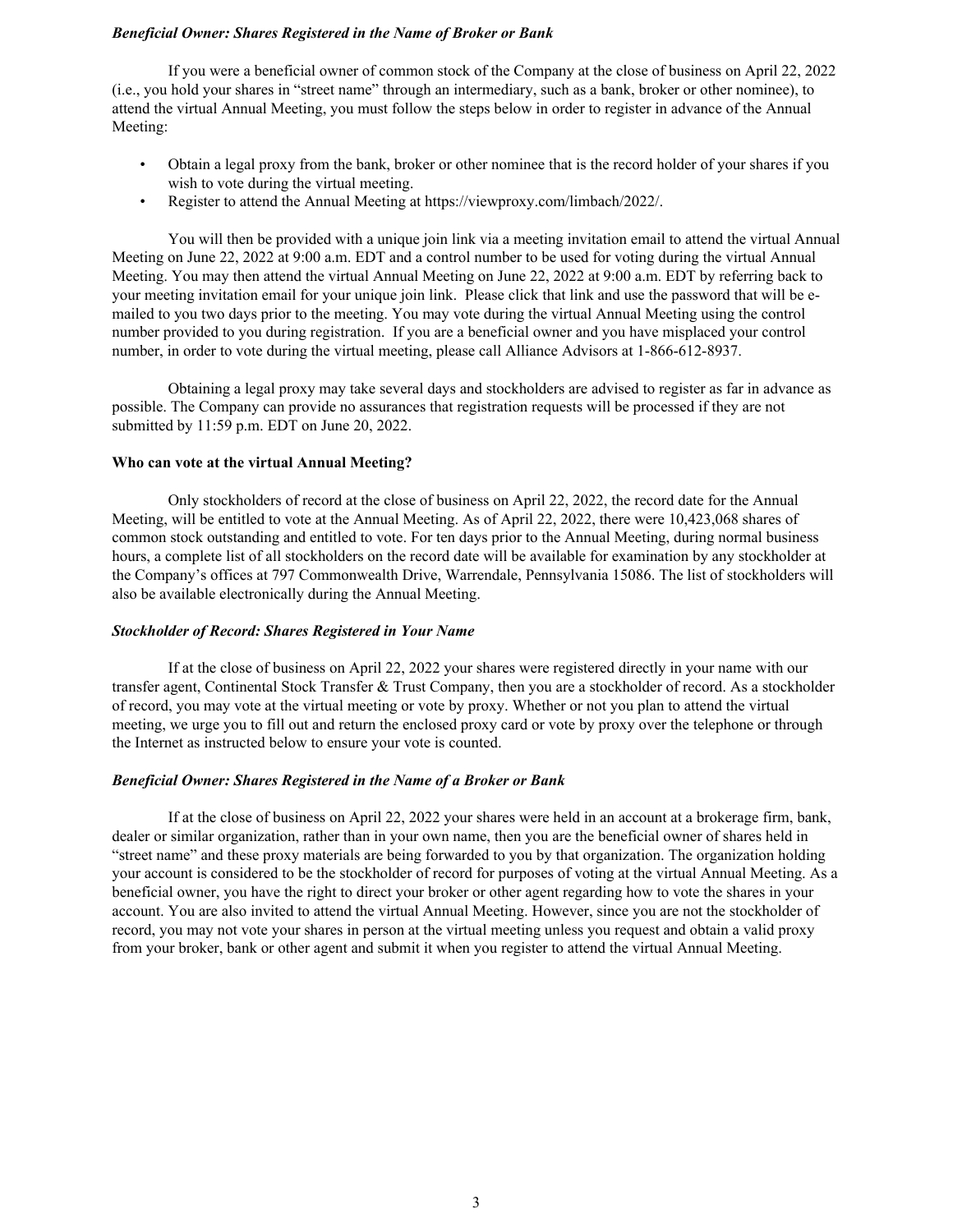***Beneficial Owner: Shares Registered in the Name of Broker or Bank***

If you were a beneficial owner of common stock of the Company at the close of business on April 22, 2022 (i.e., you hold your shares in "street name" through an intermediary, such as a bank, broker or other nominee), to attend the virtual Annual Meeting, you must follow the steps below in order to register in advance of the Annual Meeting:

- Obtain a legal proxy from the bank, broker or other nominee that is the record holder of your shares if you wish to vote during the virtual meeting.
- Register to attend the Annual Meeting at https://viewproxy.com/limbach/2022/.

You will then be provided with a unique join link via a meeting invitation email to attend the virtual Annual Meeting on June 22, 2022 at 9:00 a.m. EDT and a control number to be used for voting during the virtual Annual Meeting. You may then attend the virtual Annual Meeting on June 22, 2022 at 9:00 a.m. EDT by referring back to your meeting invitation email for your unique join link. Please click that link and use the password that will be e-mailed to you two days prior to the meeting. You may vote during the virtual Annual Meeting using the control number provided to you during registration. If you are a beneficial owner and you have misplaced your control number, in order to vote during the virtual meeting, please call Alliance Advisors at 1-866-612-8937.

Obtaining a legal proxy may take several days and stockholders are advised to register as far in advance as possible. The Company can provide no assurances that registration requests will be processed if they are not submitted by 11:59 p.m. EDT on June 20, 2022.

**Who can vote at the virtual Annual Meeting?**

Only stockholders of record at the close of business on April 22, 2022, the record date for the Annual Meeting, will be entitled to vote at the Annual Meeting. As of April 22, 2022, there were 10,423,068 shares of common stock outstanding and entitled to vote. For ten days prior to the Annual Meeting, during normal business hours, a complete list of all stockholders on the record date will be available for examination by any stockholder at the Company's offices at 797 Commonwealth Drive, Warrendale, Pennsylvania 15086. The list of stockholders will also be available electronically during the Annual Meeting.

***Stockholder of Record: Shares Registered in Your Name***

If at the close of business on April 22, 2022 your shares were registered directly in your name with our transfer agent, Continental Stock Transfer & Trust Company, then you are a stockholder of record. As a stockholder of record, you may vote at the virtual meeting or vote by proxy. Whether or not you plan to attend the virtual meeting, we urge you to fill out and return the enclosed proxy card or vote by proxy over the telephone or through the Internet as instructed below to ensure your vote is counted.

***Beneficial Owner: Shares Registered in the Name of a Broker or Bank***

If at the close of business on April 22, 2022 your shares were held in an account at a brokerage firm, bank, dealer or similar organization, rather than in your own name, then you are the beneficial owner of shares held in "street name" and these proxy materials are being forwarded to you by that organization. The organization holding your account is considered to be the stockholder of record for purposes of voting at the virtual Annual Meeting. As a beneficial owner, you have the right to direct your broker or other agent regarding how to vote the shares in your account. You are also invited to attend the virtual Annual Meeting. However, since you are not the stockholder of record, you may not vote your shares in person at the virtual meeting unless you request and obtain a valid proxy from your broker, bank or other agent and submit it when you register to attend the virtual Annual Meeting.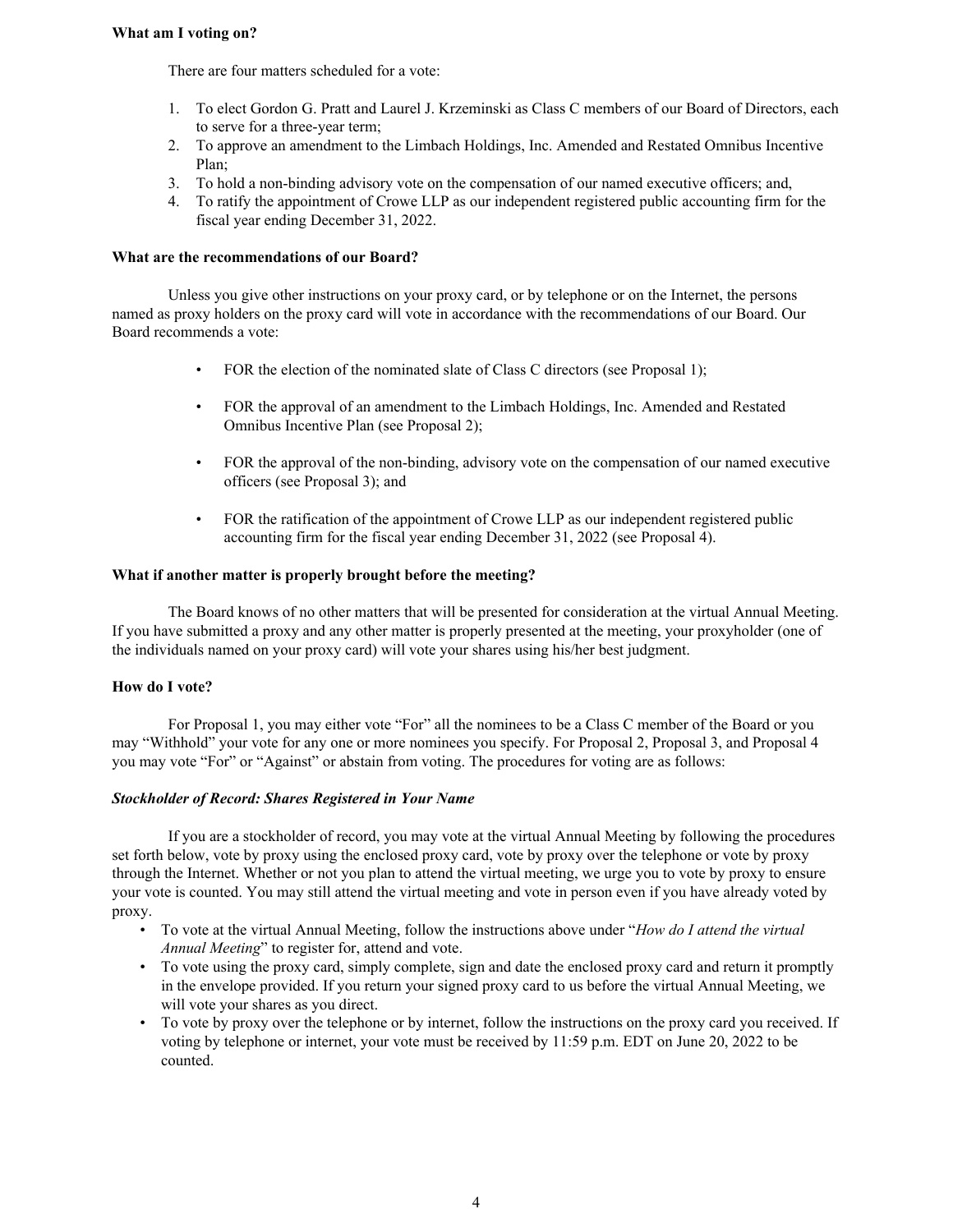**What am I voting on?**

There are four matters scheduled for a vote:

1. To elect Gordon G. Pratt and Laurel J. Krzeminski as Class C members of our Board of Directors, each to serve for a three-year term;
2. To approve an amendment to the Limbach Holdings, Inc. Amended and Restated Omnibus Incentive Plan;
3. To hold a non-binding advisory vote on the compensation of our named executive officers; and,
4. To ratify the appointment of Crowe LLP as our independent registered public accounting firm for the fiscal year ending December 31, 2022.

**What are the recommendations of our Board?**

Unless you give other instructions on your proxy card, or by telephone or on the Internet, the persons named as proxy holders on the proxy card will vote in accordance with the recommendations of our Board. Our Board recommends a vote:

- FOR the election of the nominated slate of Class C directors (see Proposal 1);
- FOR the approval of an amendment to the Limbach Holdings, Inc. Amended and Restated Omnibus Incentive Plan (see Proposal 2);
- FOR the approval of the non-binding, advisory vote on the compensation of our named executive officers (see Proposal 3); and
- FOR the ratification of the appointment of Crowe LLP as our independent registered public accounting firm for the fiscal year ending December 31, 2022 (see Proposal 4).

**What if another matter is properly brought before the meeting?**

The Board knows of no other matters that will be presented for consideration at the virtual Annual Meeting. If you have submitted a proxy and any other matter is properly presented at the meeting, your proxyholder (one of the individuals named on your proxy card) will vote your shares using his/her best judgment.

**How do I vote?**

For Proposal 1, you may either vote "For" all the nominees to be a Class C member of the Board or you may "Withhold" your vote for any one or more nominees you specify. For Proposal 2, Proposal 3, and Proposal 4 you may vote "For" or "Against" or abstain from voting. The procedures for voting are as follows:

***Stockholder of Record: Shares Registered in Your Name***

If you are a stockholder of record, you may vote at the virtual Annual Meeting by following the procedures set forth below, vote by proxy using the enclosed proxy card, vote by proxy over the telephone or vote by proxy through the Internet. Whether or not you plan to attend the virtual meeting, we urge you to vote by proxy to ensure your vote is counted. You may still attend the virtual meeting and vote in person even if you have already voted by proxy.

- To vote at the virtual Annual Meeting, follow the instructions above under "*How do I attend the virtual Annual Meeting*" to register for, attend and vote.
- To vote using the proxy card, simply complete, sign and date the enclosed proxy card and return it promptly in the envelope provided. If you return your signed proxy card to us before the virtual Annual Meeting, we will vote your shares as you direct.
- To vote by proxy over the telephone or by internet, follow the instructions on the proxy card you received. If voting by telephone or internet, your vote must be received by 11:59 p.m. EDT on June 20, 2022 to be counted.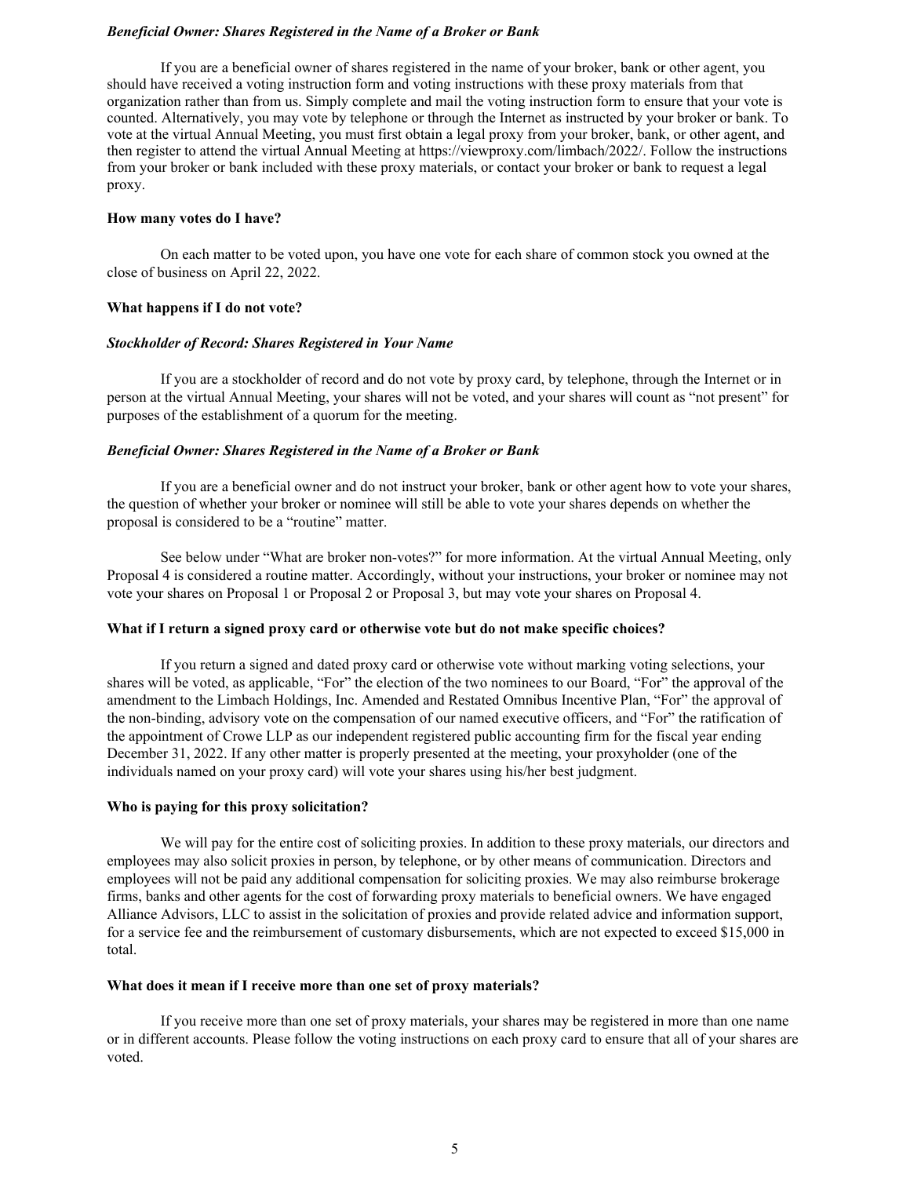***Beneficial Owner: Shares Registered in the Name of a Broker or Bank***

If you are a beneficial owner of shares registered in the name of your broker, bank or other agent, you should have received a voting instruction form and voting instructions with these proxy materials from that organization rather than from us. Simply complete and mail the voting instruction form to ensure that your vote is counted. Alternatively, you may vote by telephone or through the Internet as instructed by your broker or bank. To vote at the virtual Annual Meeting, you must first obtain a legal proxy from your broker, bank, or other agent, and then register to attend the virtual Annual Meeting at https://viewproxy.com/limbach/2022/. Follow the instructions from your broker or bank included with these proxy materials, or contact your broker or bank to request a legal proxy.

**How many votes do I have?**

On each matter to be voted upon, you have one vote for each share of common stock you owned at the close of business on April 22, 2022.

**What happens if I do not vote?**

***Stockholder of Record: Shares Registered in Your Name***

If you are a stockholder of record and do not vote by proxy card, by telephone, through the Internet or in person at the virtual Annual Meeting, your shares will not be voted, and your shares will count as "not present" for purposes of the establishment of a quorum for the meeting.

***Beneficial Owner: Shares Registered in the Name of a Broker or Bank***

If you are a beneficial owner and do not instruct your broker, bank or other agent how to vote your shares, the question of whether your broker or nominee will still be able to vote your shares depends on whether the proposal is considered to be a "routine" matter.

See below under "What are broker non-votes?" for more information. At the virtual Annual Meeting, only Proposal 4 is considered a routine matter. Accordingly, without your instructions, your broker or nominee may not vote your shares on Proposal 1 or Proposal 2 or Proposal 3, but may vote your shares on Proposal 4.

**What if I return a signed proxy card or otherwise vote but do not make specific choices?**

If you return a signed and dated proxy card or otherwise vote without marking voting selections, your shares will be voted, as applicable, "For" the election of the two nominees to our Board, "For" the approval of the amendment to the Limbach Holdings, Inc. Amended and Restated Omnibus Incentive Plan, "For" the approval of the non-binding, advisory vote on the compensation of our named executive officers, and "For" the ratification of the appointment of Crowe LLP as our independent registered public accounting firm for the fiscal year ending December 31, 2022. If any other matter is properly presented at the meeting, your proxyholder (one of the individuals named on your proxy card) will vote your shares using his/her best judgment.

**Who is paying for this proxy solicitation?**

We will pay for the entire cost of soliciting proxies. In addition to these proxy materials, our directors and employees may also solicit proxies in person, by telephone, or by other means of communication. Directors and employees will not be paid any additional compensation for soliciting proxies. We may also reimburse brokerage firms, banks and other agents for the cost of forwarding proxy materials to beneficial owners. We have engaged Alliance Advisors, LLC to assist in the solicitation of proxies and provide related advice and information support, for a service fee and the reimbursement of customary disbursements, which are not expected to exceed $15,000 in total.

**What does it mean if I receive more than one set of proxy materials?**

If you receive more than one set of proxy materials, your shares may be registered in more than one name or in different accounts. Please follow the voting instructions on each proxy card to ensure that all of your shares are voted.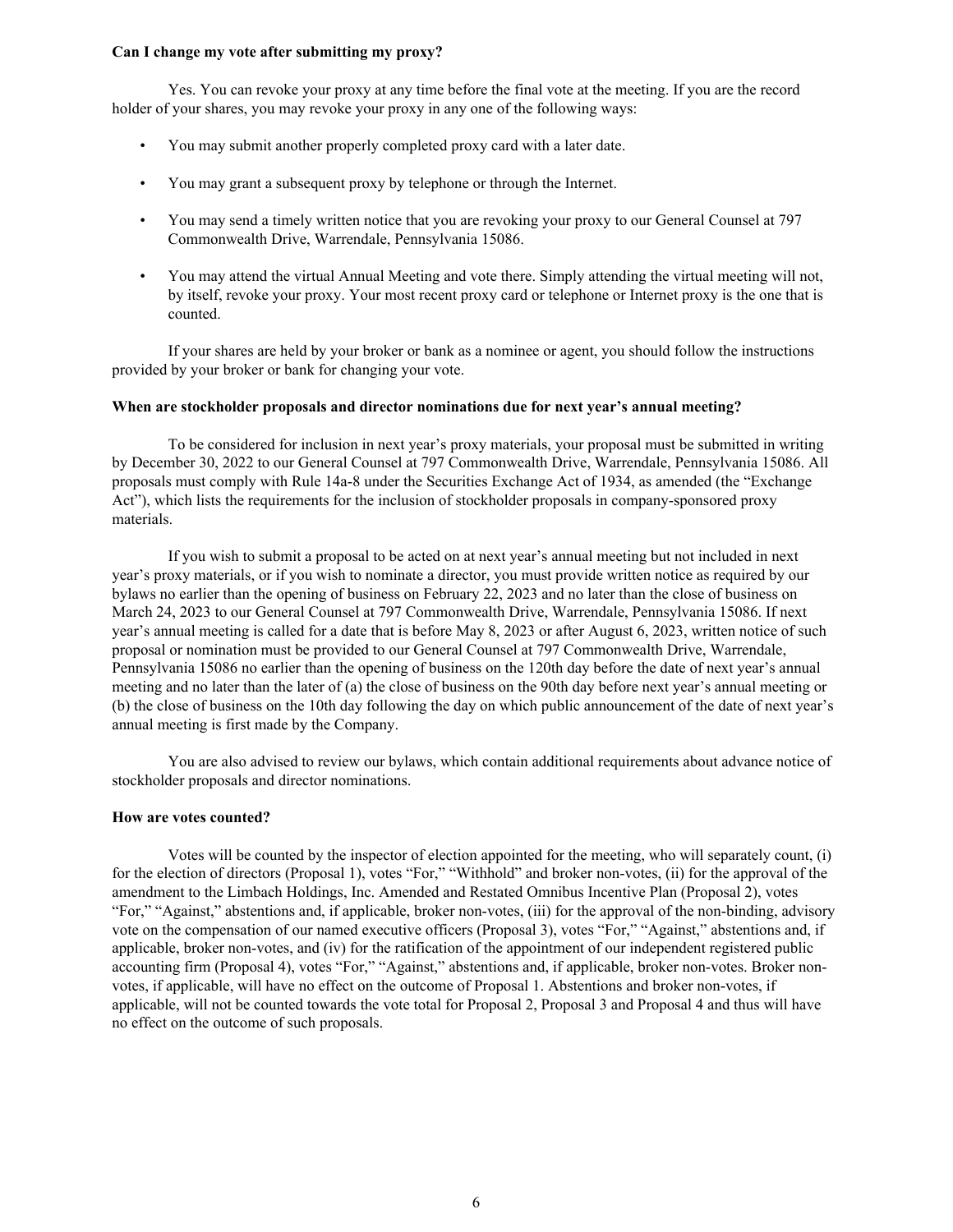**Can I change my vote after submitting my proxy?**

Yes. You can revoke your proxy at any time before the final vote at the meeting. If you are the record holder of your shares, you may revoke your proxy in any one of the following ways:

- You may submit another properly completed proxy card with a later date.
- You may grant a subsequent proxy by telephone or through the Internet.
- You may send a timely written notice that you are revoking your proxy to our General Counsel at 797 Commonwealth Drive, Warrendale, Pennsylvania 15086.
- You may attend the virtual Annual Meeting and vote there. Simply attending the virtual meeting will not, by itself, revoke your proxy. Your most recent proxy card or telephone or Internet proxy is the one that is counted.

If your shares are held by your broker or bank as a nominee or agent, you should follow the instructions provided by your broker or bank for changing your vote.

**When are stockholder proposals and director nominations due for next year's annual meeting?**

To be considered for inclusion in next year's proxy materials, your proposal must be submitted in writing by December 30, 2022 to our General Counsel at 797 Commonwealth Drive, Warrendale, Pennsylvania 15086. All proposals must comply with Rule 14a-8 under the Securities Exchange Act of 1934, as amended (the "Exchange Act"), which lists the requirements for the inclusion of stockholder proposals in company-sponsored proxy materials.

If you wish to submit a proposal to be acted on at next year's annual meeting but not included in next year's proxy materials, or if you wish to nominate a director, you must provide written notice as required by our bylaws no earlier than the opening of business on February 22, 2023 and no later than the close of business on March 24, 2023 to our General Counsel at 797 Commonwealth Drive, Warrendale, Pennsylvania 15086. If next year's annual meeting is called for a date that is before May 8, 2023 or after August 6, 2023, written notice of such proposal or nomination must be provided to our General Counsel at 797 Commonwealth Drive, Warrendale, Pennsylvania 15086 no earlier than the opening of business on the 120th day before the date of next year's annual meeting and no later than the later of (a) the close of business on the 90th day before next year's annual meeting or (b) the close of business on the 10th day following the day on which public announcement of the date of next year's annual meeting is first made by the Company.

You are also advised to review our bylaws, which contain additional requirements about advance notice of stockholder proposals and director nominations.

**How are votes counted?**

Votes will be counted by the inspector of election appointed for the meeting, who will separately count, (i) for the election of directors (Proposal 1), votes "For," "Withhold" and broker non-votes, (ii) for the approval of the amendment to the Limbach Holdings, Inc. Amended and Restated Omnibus Incentive Plan (Proposal 2), votes "For," "Against," abstentions and, if applicable, broker non-votes, (iii) for the approval of the non-binding, advisory vote on the compensation of our named executive officers (Proposal 3), votes "For," "Against," abstentions and, if applicable, broker non-votes, and (iv) for the ratification of the appointment of our independent registered public accounting firm (Proposal 4), votes "For," "Against," abstentions and, if applicable, broker non-votes. Broker non-votes, if applicable, will have no effect on the outcome of Proposal 1. Abstentions and broker non-votes, if applicable, will not be counted towards the vote total for Proposal 2, Proposal 3 and Proposal 4 and thus will have no effect on the outcome of such proposals.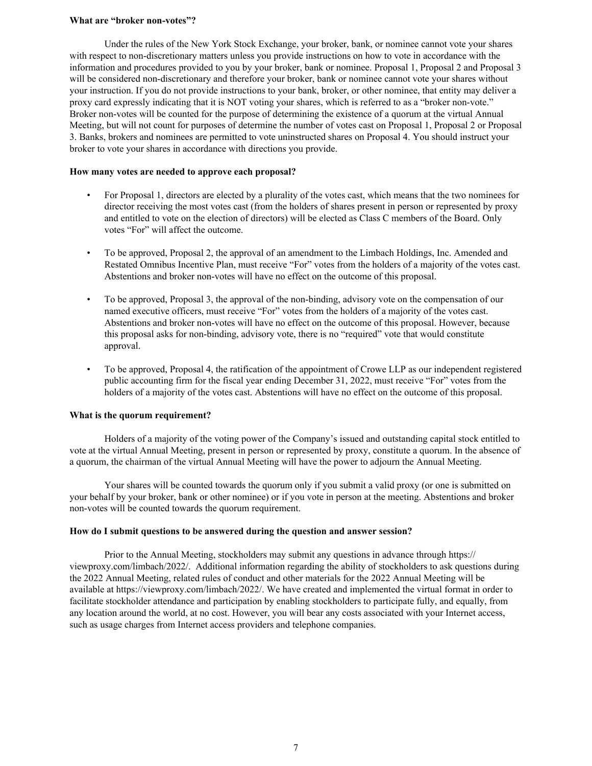**What are “broker non-votes”?**

Under the rules of the New York Stock Exchange, your broker, bank, or nominee cannot vote your shares with respect to non-discretionary matters unless you provide instructions on how to vote in accordance with the information and procedures provided to you by your broker, bank or nominee. Proposal 1, Proposal 2 and Proposal 3 will be considered non-discretionary and therefore your broker, bank or nominee cannot vote your shares without your instruction. If you do not provide instructions to your bank, broker, or other nominee, that entity may deliver a proxy card expressly indicating that it is NOT voting your shares, which is referred to as a “broker non-vote.” Broker non-votes will be counted for the purpose of determining the existence of a quorum at the virtual Annual Meeting, but will not count for purposes of determine the number of votes cast on Proposal 1, Proposal 2 or Proposal 3. Banks, brokers and nominees are permitted to vote uninstructed shares on Proposal 4. You should instruct your broker to vote your shares in accordance with directions you provide.

**How many votes are needed to approve each proposal?**

- For Proposal 1, directors are elected by a plurality of the votes cast, which means that the two nominees for director receiving the most votes cast (from the holders of shares present in person or represented by proxy and entitled to vote on the election of directors) will be elected as Class C members of the Board. Only votes “For” will affect the outcome.

- To be approved, Proposal 2, the approval of an amendment to the Limbach Holdings, Inc. Amended and Restated Omnibus Incentive Plan, must receive “For” votes from the holders of a majority of the votes cast. Abstentions and broker non-votes will have no effect on the outcome of this proposal.

- To be approved, Proposal 3, the approval of the non-binding, advisory vote on the compensation of our named executive officers, must receive “For” votes from the holders of a majority of the votes cast. Abstentions and broker non-votes will have no effect on the outcome of this proposal. However, because this proposal asks for non-binding, advisory vote, there is no “required” vote that would constitute approval.

- To be approved, Proposal 4, the ratification of the appointment of Crowe LLP as our independent registered public accounting firm for the fiscal year ending December 31, 2022, must receive “For” votes from the holders of a majority of the votes cast. Abstentions will have no effect on the outcome of this proposal.

**What is the quorum requirement?**

Holders of a majority of the voting power of the Company’s issued and outstanding capital stock entitled to vote at the virtual Annual Meeting, present in person or represented by proxy, constitute a quorum. In the absence of a quorum, the chairman of the virtual Annual Meeting will have the power to adjourn the Annual Meeting.

Your shares will be counted towards the quorum only if you submit a valid proxy (or one is submitted on your behalf by your broker, bank or other nominee) or if you vote in person at the meeting. Abstentions and broker non-votes will be counted towards the quorum requirement.

**How do I submit questions to be answered during the question and answer session?**

Prior to the Annual Meeting, stockholders may submit any questions in advance through https://viewproxy.com/limbach/2022/. Additional information regarding the ability of stockholders to ask questions during the 2022 Annual Meeting, related rules of conduct and other materials for the 2022 Annual Meeting will be available at https://viewproxy.com/limbach/2022/. We have created and implemented the virtual format in order to facilitate stockholder attendance and participation by enabling stockholders to participate fully, and equally, from any location around the world, at no cost. However, you will bear any costs associated with your Internet access, such as usage charges from Internet access providers and telephone companies.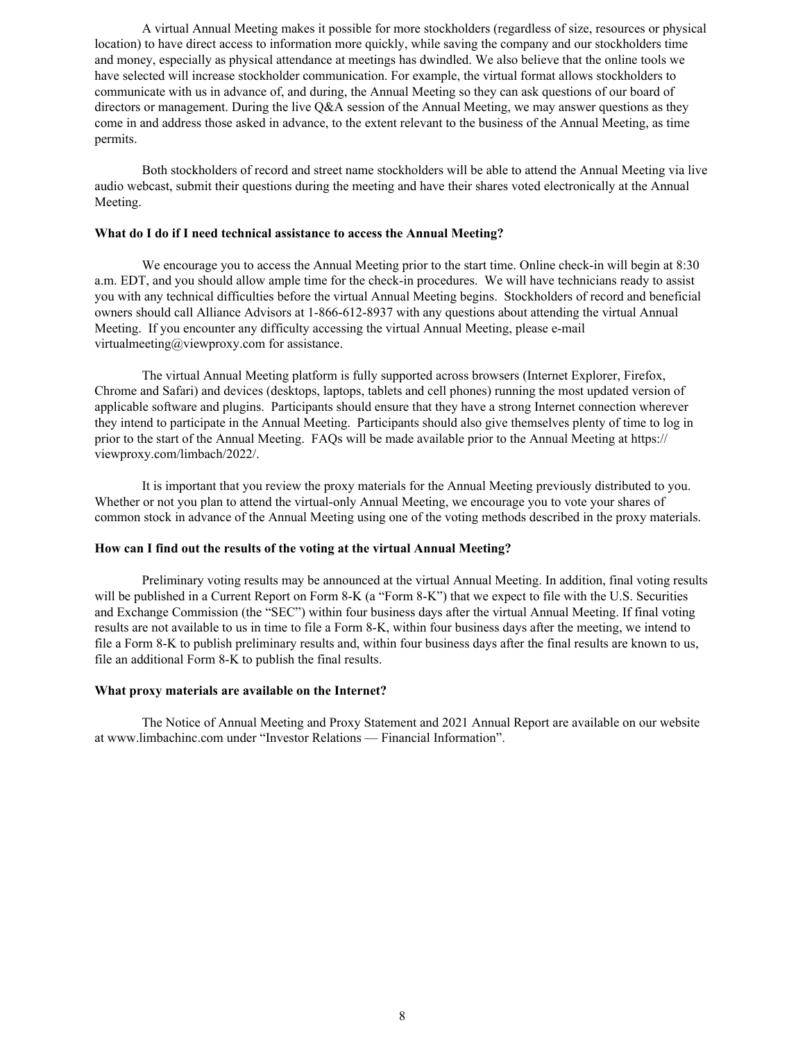A virtual Annual Meeting makes it possible for more stockholders (regardless of size, resources or physical location) to have direct access to information more quickly, while saving the company and our stockholders time and money, especially as physical attendance at meetings has dwindled. We also believe that the online tools we have selected will increase stockholder communication. For example, the virtual format allows stockholders to communicate with us in advance of, and during, the Annual Meeting so they can ask questions of our board of directors or management. During the live Q&A session of the Annual Meeting, we may answer questions as they come in and address those asked in advance, to the extent relevant to the business of the Annual Meeting, as time permits.

Both stockholders of record and street name stockholders will be able to attend the Annual Meeting via live audio webcast, submit their questions during the meeting and have their shares voted electronically at the Annual Meeting.

**What do I do if I need technical assistance to access the Annual Meeting?**

We encourage you to access the Annual Meeting prior to the start time. Online check-in will begin at 8:30 a.m. EDT, and you should allow ample time for the check-in procedures. We will have technicians ready to assist you with any technical difficulties before the virtual Annual Meeting begins. Stockholders of record and beneficial owners should call Alliance Advisors at 1-866-612-8937 with any questions about attending the virtual Annual Meeting. If you encounter any difficulty accessing the virtual Annual Meeting, please e-mail virtualmeeting@viewproxy.com for assistance.

The virtual Annual Meeting platform is fully supported across browsers (Internet Explorer, Firefox, Chrome and Safari) and devices (desktops, laptops, tablets and cell phones) running the most updated version of applicable software and plugins. Participants should ensure that they have a strong Internet connection wherever they intend to participate in the Annual Meeting. Participants should also give themselves plenty of time to log in prior to the start of the Annual Meeting. FAQs will be made available prior to the Annual Meeting at https://viewproxy.com/limbach/2022/.

It is important that you review the proxy materials for the Annual Meeting previously distributed to you. Whether or not you plan to attend the virtual-only Annual Meeting, we encourage you to vote your shares of common stock in advance of the Annual Meeting using one of the voting methods described in the proxy materials.

**How can I find out the results of the voting at the virtual Annual Meeting?**

Preliminary voting results may be announced at the virtual Annual Meeting. In addition, final voting results will be published in a Current Report on Form 8-K (a "Form 8-K") that we expect to file with the U.S. Securities and Exchange Commission (the "SEC") within four business days after the virtual Annual Meeting. If final voting results are not available to us in time to file a Form 8-K, within four business days after the meeting, we intend to file a Form 8-K to publish preliminary results and, within four business days after the final results are known to us, file an additional Form 8-K to publish the final results.

**What proxy materials are available on the Internet?**

The Notice of Annual Meeting and Proxy Statement and 2021 Annual Report are available on our website at www.limbachinc.com under "Investor Relations — Financial Information".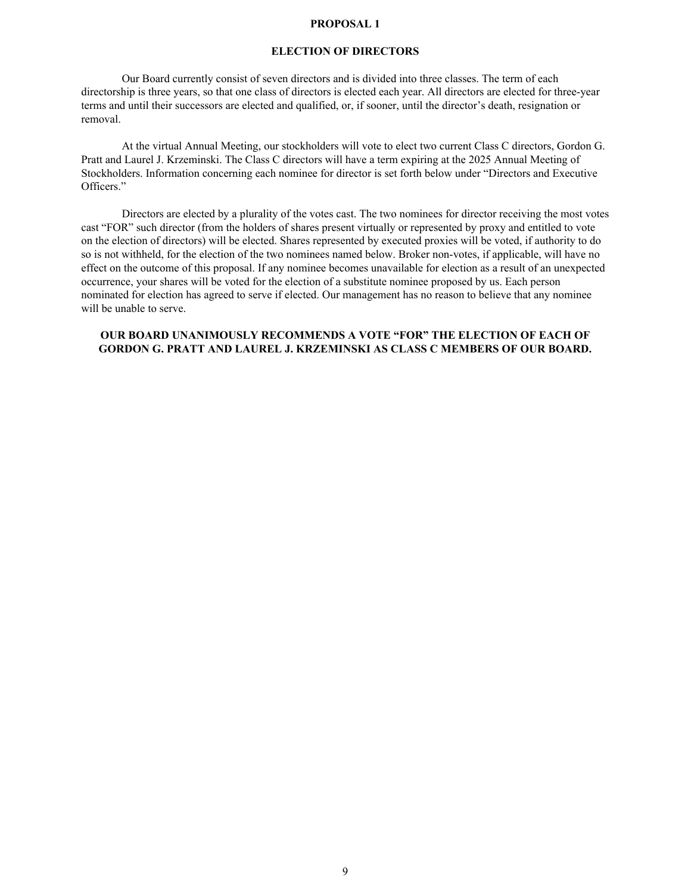# PROPOSAL 1

## ELECTION OF DIRECTORS

Our Board currently consist of seven directors and is divided into three classes. The term of each directorship is three years, so that one class of directors is elected each year. All directors are elected for three-year terms and until their successors are elected and qualified, or, if sooner, until the director's death, resignation or removal.

At the virtual Annual Meeting, our stockholders will vote to elect two current Class C directors, Gordon G. Pratt and Laurel J. Krzeminski. The Class C directors will have a term expiring at the 2025 Annual Meeting of Stockholders. Information concerning each nominee for director is set forth below under "Directors and Executive Officers."

Directors are elected by a plurality of the votes cast. The two nominees for director receiving the most votes cast "FOR" such director (from the holders of shares present virtually or represented by proxy and entitled to vote on the election of directors) will be elected. Shares represented by executed proxies will be voted, if authority to do so is not withheld, for the election of the two nominees named below. Broker non-votes, if applicable, will have no effect on the outcome of this proposal. If any nominee becomes unavailable for election as a result of an unexpected occurrence, your shares will be voted for the election of a substitute nominee proposed by us. Each person nominated for election has agreed to serve if elected. Our management has no reason to believe that any nominee will be unable to serve.

**OUR BOARD UNANIMOUSLY RECOMMENDS A VOTE "FOR" THE ELECTION OF EACH OF GORDON G. PRATT AND LAUREL J. KRZEMINSKI AS CLASS C MEMBERS OF OUR BOARD.**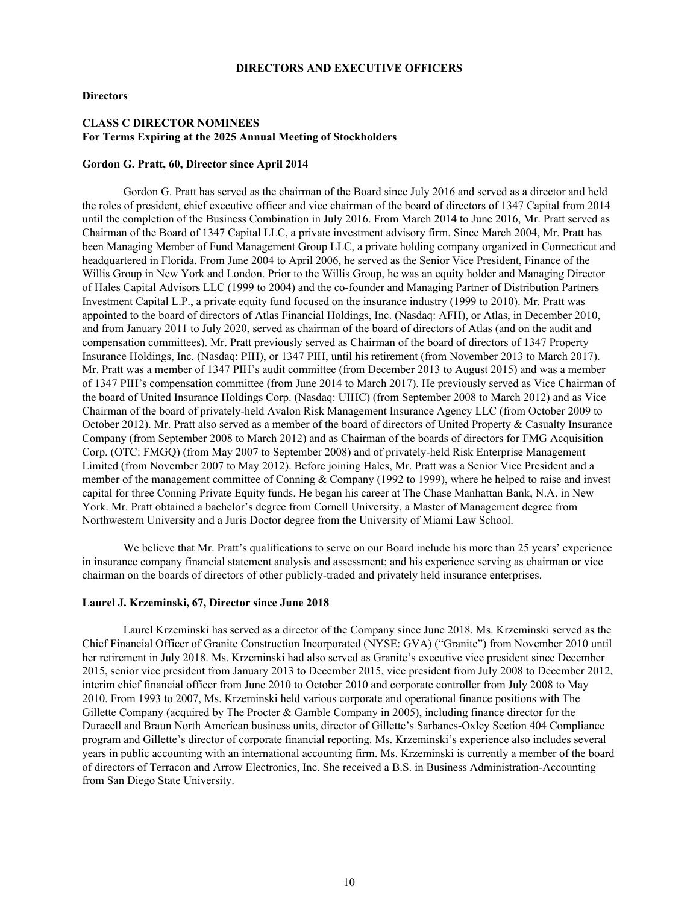## DIRECTORS AND EXECUTIVE OFFICERS

**Directors**

### CLASS C DIRECTOR NOMINEES
**For Terms Expiring at the 2025 Annual Meeting of Stockholders**

**Gordon G. Pratt, 60, Director since April 2014**

Gordon G. Pratt has served as the chairman of the Board since July 2016 and served as a director and held the roles of president, chief executive officer and vice chairman of the board of directors of 1347 Capital from 2014 until the completion of the Business Combination in July 2016. From March 2014 to June 2016, Mr. Pratt served as Chairman of the Board of 1347 Capital LLC, a private investment advisory firm. Since March 2004, Mr. Pratt has been Managing Member of Fund Management Group LLC, a private holding company organized in Connecticut and headquartered in Florida. From June 2004 to April 2006, he served as the Senior Vice President, Finance of the Willis Group in New York and London. Prior to the Willis Group, he was an equity holder and Managing Director of Hales Capital Advisors LLC (1999 to 2004) and the co-founder and Managing Partner of Distribution Partners Investment Capital L.P., a private equity fund focused on the insurance industry (1999 to 2010). Mr. Pratt was appointed to the board of directors of Atlas Financial Holdings, Inc. (Nasdaq: AFH), or Atlas, in December 2010, and from January 2011 to July 2020, served as chairman of the board of directors of Atlas (and on the audit and compensation committees). Mr. Pratt previously served as Chairman of the board of directors of 1347 Property Insurance Holdings, Inc. (Nasdaq: PIH), or 1347 PIH, until his retirement (from November 2013 to March 2017). Mr. Pratt was a member of 1347 PIH's audit committee (from December 2013 to August 2015) and was a member of 1347 PIH's compensation committee (from June 2014 to March 2017). He previously served as Vice Chairman of the board of United Insurance Holdings Corp. (Nasdaq: UIHC) (from September 2008 to March 2012) and as Vice Chairman of the board of privately-held Avalon Risk Management Insurance Agency LLC (from October 2009 to October 2012). Mr. Pratt also served as a member of the board of directors of United Property & Casualty Insurance Company (from September 2008 to March 2012) and as Chairman of the boards of directors for FMG Acquisition Corp. (OTC: FMGQ) (from May 2007 to September 2008) and of privately-held Risk Enterprise Management Limited (from November 2007 to May 2012). Before joining Hales, Mr. Pratt was a Senior Vice President and a member of the management committee of Conning & Company (1992 to 1999), where he helped to raise and invest capital for three Conning Private Equity funds. He began his career at The Chase Manhattan Bank, N.A. in New York. Mr. Pratt obtained a bachelor's degree from Cornell University, a Master of Management degree from Northwestern University and a Juris Doctor degree from the University of Miami Law School.

We believe that Mr. Pratt's qualifications to serve on our Board include his more than 25 years' experience in insurance company financial statement analysis and assessment; and his experience serving as chairman or vice chairman on the boards of directors of other publicly-traded and privately held insurance enterprises.

**Laurel J. Krzeminski, 67, Director since June 2018**

Laurel Krzeminski has served as a director of the Company since June 2018. Ms. Krzeminski served as the Chief Financial Officer of Granite Construction Incorporated (NYSE: GVA) ("Granite") from November 2010 until her retirement in July 2018. Ms. Krzeminski had also served as Granite's executive vice president since December 2015, senior vice president from January 2013 to December 2015, vice president from July 2008 to December 2012, interim chief financial officer from June 2010 to October 2010 and corporate controller from July 2008 to May 2010. From 1993 to 2007, Ms. Krzeminski held various corporate and operational finance positions with The Gillette Company (acquired by The Procter & Gamble Company in 2005), including finance director for the Duracell and Braun North American business units, director of Gillette's Sarbanes-Oxley Section 404 Compliance program and Gillette's director of corporate financial reporting. Ms. Krzeminski's experience also includes several years in public accounting with an international accounting firm. Ms. Krzeminski is currently a member of the board of directors of Terracon and Arrow Electronics, Inc. She received a B.S. in Business Administration-Accounting from San Diego State University.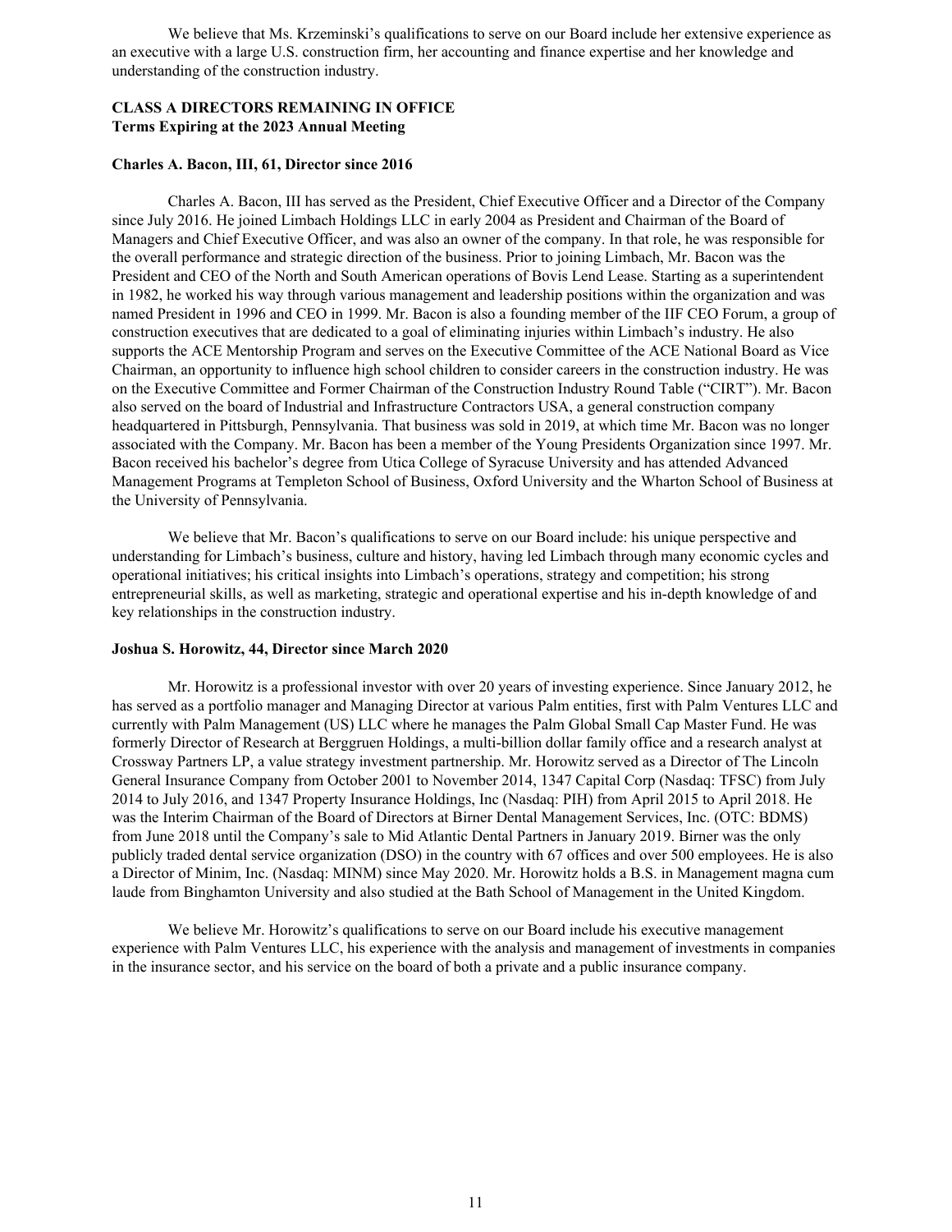We believe that Ms. Krzeminski's qualifications to serve on our Board include her extensive experience as an executive with a large U.S. construction firm, her accounting and finance expertise and her knowledge and understanding of the construction industry.

**CLASS A DIRECTORS REMAINING IN OFFICE**
**Terms Expiring at the 2023 Annual Meeting**

**Charles A. Bacon, III, 61, Director since 2016**

Charles A. Bacon, III has served as the President, Chief Executive Officer and a Director of the Company since July 2016. He joined Limbach Holdings LLC in early 2004 as President and Chairman of the Board of Managers and Chief Executive Officer, and was also an owner of the company. In that role, he was responsible for the overall performance and strategic direction of the business. Prior to joining Limbach, Mr. Bacon was the President and CEO of the North and South American operations of Bovis Lend Lease. Starting as a superintendent in 1982, he worked his way through various management and leadership positions within the organization and was named President in 1996 and CEO in 1999. Mr. Bacon is also a founding member of the IIF CEO Forum, a group of construction executives that are dedicated to a goal of eliminating injuries within Limbach's industry. He also supports the ACE Mentorship Program and serves on the Executive Committee of the ACE National Board as Vice Chairman, an opportunity to influence high school children to consider careers in the construction industry. He was on the Executive Committee and Former Chairman of the Construction Industry Round Table ("CIRT"). Mr. Bacon also served on the board of Industrial and Infrastructure Contractors USA, a general construction company headquartered in Pittsburgh, Pennsylvania. That business was sold in 2019, at which time Mr. Bacon was no longer associated with the Company. Mr. Bacon has been a member of the Young Presidents Organization since 1997. Mr. Bacon received his bachelor's degree from Utica College of Syracuse University and has attended Advanced Management Programs at Templeton School of Business, Oxford University and the Wharton School of Business at the University of Pennsylvania.

We believe that Mr. Bacon's qualifications to serve on our Board include: his unique perspective and understanding for Limbach's business, culture and history, having led Limbach through many economic cycles and operational initiatives; his critical insights into Limbach's operations, strategy and competition; his strong entrepreneurial skills, as well as marketing, strategic and operational expertise and his in-depth knowledge of and key relationships in the construction industry.

**Joshua S. Horowitz, 44, Director since March 2020**

Mr. Horowitz is a professional investor with over 20 years of investing experience. Since January 2012, he has served as a portfolio manager and Managing Director at various Palm entities, first with Palm Ventures LLC and currently with Palm Management (US) LLC where he manages the Palm Global Small Cap Master Fund. He was formerly Director of Research at Berggruen Holdings, a multi-billion dollar family office and a research analyst at Crossway Partners LP, a value strategy investment partnership. Mr. Horowitz served as a Director of The Lincoln General Insurance Company from October 2001 to November 2014, 1347 Capital Corp (Nasdaq: TFSC) from July 2014 to July 2016, and 1347 Property Insurance Holdings, Inc (Nasdaq: PIH) from April 2015 to April 2018. He was the Interim Chairman of the Board of Directors at Birner Dental Management Services, Inc. (OTC: BDMS) from June 2018 until the Company's sale to Mid Atlantic Dental Partners in January 2019. Birner was the only publicly traded dental service organization (DSO) in the country with 67 offices and over 500 employees. He is also a Director of Minim, Inc. (Nasdaq: MINM) since May 2020. Mr. Horowitz holds a B.S. in Management magna cum laude from Binghamton University and also studied at the Bath School of Management in the United Kingdom.

We believe Mr. Horowitz's qualifications to serve on our Board include his executive management experience with Palm Ventures LLC, his experience with the analysis and management of investments in companies in the insurance sector, and his service on the board of both a private and a public insurance company.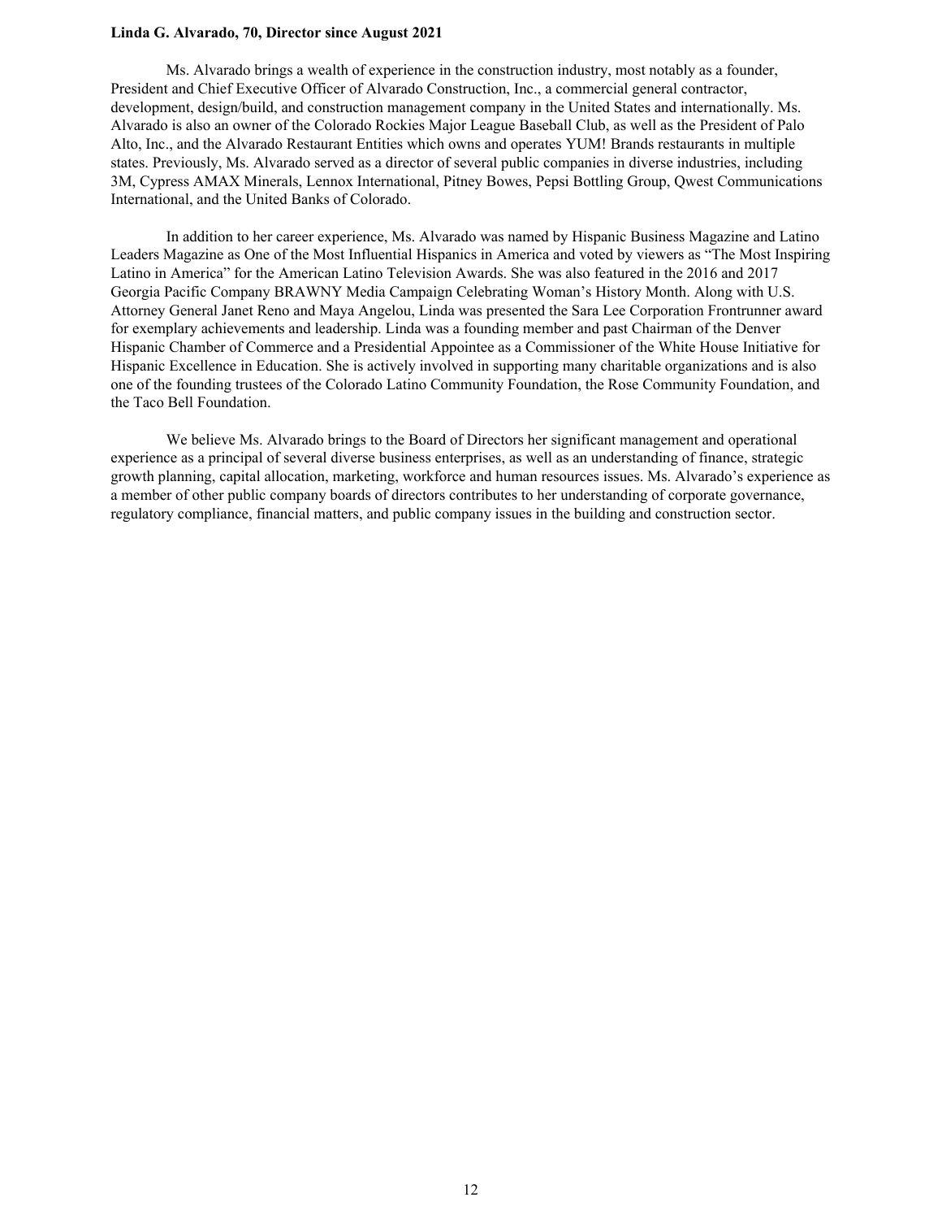**Linda G. Alvarado, 70, Director since August 2021**

Ms. Alvarado brings a wealth of experience in the construction industry, most notably as a founder, President and Chief Executive Officer of Alvarado Construction, Inc., a commercial general contractor, development, design/build, and construction management company in the United States and internationally. Ms. Alvarado is also an owner of the Colorado Rockies Major League Baseball Club, as well as the President of Palo Alto, Inc., and the Alvarado Restaurant Entities which owns and operates YUM! Brands restaurants in multiple states. Previously, Ms. Alvarado served as a director of several public companies in diverse industries, including 3M, Cypress AMAX Minerals, Lennox International, Pitney Bowes, Pepsi Bottling Group, Qwest Communications International, and the United Banks of Colorado.

In addition to her career experience, Ms. Alvarado was named by Hispanic Business Magazine and Latino Leaders Magazine as One of the Most Influential Hispanics in America and voted by viewers as "The Most Inspiring Latino in America" for the American Latino Television Awards. She was also featured in the 2016 and 2017 Georgia Pacific Company BRAWNY Media Campaign Celebrating Woman's History Month. Along with U.S. Attorney General Janet Reno and Maya Angelou, Linda was presented the Sara Lee Corporation Frontrunner award for exemplary achievements and leadership. Linda was a founding member and past Chairman of the Denver Hispanic Chamber of Commerce and a Presidential Appointee as a Commissioner of the White House Initiative for Hispanic Excellence in Education. She is actively involved in supporting many charitable organizations and is also one of the founding trustees of the Colorado Latino Community Foundation, the Rose Community Foundation, and the Taco Bell Foundation.

We believe Ms. Alvarado brings to the Board of Directors her significant management and operational experience as a principal of several diverse business enterprises, as well as an understanding of finance, strategic growth planning, capital allocation, marketing, workforce and human resources issues. Ms. Alvarado's experience as a member of other public company boards of directors contributes to her understanding of corporate governance, regulatory compliance, financial matters, and public company issues in the building and construction sector.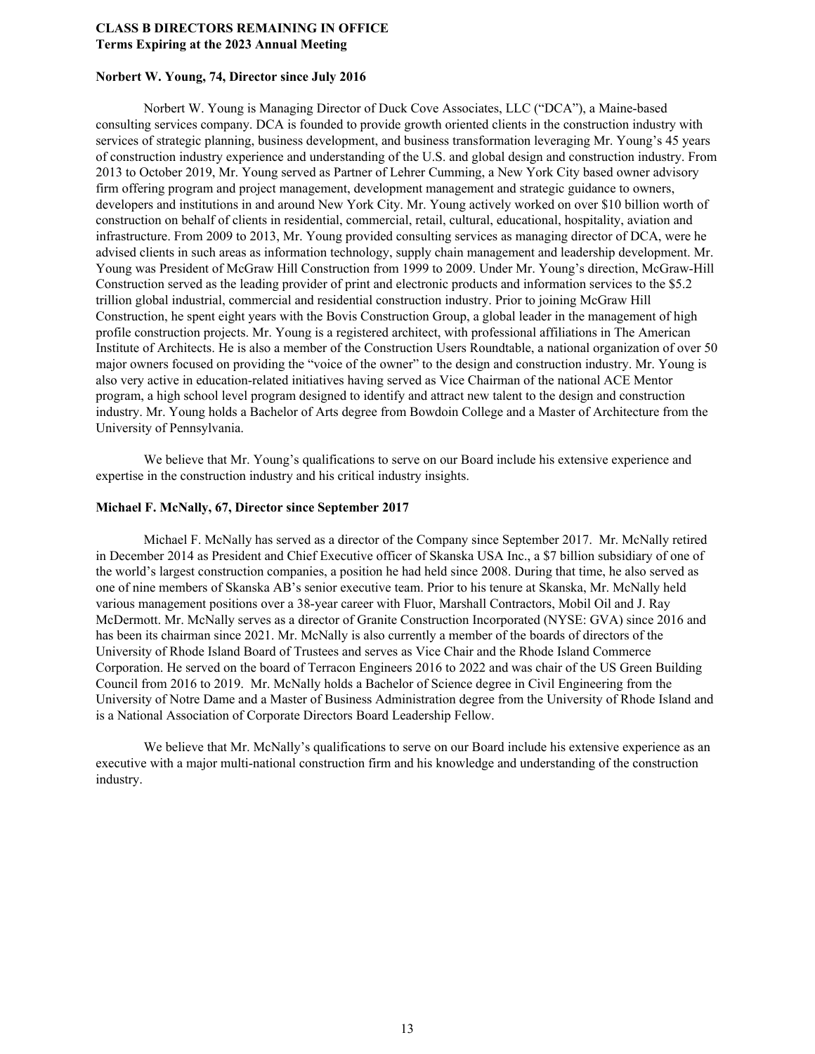**CLASS B DIRECTORS REMAINING IN OFFICE**
**Terms Expiring at the 2023 Annual Meeting**

**Norbert W. Young, 74, Director since July 2016**

Norbert W. Young is Managing Director of Duck Cove Associates, LLC ("DCA"), a Maine-based consulting services company. DCA is founded to provide growth oriented clients in the construction industry with services of strategic planning, business development, and business transformation leveraging Mr. Young's 45 years of construction industry experience and understanding of the U.S. and global design and construction industry. From 2013 to October 2019, Mr. Young served as Partner of Lehrer Cumming, a New York City based owner advisory firm offering program and project management, development management and strategic guidance to owners, developers and institutions in and around New York City. Mr. Young actively worked on over $10 billion worth of construction on behalf of clients in residential, commercial, retail, cultural, educational, hospitality, aviation and infrastructure. From 2009 to 2013, Mr. Young provided consulting services as managing director of DCA, were he advised clients in such areas as information technology, supply chain management and leadership development. Mr. Young was President of McGraw Hill Construction from 1999 to 2009. Under Mr. Young's direction, McGraw-Hill Construction served as the leading provider of print and electronic products and information services to the $5.2 trillion global industrial, commercial and residential construction industry. Prior to joining McGraw Hill Construction, he spent eight years with the Bovis Construction Group, a global leader in the management of high profile construction projects. Mr. Young is a registered architect, with professional affiliations in The American Institute of Architects. He is also a member of the Construction Users Roundtable, a national organization of over 50 major owners focused on providing the "voice of the owner" to the design and construction industry. Mr. Young is also very active in education-related initiatives having served as Vice Chairman of the national ACE Mentor program, a high school level program designed to identify and attract new talent to the design and construction industry. Mr. Young holds a Bachelor of Arts degree from Bowdoin College and a Master of Architecture from the University of Pennsylvania.

We believe that Mr. Young's qualifications to serve on our Board include his extensive experience and expertise in the construction industry and his critical industry insights.

**Michael F. McNally, 67, Director since September 2017**

Michael F. McNally has served as a director of the Company since September 2017. Mr. McNally retired in December 2014 as President and Chief Executive officer of Skanska USA Inc., a $7 billion subsidiary of one of the world's largest construction companies, a position he had held since 2008. During that time, he also served as one of nine members of Skanska AB's senior executive team. Prior to his tenure at Skanska, Mr. McNally held various management positions over a 38-year career with Fluor, Marshall Contractors, Mobil Oil and J. Ray McDermott. Mr. McNally serves as a director of Granite Construction Incorporated (NYSE: GVA) since 2016 and has been its chairman since 2021. Mr. McNally is also currently a member of the boards of directors of the University of Rhode Island Board of Trustees and serves as Vice Chair and the Rhode Island Commerce Corporation. He served on the board of Terracon Engineers 2016 to 2022 and was chair of the US Green Building Council from 2016 to 2019. Mr. McNally holds a Bachelor of Science degree in Civil Engineering from the University of Notre Dame and a Master of Business Administration degree from the University of Rhode Island and is a National Association of Corporate Directors Board Leadership Fellow.

We believe that Mr. McNally's qualifications to serve on our Board include his extensive experience as an executive with a major multi-national construction firm and his knowledge and understanding of the construction industry.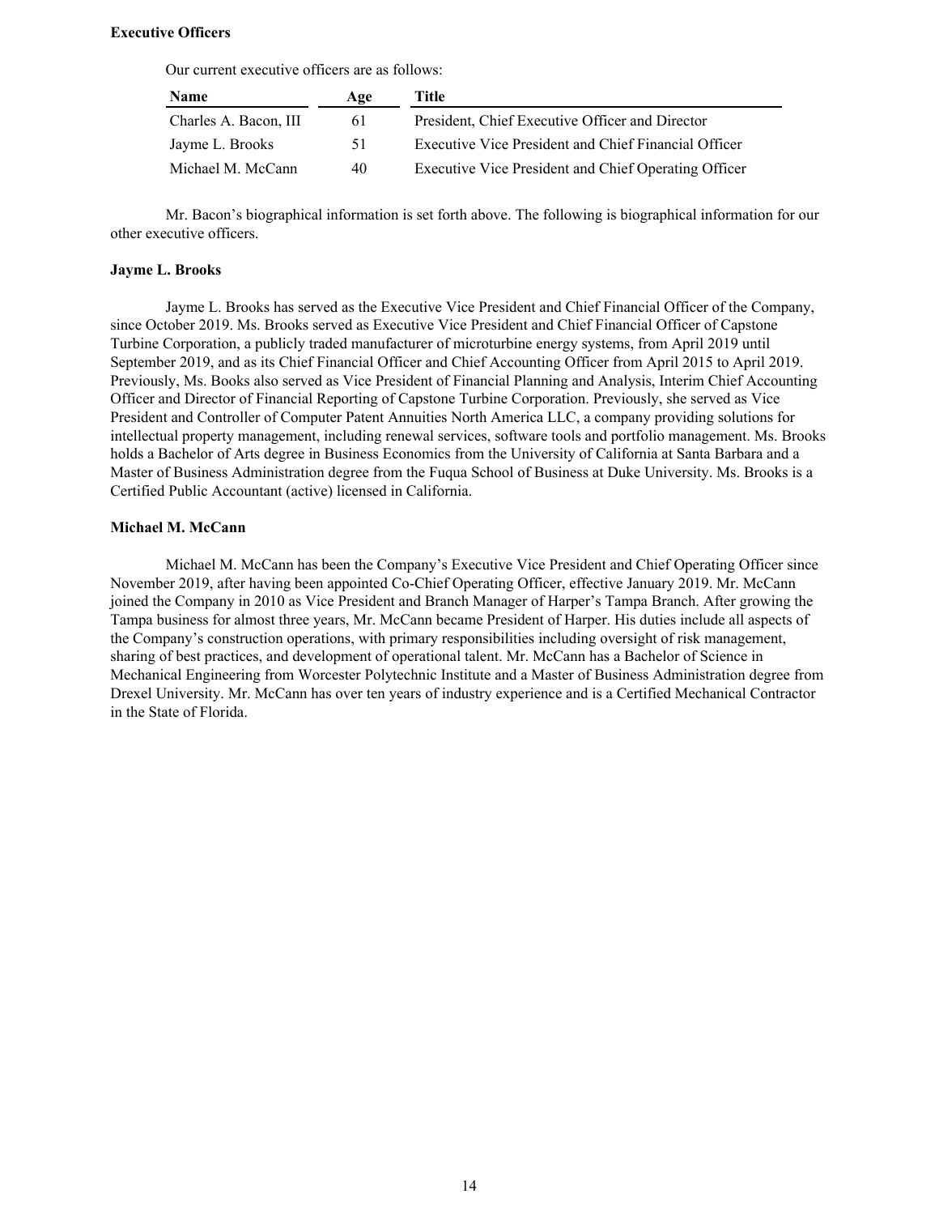**Executive Officers**

Our current executive officers are as follows:

| Name | Age | Title |
|---|---|---|
| Charles A. Bacon, III | 61 | President, Chief Executive Officer and Director |
| Jayme L. Brooks | 51 | Executive Vice President and Chief Financial Officer |
| Michael M. McCann | 40 | Executive Vice President and Chief Operating Officer |

Mr. Bacon's biographical information is set forth above. The following is biographical information for our other executive officers.

**Jayme L. Brooks**

Jayme L. Brooks has served as the Executive Vice President and Chief Financial Officer of the Company, since October 2019. Ms. Brooks served as Executive Vice President and Chief Financial Officer of Capstone Turbine Corporation, a publicly traded manufacturer of microturbine energy systems, from April 2019 until September 2019, and as its Chief Financial Officer and Chief Accounting Officer from April 2015 to April 2019. Previously, Ms. Books also served as Vice President of Financial Planning and Analysis, Interim Chief Accounting Officer and Director of Financial Reporting of Capstone Turbine Corporation. Previously, she served as Vice President and Controller of Computer Patent Annuities North America LLC, a company providing solutions for intellectual property management, including renewal services, software tools and portfolio management. Ms. Brooks holds a Bachelor of Arts degree in Business Economics from the University of California at Santa Barbara and a Master of Business Administration degree from the Fuqua School of Business at Duke University. Ms. Brooks is a Certified Public Accountant (active) licensed in California.

**Michael M. McCann**

Michael M. McCann has been the Company's Executive Vice President and Chief Operating Officer since November 2019, after having been appointed Co-Chief Operating Officer, effective January 2019. Mr. McCann joined the Company in 2010 as Vice President and Branch Manager of Harper's Tampa Branch. After growing the Tampa business for almost three years, Mr. McCann became President of Harper. His duties include all aspects of the Company's construction operations, with primary responsibilities including oversight of risk management, sharing of best practices, and development of operational talent. Mr. McCann has a Bachelor of Science in Mechanical Engineering from Worcester Polytechnic Institute and a Master of Business Administration degree from Drexel University. Mr. McCann has over ten years of industry experience and is a Certified Mechanical Contractor in the State of Florida.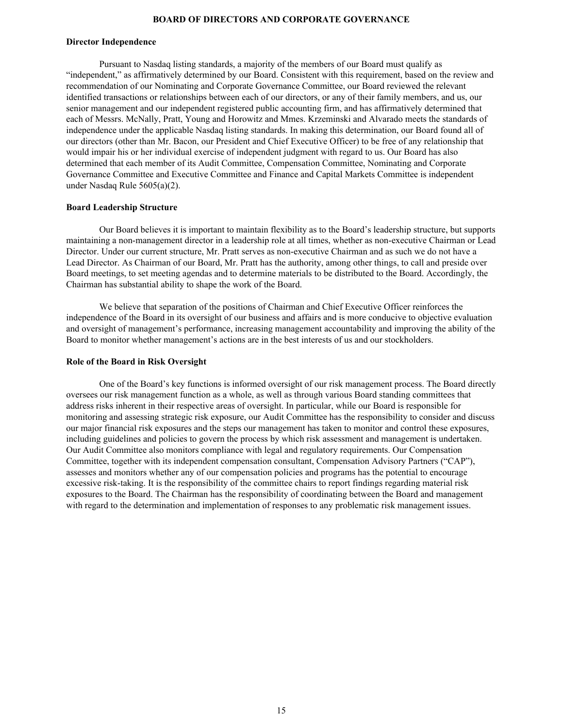## BOARD OF DIRECTORS AND CORPORATE GOVERNANCE

### Director Independence

Pursuant to Nasdaq listing standards, a majority of the members of our Board must qualify as "independent," as affirmatively determined by our Board. Consistent with this requirement, based on the review and recommendation of our Nominating and Corporate Governance Committee, our Board reviewed the relevant identified transactions or relationships between each of our directors, or any of their family members, and us, our senior management and our independent registered public accounting firm, and has affirmatively determined that each of Messrs. McNally, Pratt, Young and Horowitz and Mmes. Krzeminski and Alvarado meets the standards of independence under the applicable Nasdaq listing standards. In making this determination, our Board found all of our directors (other than Mr. Bacon, our President and Chief Executive Officer) to be free of any relationship that would impair his or her individual exercise of independent judgment with regard to us. Our Board has also determined that each member of its Audit Committee, Compensation Committee, Nominating and Corporate Governance Committee and Executive Committee and Finance and Capital Markets Committee is independent under Nasdaq Rule 5605(a)(2).

### Board Leadership Structure

Our Board believes it is important to maintain flexibility as to the Board's leadership structure, but supports maintaining a non-management director in a leadership role at all times, whether as non-executive Chairman or Lead Director. Under our current structure, Mr. Pratt serves as non-executive Chairman and as such we do not have a Lead Director. As Chairman of our Board, Mr. Pratt has the authority, among other things, to call and preside over Board meetings, to set meeting agendas and to determine materials to be distributed to the Board. Accordingly, the Chairman has substantial ability to shape the work of the Board.

We believe that separation of the positions of Chairman and Chief Executive Officer reinforces the independence of the Board in its oversight of our business and affairs and is more conducive to objective evaluation and oversight of management's performance, increasing management accountability and improving the ability of the Board to monitor whether management's actions are in the best interests of us and our stockholders.

### Role of the Board in Risk Oversight

One of the Board's key functions is informed oversight of our risk management process. The Board directly oversees our risk management function as a whole, as well as through various Board standing committees that address risks inherent in their respective areas of oversight. In particular, while our Board is responsible for monitoring and assessing strategic risk exposure, our Audit Committee has the responsibility to consider and discuss our major financial risk exposures and the steps our management has taken to monitor and control these exposures, including guidelines and policies to govern the process by which risk assessment and management is undertaken. Our Audit Committee also monitors compliance with legal and regulatory requirements. Our Compensation Committee, together with its independent compensation consultant, Compensation Advisory Partners ("CAP"), assesses and monitors whether any of our compensation policies and programs has the potential to encourage excessive risk-taking. It is the responsibility of the committee chairs to report findings regarding material risk exposures to the Board. The Chairman has the responsibility of coordinating between the Board and management with regard to the determination and implementation of responses to any problematic risk management issues.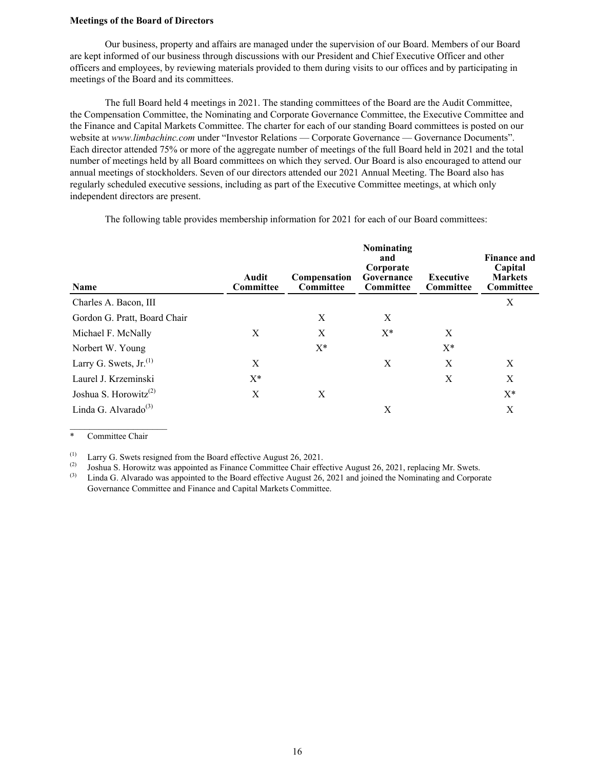**Meetings of the Board of Directors**

Our business, property and affairs are managed under the supervision of our Board. Members of our Board are kept informed of our business through discussions with our President and Chief Executive Officer and other officers and employees, by reviewing materials provided to them during visits to our offices and by participating in meetings of the Board and its committees.

The full Board held 4 meetings in 2021. The standing committees of the Board are the Audit Committee, the Compensation Committee, the Nominating and Corporate Governance Committee, the Executive Committee and the Finance and Capital Markets Committee. The charter for each of our standing Board committees is posted on our website at *www.limbachinc.com* under "Investor Relations — Corporate Governance — Governance Documents". Each director attended 75% or more of the aggregate number of meetings of the full Board held in 2021 and the total number of meetings held by all Board committees on which they served. Our Board is also encouraged to attend our annual meetings of stockholders. Seven of our directors attended our 2021 Annual Meeting. The Board also has regularly scheduled executive sessions, including as part of the Executive Committee meetings, at which only independent directors are present.

The following table provides membership information for 2021 for each of our Board committees:

| Name | Audit Committee | Compensation Committee | Nominating and Corporate Governance Committee | Executive Committee | Finance and Capital Markets Committee |
|---|---|---|---|---|---|
| Charles A. Bacon, III | | | | | X |
| Gordon G. Pratt, Board Chair | | X | X | | |
| Michael F. McNally | X | X | X* | X | |
| Norbert W. Young | | X* | | X* | |
| Larry G. Swets, Jr.[(1)] | X | | X | X | X |
| Laurel J. Krzeminski | X* | | | X | X |
| Joshua S. Horowitz[(2)] | X | X | | | X* |
| Linda G. Alvarado[(3)] | | | X | | X |

\* Committee Chair

(1) Larry G. Swets resigned from the Board effective August 26, 2021.

(2) Joshua S. Horowitz was appointed as Finance Committee Chair effective August 26, 2021, replacing Mr. Swets.

(3) Linda G. Alvarado was appointed to the Board effective August 26, 2021 and joined the Nominating and Corporate Governance Committee and Finance and Capital Markets Committee.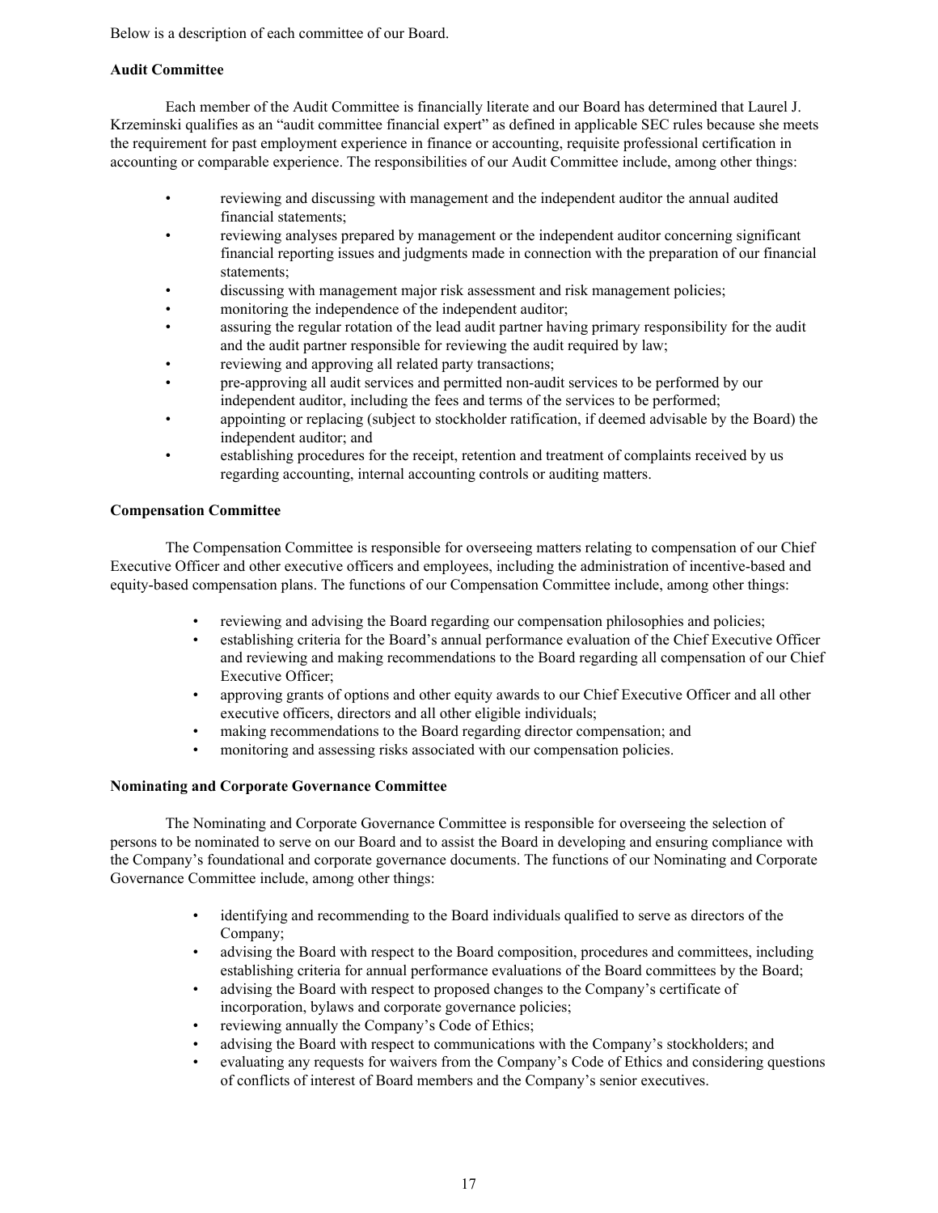Below is a description of each committee of our Board.

**Audit Committee**

Each member of the Audit Committee is financially literate and our Board has determined that Laurel J. Krzeminski qualifies as an "audit committee financial expert" as defined in applicable SEC rules because she meets the requirement for past employment experience in finance or accounting, requisite professional certification in accounting or comparable experience. The responsibilities of our Audit Committee include, among other things:

- reviewing and discussing with management and the independent auditor the annual audited financial statements;
- reviewing analyses prepared by management or the independent auditor concerning significant financial reporting issues and judgments made in connection with the preparation of our financial statements;
- discussing with management major risk assessment and risk management policies;
- monitoring the independence of the independent auditor;
- assuring the regular rotation of the lead audit partner having primary responsibility for the audit and the audit partner responsible for reviewing the audit required by law;
- reviewing and approving all related party transactions;
- pre-approving all audit services and permitted non-audit services to be performed by our independent auditor, including the fees and terms of the services to be performed;
- appointing or replacing (subject to stockholder ratification, if deemed advisable by the Board) the independent auditor; and
- establishing procedures for the receipt, retention and treatment of complaints received by us regarding accounting, internal accounting controls or auditing matters.

**Compensation Committee**

The Compensation Committee is responsible for overseeing matters relating to compensation of our Chief Executive Officer and other executive officers and employees, including the administration of incentive-based and equity-based compensation plans. The functions of our Compensation Committee include, among other things:

- reviewing and advising the Board regarding our compensation philosophies and policies;
- establishing criteria for the Board's annual performance evaluation of the Chief Executive Officer and reviewing and making recommendations to the Board regarding all compensation of our Chief Executive Officer;
- approving grants of options and other equity awards to our Chief Executive Officer and all other executive officers, directors and all other eligible individuals;
- making recommendations to the Board regarding director compensation; and
- monitoring and assessing risks associated with our compensation policies.

**Nominating and Corporate Governance Committee**

The Nominating and Corporate Governance Committee is responsible for overseeing the selection of persons to be nominated to serve on our Board and to assist the Board in developing and ensuring compliance with the Company's foundational and corporate governance documents. The functions of our Nominating and Corporate Governance Committee include, among other things:

- identifying and recommending to the Board individuals qualified to serve as directors of the Company;
- advising the Board with respect to the Board composition, procedures and committees, including establishing criteria for annual performance evaluations of the Board committees by the Board;
- advising the Board with respect to proposed changes to the Company's certificate of incorporation, bylaws and corporate governance policies;
- reviewing annually the Company's Code of Ethics;
- advising the Board with respect to communications with the Company's stockholders; and
- evaluating any requests for waivers from the Company's Code of Ethics and considering questions of conflicts of interest of Board members and the Company's senior executives.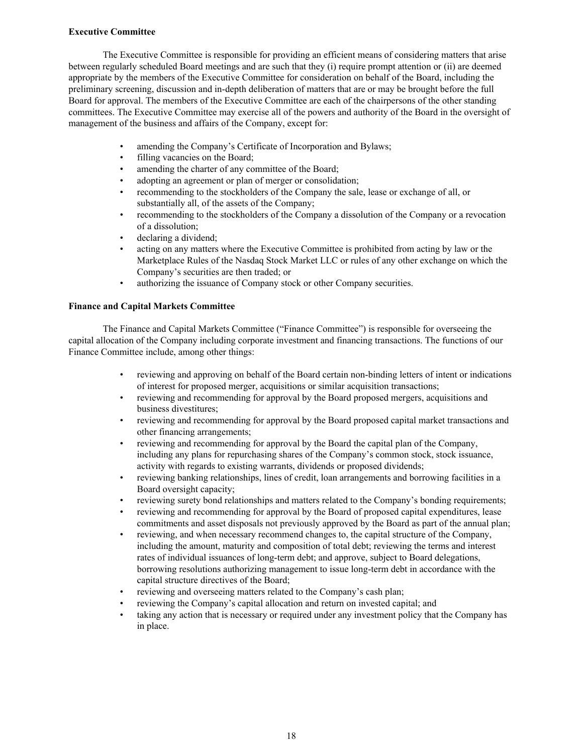**Executive Committee**

The Executive Committee is responsible for providing an efficient means of considering matters that arise between regularly scheduled Board meetings and are such that they (i) require prompt attention or (ii) are deemed appropriate by the members of the Executive Committee for consideration on behalf of the Board, including the preliminary screening, discussion and in-depth deliberation of matters that are or may be brought before the full Board for approval. The members of the Executive Committee are each of the chairpersons of the other standing committees. The Executive Committee may exercise all of the powers and authority of the Board in the oversight of management of the business and affairs of the Company, except for:

- amending the Company's Certificate of Incorporation and Bylaws;
- filling vacancies on the Board;
- amending the charter of any committee of the Board;
- adopting an agreement or plan of merger or consolidation;
- recommending to the stockholders of the Company the sale, lease or exchange of all, or substantially all, of the assets of the Company;
- recommending to the stockholders of the Company a dissolution of the Company or a revocation of a dissolution;
- declaring a dividend;
- acting on any matters where the Executive Committee is prohibited from acting by law or the Marketplace Rules of the Nasdaq Stock Market LLC or rules of any other exchange on which the Company's securities are then traded; or
- authorizing the issuance of Company stock or other Company securities.

**Finance and Capital Markets Committee**

The Finance and Capital Markets Committee ("Finance Committee") is responsible for overseeing the capital allocation of the Company including corporate investment and financing transactions. The functions of our Finance Committee include, among other things:

- reviewing and approving on behalf of the Board certain non-binding letters of intent or indications of interest for proposed merger, acquisitions or similar acquisition transactions;
- reviewing and recommending for approval by the Board proposed mergers, acquisitions and business divestitures;
- reviewing and recommending for approval by the Board proposed capital market transactions and other financing arrangements;
- reviewing and recommending for approval by the Board the capital plan of the Company, including any plans for repurchasing shares of the Company's common stock, stock issuance, activity with regards to existing warrants, dividends or proposed dividends;
- reviewing banking relationships, lines of credit, loan arrangements and borrowing facilities in a Board oversight capacity;
- reviewing surety bond relationships and matters related to the Company's bonding requirements;
- reviewing and recommending for approval by the Board of proposed capital expenditures, lease commitments and asset disposals not previously approved by the Board as part of the annual plan;
- reviewing, and when necessary recommend changes to, the capital structure of the Company, including the amount, maturity and composition of total debt; reviewing the terms and interest rates of individual issuances of long-term debt; and approve, subject to Board delegations, borrowing resolutions authorizing management to issue long-term debt in accordance with the capital structure directives of the Board;
- reviewing and overseeing matters related to the Company's cash plan;
- reviewing the Company's capital allocation and return on invested capital; and
- taking any action that is necessary or required under any investment policy that the Company has in place.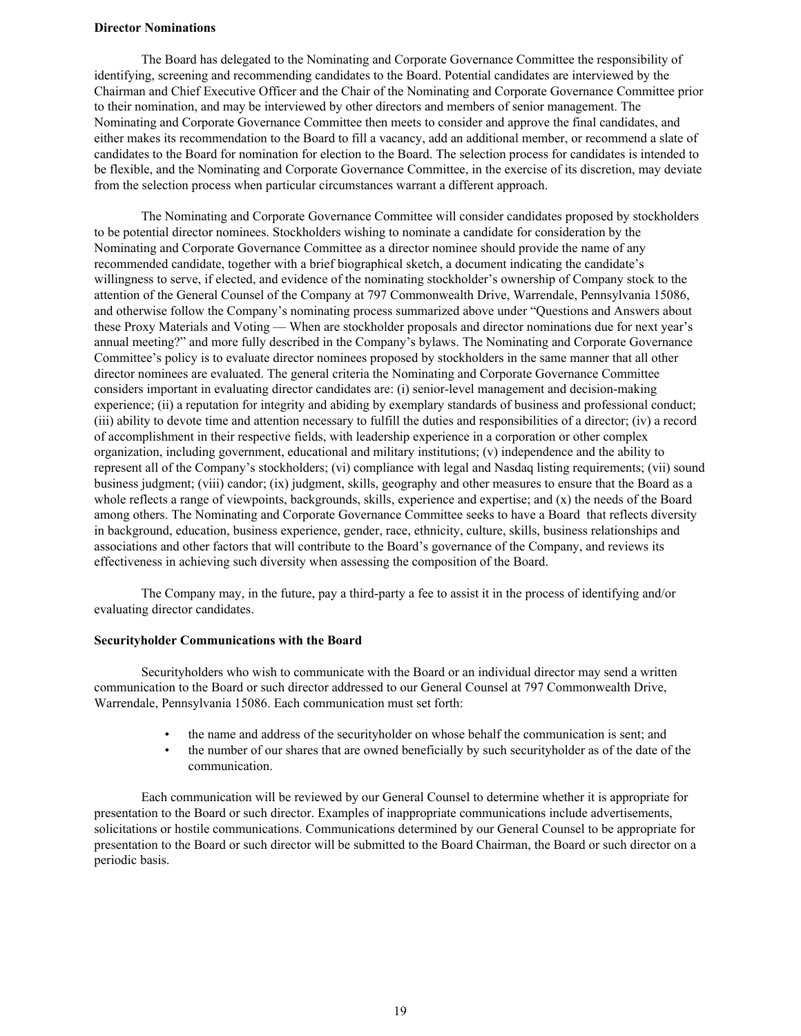**Director Nominations**

The Board has delegated to the Nominating and Corporate Governance Committee the responsibility of identifying, screening and recommending candidates to the Board. Potential candidates are interviewed by the Chairman and Chief Executive Officer and the Chair of the Nominating and Corporate Governance Committee prior to their nomination, and may be interviewed by other directors and members of senior management. The Nominating and Corporate Governance Committee then meets to consider and approve the final candidates, and either makes its recommendation to the Board to fill a vacancy, add an additional member, or recommend a slate of candidates to the Board for nomination for election to the Board. The selection process for candidates is intended to be flexible, and the Nominating and Corporate Governance Committee, in the exercise of its discretion, may deviate from the selection process when particular circumstances warrant a different approach.

The Nominating and Corporate Governance Committee will consider candidates proposed by stockholders to be potential director nominees. Stockholders wishing to nominate a candidate for consideration by the Nominating and Corporate Governance Committee as a director nominee should provide the name of any recommended candidate, together with a brief biographical sketch, a document indicating the candidate's willingness to serve, if elected, and evidence of the nominating stockholder's ownership of Company stock to the attention of the General Counsel of the Company at 797 Commonwealth Drive, Warrendale, Pennsylvania 15086, and otherwise follow the Company's nominating process summarized above under "Questions and Answers about these Proxy Materials and Voting — When are stockholder proposals and director nominations due for next year's annual meeting?" and more fully described in the Company's bylaws. The Nominating and Corporate Governance Committee's policy is to evaluate director nominees proposed by stockholders in the same manner that all other director nominees are evaluated. The general criteria the Nominating and Corporate Governance Committee considers important in evaluating director candidates are: (i) senior-level management and decision-making experience; (ii) a reputation for integrity and abiding by exemplary standards of business and professional conduct; (iii) ability to devote time and attention necessary to fulfill the duties and responsibilities of a director; (iv) a record of accomplishment in their respective fields, with leadership experience in a corporation or other complex organization, including government, educational and military institutions; (v) independence and the ability to represent all of the Company's stockholders; (vi) compliance with legal and Nasdaq listing requirements; (vii) sound business judgment; (viii) candor; (ix) judgment, skills, geography and other measures to ensure that the Board as a whole reflects a range of viewpoints, backgrounds, skills, experience and expertise; and (x) the needs of the Board among others. The Nominating and Corporate Governance Committee seeks to have a Board that reflects diversity in background, education, business experience, gender, race, ethnicity, culture, skills, business relationships and associations and other factors that will contribute to the Board's governance of the Company, and reviews its effectiveness in achieving such diversity when assessing the composition of the Board.

The Company may, in the future, pay a third-party a fee to assist it in the process of identifying and/or evaluating director candidates.

**Securityholder Communications with the Board**

Securityholders who wish to communicate with the Board or an individual director may send a written communication to the Board or such director addressed to our General Counsel at 797 Commonwealth Drive, Warrendale, Pennsylvania 15086. Each communication must set forth:

- the name and address of the securityholder on whose behalf the communication is sent; and
- the number of our shares that are owned beneficially by such securityholder as of the date of the communication.

Each communication will be reviewed by our General Counsel to determine whether it is appropriate for presentation to the Board or such director. Examples of inappropriate communications include advertisements, solicitations or hostile communications. Communications determined by our General Counsel to be appropriate for presentation to the Board or such director will be submitted to the Board Chairman, the Board or such director on a periodic basis.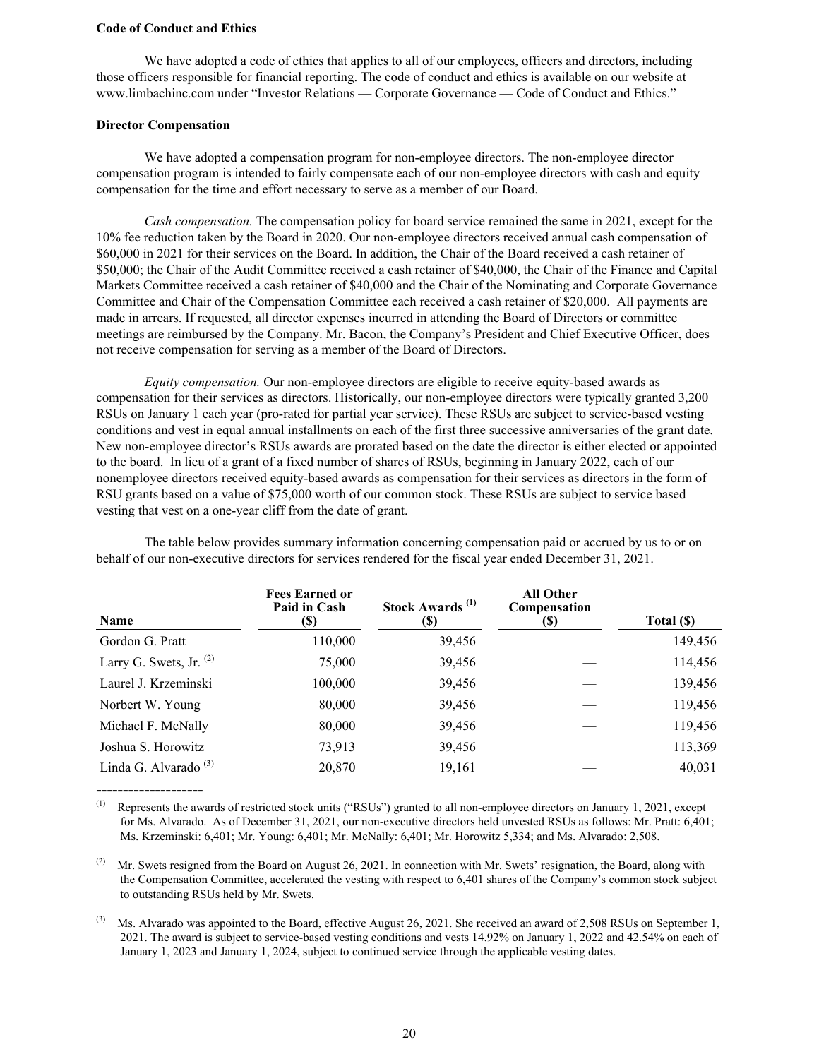**Code of Conduct and Ethics**

We have adopted a code of ethics that applies to all of our employees, officers and directors, including those officers responsible for financial reporting. The code of conduct and ethics is available on our website at www.limbachinc.com under "Investor Relations — Corporate Governance — Code of Conduct and Ethics."

**Director Compensation**

We have adopted a compensation program for non-employee directors. The non-employee director compensation program is intended to fairly compensate each of our non-employee directors with cash and equity compensation for the time and effort necessary to serve as a member of our Board.

*Cash compensation.* The compensation policy for board service remained the same in 2021, except for the 10% fee reduction taken by the Board in 2020. Our non-employee directors received annual cash compensation of $60,000 in 2021 for their services on the Board. In addition, the Chair of the Board received a cash retainer of $50,000; the Chair of the Audit Committee received a cash retainer of $40,000, the Chair of the Finance and Capital Markets Committee received a cash retainer of $40,000 and the Chair of the Nominating and Corporate Governance Committee and Chair of the Compensation Committee each received a cash retainer of $20,000. All payments are made in arrears. If requested, all director expenses incurred in attending the Board of Directors or committee meetings are reimbursed by the Company. Mr. Bacon, the Company's President and Chief Executive Officer, does not receive compensation for serving as a member of the Board of Directors.

*Equity compensation.* Our non-employee directors are eligible to receive equity-based awards as compensation for their services as directors. Historically, our non-employee directors were typically granted 3,200 RSUs on January 1 each year (pro-rated for partial year service). These RSUs are subject to service-based vesting conditions and vest in equal annual installments on each of the first three successive anniversaries of the grant date. New non-employee director's RSUs awards are prorated based on the date the director is either elected or appointed to the board. In lieu of a grant of a fixed number of shares of RSUs, beginning in January 2022, each of our nonemployee directors received equity-based awards as compensation for their services as directors in the form of RSU grants based on a value of $75,000 worth of our common stock. These RSUs are subject to service based vesting that vest on a one-year cliff from the date of grant.

The table below provides summary information concerning compensation paid or accrued by us to or on behalf of our non-executive directors for services rendered for the fiscal year ended December 31, 2021.

| Name | Fees Earned or Paid in Cash ($) | Stock Awards [(1)] ($) | All Other Compensation ($) | Total ($) |
|---|---|---|---|---|
| Gordon G. Pratt | 110,000 | 39,456 | — | 149,456 |
| Larry G. Swets, Jr. [(2)] | 75,000 | 39,456 | — | 114,456 |
| Laurel J. Krzeminski | 100,000 | 39,456 | — | 139,456 |
| Norbert W. Young | 80,000 | 39,456 | — | 119,456 |
| Michael F. McNally | 80,000 | 39,456 | — | 119,456 |
| Joshua S. Horowitz | 73,913 | 39,456 | — | 113,369 |
| Linda G. Alvarado [(3)] | 20,870 | 19,161 | — | 40,031 |

--------------------

(1) Represents the awards of restricted stock units ("RSUs") granted to all non-employee directors on January 1, 2021, except for Ms. Alvarado. As of December 31, 2021, our non-executive directors held unvested RSUs as follows: Mr. Pratt: 6,401; Ms. Krzeminski: 6,401; Mr. Young: 6,401; Mr. McNally: 6,401; Mr. Horowitz 5,334; and Ms. Alvarado: 2,508.

(2) Mr. Swets resigned from the Board on August 26, 2021. In connection with Mr. Swets' resignation, the Board, along with the Compensation Committee, accelerated the vesting with respect to 6,401 shares of the Company's common stock subject to outstanding RSUs held by Mr. Swets.

(3) Ms. Alvarado was appointed to the Board, effective August 26, 2021. She received an award of 2,508 RSUs on September 1, 2021. The award is subject to service-based vesting conditions and vests 14.92% on January 1, 2022 and 42.54% on each of January 1, 2023 and January 1, 2024, subject to continued service through the applicable vesting dates.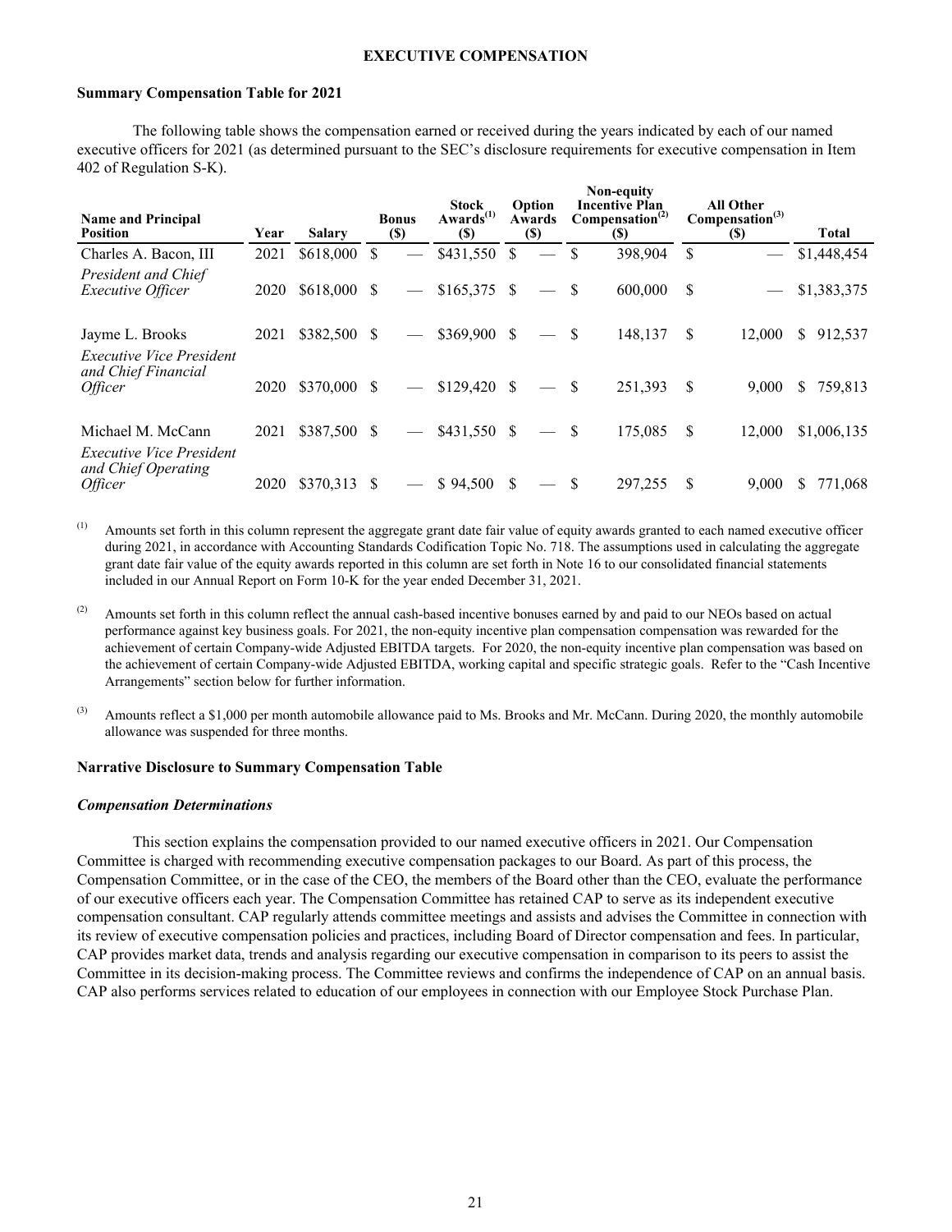## EXECUTIVE COMPENSATION

### Summary Compensation Table for 2021

The following table shows the compensation earned or received during the years indicated by each of our named executive officers for 2021 (as determined pursuant to the SEC's disclosure requirements for executive compensation in Item 402 of Regulation S-K).

| Name and Principal Position | Year | Salary | Bonus ($) | Stock Awards[(1)] ($) | Option Awards ($) | Non-equity Incentive Plan Compensation[(2)] ($) | All Other Compensation[(3)] ($) | Total |
|---|---|---|---|---|---|---|---|---|
| Charles A. Bacon, III | 2021 | $618,000 | $ — | $431,550 | $ — | $ 398,904 | $ — | $1,448,454 |
| *President and Chief Executive Officer* | 2020 | $618,000 | $ — | $165,375 | $ — | $ 600,000 | $ — | $1,383,375 |
| Jayme L. Brooks | 2021 | $382,500 | $ — | $369,900 | $ — | $ 148,137 | $ 12,000 | $ 912,537 |
| *Executive Vice President and Chief Financial Officer* | 2020 | $370,000 | $ — | $129,420 | $ — | $ 251,393 | $ 9,000 | $ 759,813 |
| Michael M. McCann | 2021 | $387,500 | $ — | $431,550 | $ — | $ 175,085 | $ 12,000 | $1,006,135 |
| *Executive Vice President and Chief Operating Officer* | 2020 | $370,313 | $ — | $ 94,500 | $ — | $ 297,255 | $ 9,000 | $ 771,068 |

(1) Amounts set forth in this column represent the aggregate grant date fair value of equity awards granted to each named executive officer during 2021, in accordance with Accounting Standards Codification Topic No. 718. The assumptions used in calculating the aggregate grant date fair value of the equity awards reported in this column are set forth in Note 16 to our consolidated financial statements included in our Annual Report on Form 10-K for the year ended December 31, 2021.

(2) Amounts set forth in this column reflect the annual cash-based incentive bonuses earned by and paid to our NEOs based on actual performance against key business goals. For 2021, the non-equity incentive plan compensation compensation was rewarded for the achievement of certain Company-wide Adjusted EBITDA targets. For 2020, the non-equity incentive plan compensation was based on the achievement of certain Company-wide Adjusted EBITDA, working capital and specific strategic goals. Refer to the "Cash Incentive Arrangements" section below for further information.

(3) Amounts reflect a $1,000 per month automobile allowance paid to Ms. Brooks and Mr. McCann. During 2020, the monthly automobile allowance was suspended for three months.

### Narrative Disclosure to Summary Compensation Table

#### *Compensation Determinations*

This section explains the compensation provided to our named executive officers in 2021. Our Compensation Committee is charged with recommending executive compensation packages to our Board. As part of this process, the Compensation Committee, or in the case of the CEO, the members of the Board other than the CEO, evaluate the performance of our executive officers each year. The Compensation Committee has retained CAP to serve as its independent executive compensation consultant. CAP regularly attends committee meetings and assists and advises the Committee in connection with its review of executive compensation policies and practices, including Board of Director compensation and fees. In particular, CAP provides market data, trends and analysis regarding our executive compensation in comparison to its peers to assist the Committee in its decision-making process. The Committee reviews and confirms the independence of CAP on an annual basis. CAP also performs services related to education of our employees in connection with our Employee Stock Purchase Plan.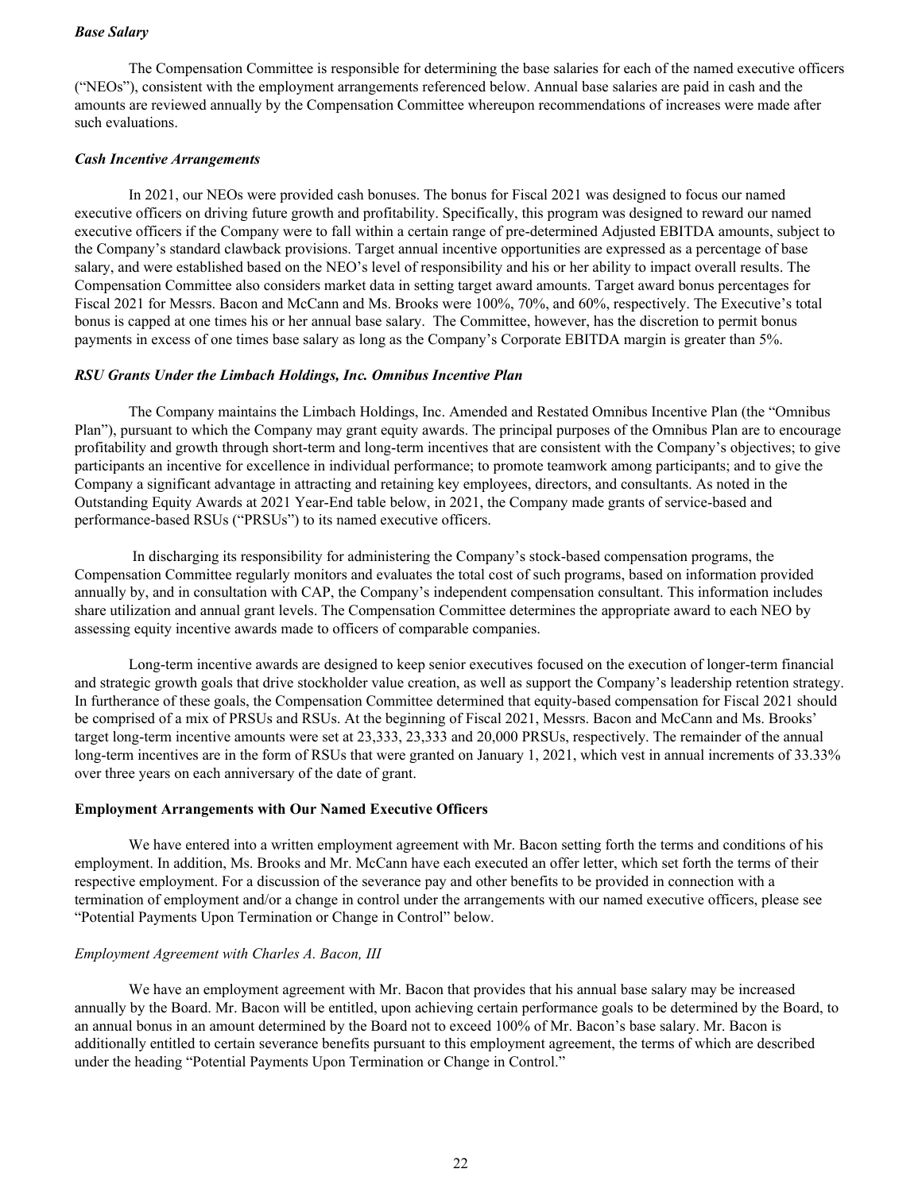*Base Salary*

The Compensation Committee is responsible for determining the base salaries for each of the named executive officers ("NEOs"), consistent with the employment arrangements referenced below. Annual base salaries are paid in cash and the amounts are reviewed annually by the Compensation Committee whereupon recommendations of increases were made after such evaluations.

*Cash Incentive Arrangements*

In 2021, our NEOs were provided cash bonuses. The bonus for Fiscal 2021 was designed to focus our named executive officers on driving future growth and profitability. Specifically, this program was designed to reward our named executive officers if the Company were to fall within a certain range of pre-determined Adjusted EBITDA amounts, subject to the Company's standard clawback provisions. Target annual incentive opportunities are expressed as a percentage of base salary, and were established based on the NEO's level of responsibility and his or her ability to impact overall results. The Compensation Committee also considers market data in setting target award amounts. Target award bonus percentages for Fiscal 2021 for Messrs. Bacon and McCann and Ms. Brooks were 100%, 70%, and 60%, respectively. The Executive's total bonus is capped at one times his or her annual base salary. The Committee, however, has the discretion to permit bonus payments in excess of one times base salary as long as the Company's Corporate EBITDA margin is greater than 5%.

*RSU Grants Under the Limbach Holdings, Inc. Omnibus Incentive Plan*

The Company maintains the Limbach Holdings, Inc. Amended and Restated Omnibus Incentive Plan (the "Omnibus Plan"), pursuant to which the Company may grant equity awards. The principal purposes of the Omnibus Plan are to encourage profitability and growth through short-term and long-term incentives that are consistent with the Company's objectives; to give participants an incentive for excellence in individual performance; to promote teamwork among participants; and to give the Company a significant advantage in attracting and retaining key employees, directors, and consultants. As noted in the Outstanding Equity Awards at 2021 Year-End table below, in 2021, the Company made grants of service-based and performance-based RSUs ("PRSUs") to its named executive officers.

In discharging its responsibility for administering the Company's stock-based compensation programs, the Compensation Committee regularly monitors and evaluates the total cost of such programs, based on information provided annually by, and in consultation with CAP, the Company's independent compensation consultant. This information includes share utilization and annual grant levels. The Compensation Committee determines the appropriate award to each NEO by assessing equity incentive awards made to officers of comparable companies.

Long-term incentive awards are designed to keep senior executives focused on the execution of longer-term financial and strategic growth goals that drive stockholder value creation, as well as support the Company's leadership retention strategy. In furtherance of these goals, the Compensation Committee determined that equity-based compensation for Fiscal 2021 should be comprised of a mix of PRSUs and RSUs. At the beginning of Fiscal 2021, Messrs. Bacon and McCann and Ms. Brooks' target long-term incentive amounts were set at 23,333, 23,333 and 20,000 PRSUs, respectively. The remainder of the annual long-term incentives are in the form of RSUs that were granted on January 1, 2021, which vest in annual increments of 33.33% over three years on each anniversary of the date of grant.

**Employment Arrangements with Our Named Executive Officers**

We have entered into a written employment agreement with Mr. Bacon setting forth the terms and conditions of his employment. In addition, Ms. Brooks and Mr. McCann have each executed an offer letter, which set forth the terms of their respective employment. For a discussion of the severance pay and other benefits to be provided in connection with a termination of employment and/or a change in control under the arrangements with our named executive officers, please see "Potential Payments Upon Termination or Change in Control" below.

*Employment Agreement with Charles A. Bacon, III*

We have an employment agreement with Mr. Bacon that provides that his annual base salary may be increased annually by the Board. Mr. Bacon will be entitled, upon achieving certain performance goals to be determined by the Board, to an annual bonus in an amount determined by the Board not to exceed 100% of Mr. Bacon's base salary. Mr. Bacon is additionally entitled to certain severance benefits pursuant to this employment agreement, the terms of which are described under the heading "Potential Payments Upon Termination or Change in Control."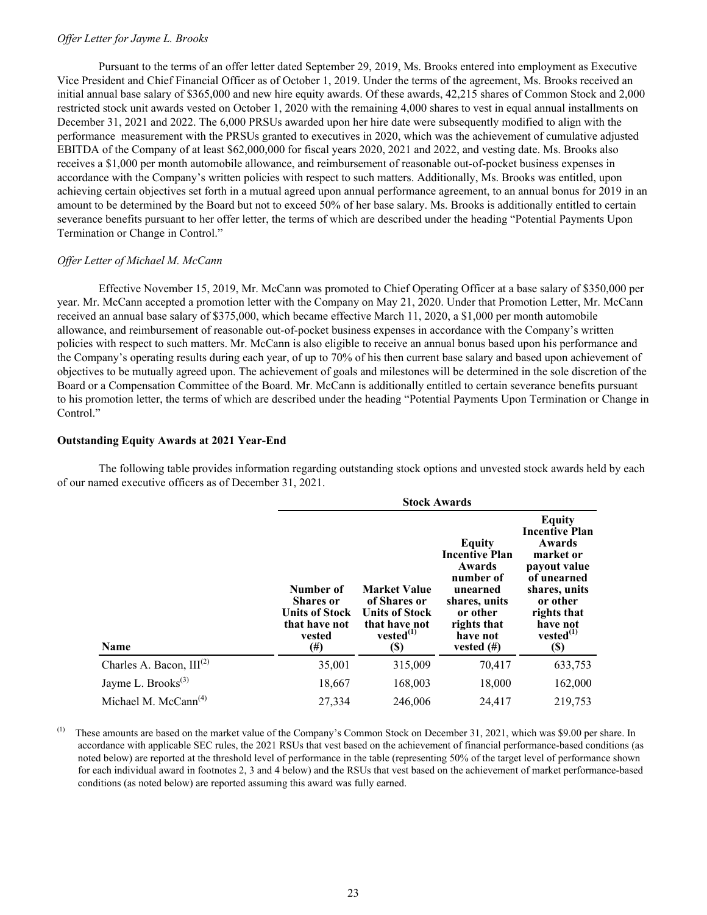*Offer Letter for Jayme L. Brooks*

Pursuant to the terms of an offer letter dated September 29, 2019, Ms. Brooks entered into employment as Executive Vice President and Chief Financial Officer as of October 1, 2019. Under the terms of the agreement, Ms. Brooks received an initial annual base salary of $365,000 and new hire equity awards. Of these awards, 42,215 shares of Common Stock and 2,000 restricted stock unit awards vested on October 1, 2020 with the remaining 4,000 shares to vest in equal annual installments on December 31, 2021 and 2022. The 6,000 PRSUs awarded upon her hire date were subsequently modified to align with the performance measurement with the PRSUs granted to executives in 2020, which was the achievement of cumulative adjusted EBITDA of the Company of at least $62,000,000 for fiscal years 2020, 2021 and 2022, and vesting date. Ms. Brooks also receives a $1,000 per month automobile allowance, and reimbursement of reasonable out-of-pocket business expenses in accordance with the Company's written policies with respect to such matters. Additionally, Ms. Brooks was entitled, upon achieving certain objectives set forth in a mutual agreed upon annual performance agreement, to an annual bonus for 2019 in an amount to be determined by the Board but not to exceed 50% of her base salary. Ms. Brooks is additionally entitled to certain severance benefits pursuant to her offer letter, the terms of which are described under the heading "Potential Payments Upon Termination or Change in Control."

*Offer Letter of Michael M. McCann*

Effective November 15, 2019, Mr. McCann was promoted to Chief Operating Officer at a base salary of $350,000 per year. Mr. McCann accepted a promotion letter with the Company on May 21, 2020. Under that Promotion Letter, Mr. McCann received an annual base salary of $375,000, which became effective March 11, 2020, a $1,000 per month automobile allowance, and reimbursement of reasonable out-of-pocket business expenses in accordance with the Company's written policies with respect to such matters. Mr. McCann is also eligible to receive an annual bonus based upon his performance and the Company's operating results during each year, of up to 70% of his then current base salary and based upon achievement of objectives to be mutually agreed upon. The achievement of goals and milestones will be determined in the sole discretion of the Board or a Compensation Committee of the Board. Mr. McCann is additionally entitled to certain severance benefits pursuant to his promotion letter, the terms of which are described under the heading "Potential Payments Upon Termination or Change in Control."

**Outstanding Equity Awards at 2021 Year-End**

The following table provides information regarding outstanding stock options and unvested stock awards held by each of our named executive officers as of December 31, 2021.

| | Stock Awards | | | |
|---|---|---|---|---|
| Name | Number of Shares or Units of Stock that have not vested (#) | Market Value of Shares or Units of Stock that have not vested[(1)] ($) | Equity Incentive Plan Awards number of unearned shares, units or other rights that have not vested (#) | Equity Incentive Plan Awards market or payout value of unearned shares, units or other rights that have not vested[(1)] ($) |
| Charles A. Bacon, III[(2)] | 35,001 | 315,009 | 70,417 | 633,753 |
| Jayme L. Brooks[(3)] | 18,667 | 168,003 | 18,000 | 162,000 |
| Michael M. McCann[(4)] | 27,334 | 246,006 | 24,417 | 219,753 |

(1) These amounts are based on the market value of the Company's Common Stock on December 31, 2021, which was $9.00 per share. In accordance with applicable SEC rules, the 2021 RSUs that vest based on the achievement of financial performance-based conditions (as noted below) are reported at the threshold level of performance in the table (representing 50% of the target level of performance shown for each individual award in footnotes 2, 3 and 4 below) and the RSUs that vest based on the achievement of market performance-based conditions (as noted below) are reported assuming this award was fully earned.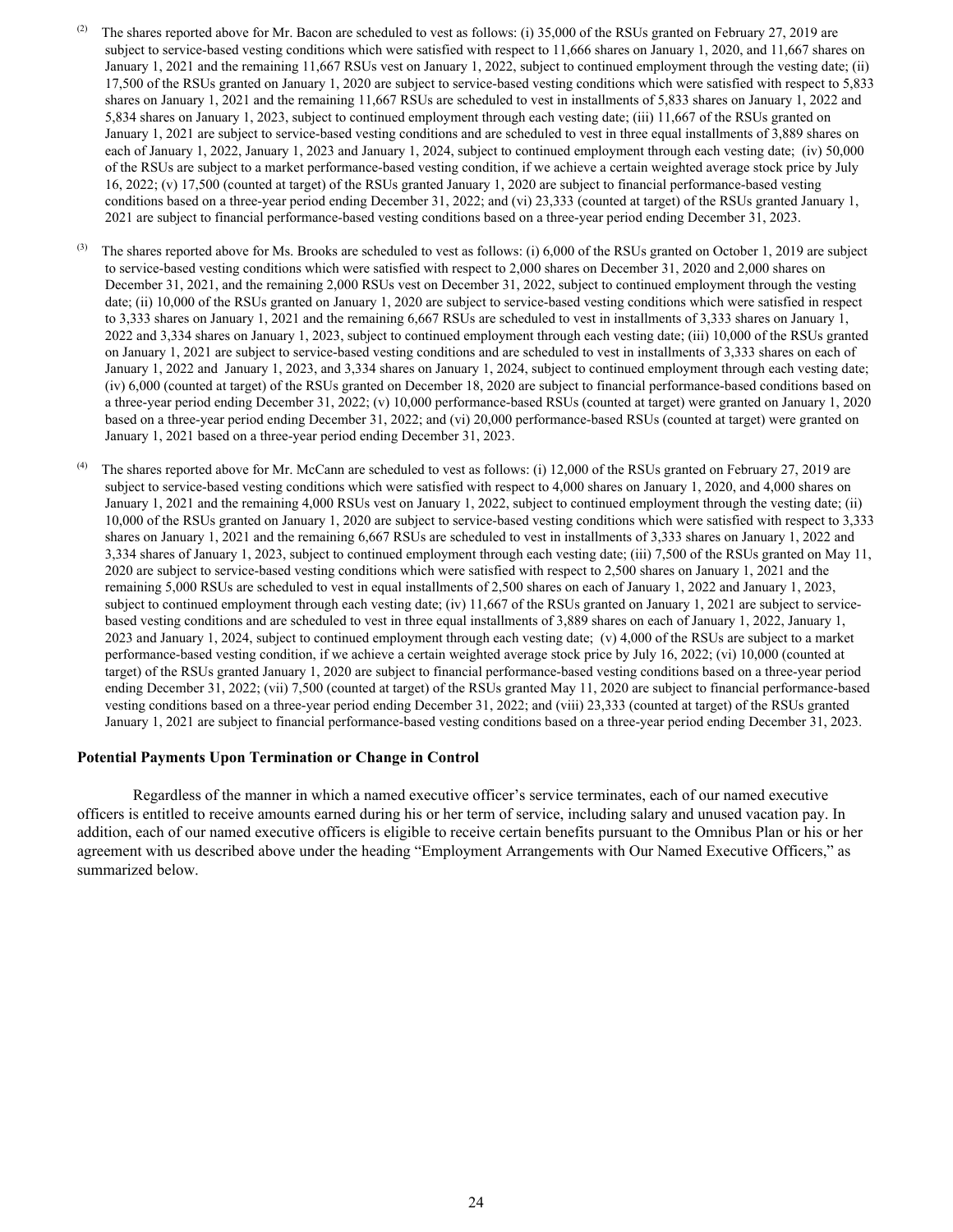(2) The shares reported above for Mr. Bacon are scheduled to vest as follows: (i) 35,000 of the RSUs granted on February 27, 2019 are subject to service-based vesting conditions which were satisfied with respect to 11,666 shares on January 1, 2020, and 11,667 shares on January 1, 2021 and the remaining 11,667 RSUs vest on January 1, 2022, subject to continued employment through the vesting date; (ii) 17,500 of the RSUs granted on January 1, 2020 are subject to service-based vesting conditions which were satisfied with respect to 5,833 shares on January 1, 2021 and the remaining 11,667 RSUs are scheduled to vest in installments of 5,833 shares on January 1, 2022 and 5,834 shares on January 1, 2023, subject to continued employment through each vesting date; (iii) 11,667 of the RSUs granted on January 1, 2021 are subject to service-based vesting conditions and are scheduled to vest in three equal installments of 3,889 shares on each of January 1, 2022, January 1, 2023 and January 1, 2024, subject to continued employment through each vesting date; (iv) 50,000 of the RSUs are subject to a market performance-based vesting condition, if we achieve a certain weighted average stock price by July 16, 2022; (v) 17,500 (counted at target) of the RSUs granted January 1, 2020 are subject to financial performance-based vesting conditions based on a three-year period ending December 31, 2022; and (vi) 23,333 (counted at target) of the RSUs granted January 1, 2021 are subject to financial performance-based vesting conditions based on a three-year period ending December 31, 2023.

(3) The shares reported above for Ms. Brooks are scheduled to vest as follows: (i) 6,000 of the RSUs granted on October 1, 2019 are subject to service-based vesting conditions which were satisfied with respect to 2,000 shares on December 31, 2020 and 2,000 shares on December 31, 2021, and the remaining 2,000 RSUs vest on December 31, 2022, subject to continued employment through the vesting date; (ii) 10,000 of the RSUs granted on January 1, 2020 are subject to service-based vesting conditions which were satisfied in respect to 3,333 shares on January 1, 2021 and the remaining 6,667 RSUs are scheduled to vest in installments of 3,333 shares on January 1, 2022 and 3,334 shares on January 1, 2023, subject to continued employment through each vesting date; (iii) 10,000 of the RSUs granted on January 1, 2021 are subject to service-based vesting conditions and are scheduled to vest in installments of 3,333 shares on each of January 1, 2022 and January 1, 2023, and 3,334 shares on January 1, 2024, subject to continued employment through each vesting date; (iv) 6,000 (counted at target) of the RSUs granted on December 18, 2020 are subject to financial performance-based conditions based on a three-year period ending December 31, 2022; (v) 10,000 performance-based RSUs (counted at target) were granted on January 1, 2020 based on a three-year period ending December 31, 2022; and (vi) 20,000 performance-based RSUs (counted at target) were granted on January 1, 2021 based on a three-year period ending December 31, 2023.

(4) The shares reported above for Mr. McCann are scheduled to vest as follows: (i) 12,000 of the RSUs granted on February 27, 2019 are subject to service-based vesting conditions which were satisfied with respect to 4,000 shares on January 1, 2020, and 4,000 shares on January 1, 2021 and the remaining 4,000 RSUs vest on January 1, 2022, subject to continued employment through the vesting date; (ii) 10,000 of the RSUs granted on January 1, 2020 are subject to service-based vesting conditions which were satisfied with respect to 3,333 shares on January 1, 2021 and the remaining 6,667 RSUs are scheduled to vest in installments of 3,333 shares on January 1, 2022 and 3,334 shares of January 1, 2023, subject to continued employment through each vesting date; (iii) 7,500 of the RSUs granted on May 11, 2020 are subject to service-based vesting conditions which were satisfied with respect to 2,500 shares on January 1, 2021 and the remaining 5,000 RSUs are scheduled to vest in equal installments of 2,500 shares on each of January 1, 2022 and January 1, 2023, subject to continued employment through each vesting date; (iv) 11,667 of the RSUs granted on January 1, 2021 are subject to service-based vesting conditions and are scheduled to vest in three equal installments of 3,889 shares on each of January 1, 2022, January 1, 2023 and January 1, 2024, subject to continued employment through each vesting date; (v) 4,000 of the RSUs are subject to a market performance-based vesting condition, if we achieve a certain weighted average stock price by July 16, 2022; (vi) 10,000 (counted at target) of the RSUs granted January 1, 2020 are subject to financial performance-based vesting conditions based on a three-year period ending December 31, 2022; (vii) 7,500 (counted at target) of the RSUs granted May 11, 2020 are subject to financial performance-based vesting conditions based on a three-year period ending December 31, 2022; and (viii) 23,333 (counted at target) of the RSUs granted January 1, 2021 are subject to financial performance-based vesting conditions based on a three-year period ending December 31, 2023.

**Potential Payments Upon Termination or Change in Control**

Regardless of the manner in which a named executive officer's service terminates, each of our named executive officers is entitled to receive amounts earned during his or her term of service, including salary and unused vacation pay. In addition, each of our named executive officers is eligible to receive certain benefits pursuant to the Omnibus Plan or his or her agreement with us described above under the heading "Employment Arrangements with Our Named Executive Officers," as summarized below.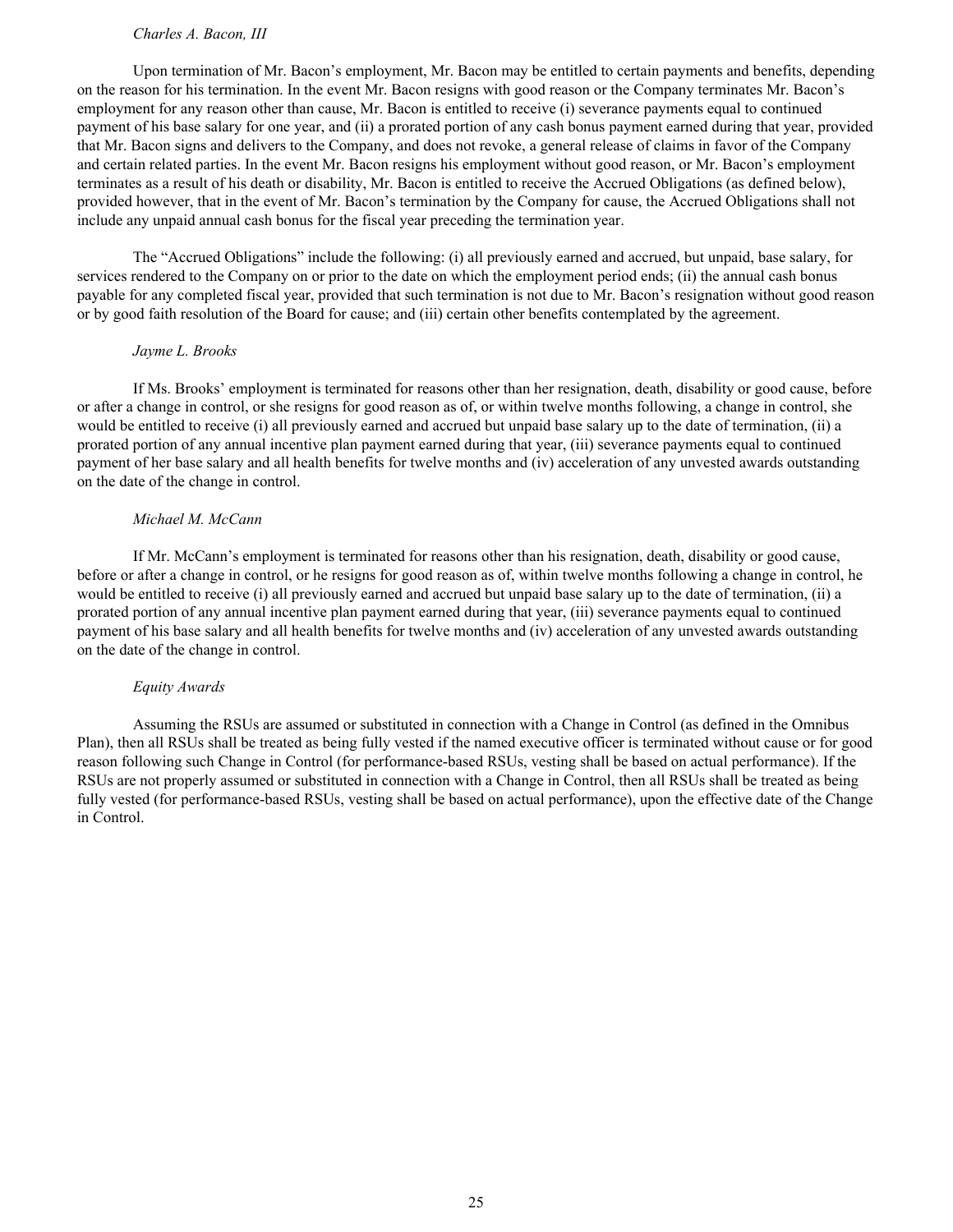*Charles A. Bacon, III*

Upon termination of Mr. Bacon's employment, Mr. Bacon may be entitled to certain payments and benefits, depending on the reason for his termination. In the event Mr. Bacon resigns with good reason or the Company terminates Mr. Bacon's employment for any reason other than cause, Mr. Bacon is entitled to receive (i) severance payments equal to continued payment of his base salary for one year, and (ii) a prorated portion of any cash bonus payment earned during that year, provided that Mr. Bacon signs and delivers to the Company, and does not revoke, a general release of claims in favor of the Company and certain related parties. In the event Mr. Bacon resigns his employment without good reason, or Mr. Bacon's employment terminates as a result of his death or disability, Mr. Bacon is entitled to receive the Accrued Obligations (as defined below), provided however, that in the event of Mr. Bacon's termination by the Company for cause, the Accrued Obligations shall not include any unpaid annual cash bonus for the fiscal year preceding the termination year.

The "Accrued Obligations" include the following: (i) all previously earned and accrued, but unpaid, base salary, for services rendered to the Company on or prior to the date on which the employment period ends; (ii) the annual cash bonus payable for any completed fiscal year, provided that such termination is not due to Mr. Bacon's resignation without good reason or by good faith resolution of the Board for cause; and (iii) certain other benefits contemplated by the agreement.

*Jayme L. Brooks*

If Ms. Brooks' employment is terminated for reasons other than her resignation, death, disability or good cause, before or after a change in control, or she resigns for good reason as of, or within twelve months following, a change in control, she would be entitled to receive (i) all previously earned and accrued but unpaid base salary up to the date of termination, (ii) a prorated portion of any annual incentive plan payment earned during that year, (iii) severance payments equal to continued payment of her base salary and all health benefits for twelve months and (iv) acceleration of any unvested awards outstanding on the date of the change in control.

*Michael M. McCann*

If Mr. McCann's employment is terminated for reasons other than his resignation, death, disability or good cause, before or after a change in control, or he resigns for good reason as of, within twelve months following a change in control, he would be entitled to receive (i) all previously earned and accrued but unpaid base salary up to the date of termination, (ii) a prorated portion of any annual incentive plan payment earned during that year, (iii) severance payments equal to continued payment of his base salary and all health benefits for twelve months and (iv) acceleration of any unvested awards outstanding on the date of the change in control.

*Equity Awards*

Assuming the RSUs are assumed or substituted in connection with a Change in Control (as defined in the Omnibus Plan), then all RSUs shall be treated as being fully vested if the named executive officer is terminated without cause or for good reason following such Change in Control (for performance-based RSUs, vesting shall be based on actual performance). If the RSUs are not properly assumed or substituted in connection with a Change in Control, then all RSUs shall be treated as being fully vested (for performance-based RSUs, vesting shall be based on actual performance), upon the effective date of the Change in Control.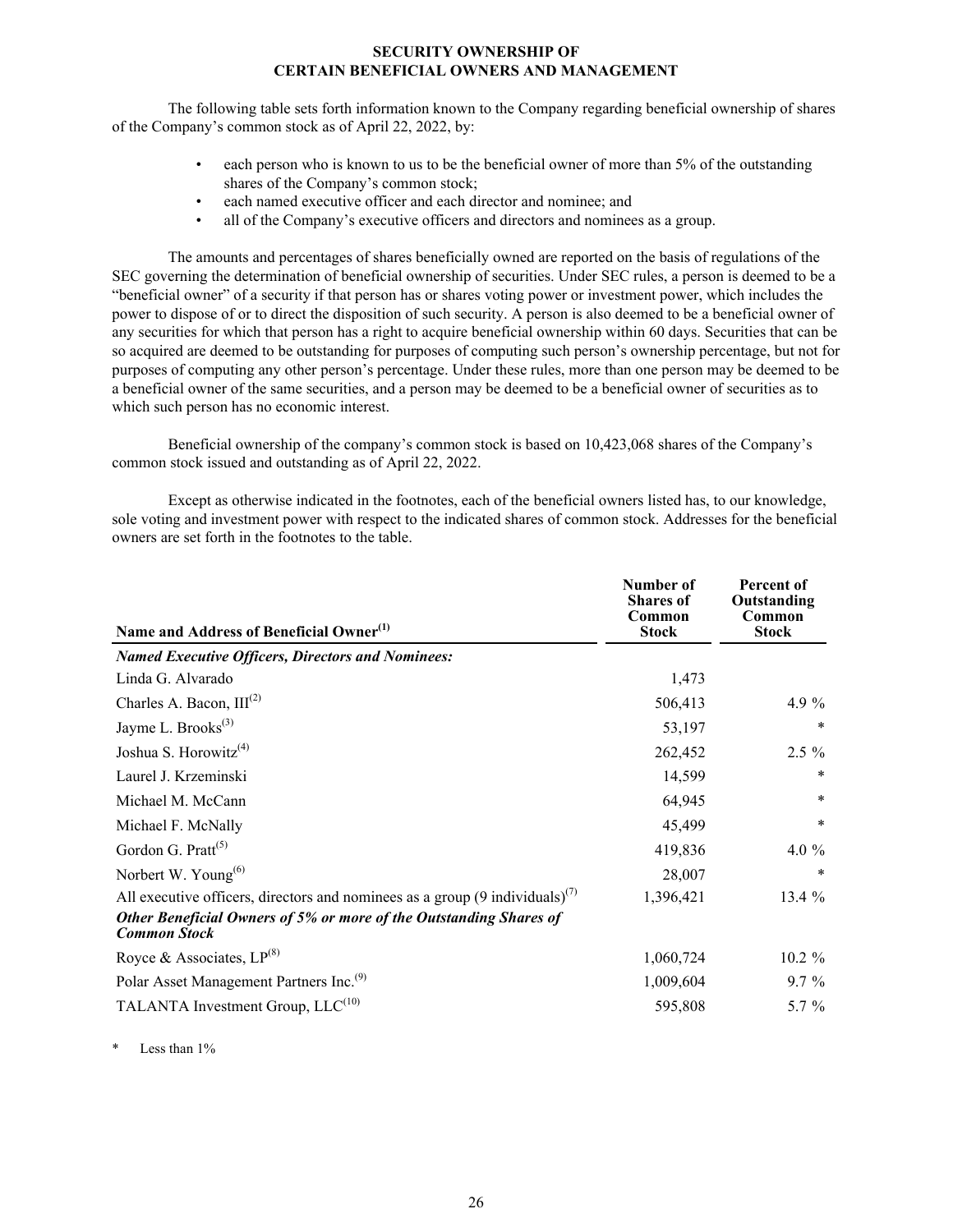## SECURITY OWNERSHIP OF CERTAIN BENEFICIAL OWNERS AND MANAGEMENT

The following table sets forth information known to the Company regarding beneficial ownership of shares of the Company's common stock as of April 22, 2022, by:

- each person who is known to us to be the beneficial owner of more than 5% of the outstanding shares of the Company's common stock;
- each named executive officer and each director and nominee; and
- all of the Company's executive officers and directors and nominees as a group.

The amounts and percentages of shares beneficially owned are reported on the basis of regulations of the SEC governing the determination of beneficial ownership of securities. Under SEC rules, a person is deemed to be a "beneficial owner" of a security if that person has or shares voting power or investment power, which includes the power to dispose of or to direct the disposition of such security. A person is also deemed to be a beneficial owner of any securities for which that person has a right to acquire beneficial ownership within 60 days. Securities that can be so acquired are deemed to be outstanding for purposes of computing such person's ownership percentage, but not for purposes of computing any other person's percentage. Under these rules, more than one person may be deemed to be a beneficial owner of the same securities, and a person may be deemed to be a beneficial owner of securities as to which such person has no economic interest.

Beneficial ownership of the company's common stock is based on 10,423,068 shares of the Company's common stock issued and outstanding as of April 22, 2022.

Except as otherwise indicated in the footnotes, each of the beneficial owners listed has, to our knowledge, sole voting and investment power with respect to the indicated shares of common stock. Addresses for the beneficial owners are set forth in the footnotes to the table.

| Name and Address of Beneficial Owner[(1)] | Number of Shares of Common Stock | Percent of Outstanding Common Stock |
|---|---|---|
| ***Named Executive Officers, Directors and Nominees:*** | | |
| Linda G. Alvarado | 1,473 | |
| Charles A. Bacon, III[(2)] | 506,413 | 4.9 % |
| Jayme L. Brooks[(3)] | 53,197 | * |
| Joshua S. Horowitz[(4)] | 262,452 | 2.5 % |
| Laurel J. Krzeminski | 14,599 | * |
| Michael M. McCann | 64,945 | * |
| Michael F. McNally | 45,499 | * |
| Gordon G. Pratt[(5)] | 419,836 | 4.0 % |
| Norbert W. Young[(6)] | 28,007 | * |
| All executive officers, directors and nominees as a group (9 individuals)[(7)] | 1,396,421 | 13.4 % |
| ***Other Beneficial Owners of 5% or more of the Outstanding Shares of Common Stock*** | | |
| Royce & Associates, LP[(8)] | 1,060,724 | 10.2 % |
| Polar Asset Management Partners Inc.[(9)] | 1,009,604 | 9.7 % |
| TALANTA Investment Group, LLC[(10)] | 595,808 | 5.7 % |

\* Less than 1%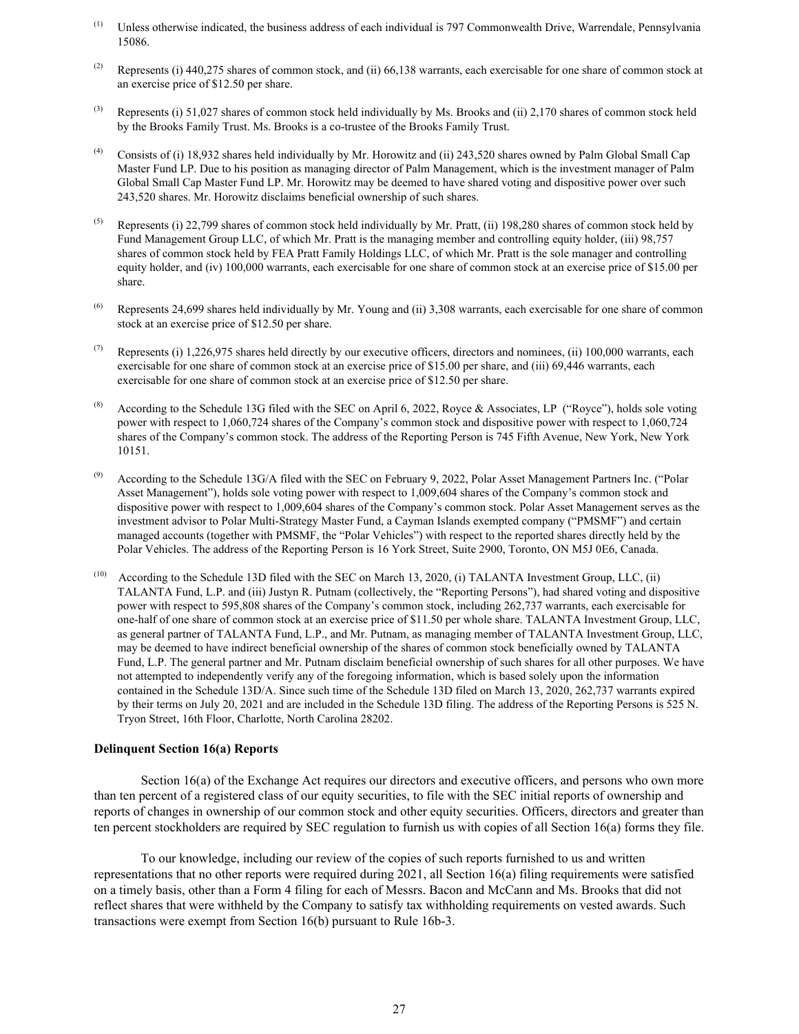(1) Unless otherwise indicated, the business address of each individual is 797 Commonwealth Drive, Warrendale, Pennsylvania 15086.

(2) Represents (i) 440,275 shares of common stock, and (ii) 66,138 warrants, each exercisable for one share of common stock at an exercise price of $12.50 per share.

(3) Represents (i) 51,027 shares of common stock held individually by Ms. Brooks and (ii) 2,170 shares of common stock held by the Brooks Family Trust. Ms. Brooks is a co-trustee of the Brooks Family Trust.

(4) Consists of (i) 18,932 shares held individually by Mr. Horowitz and (ii) 243,520 shares owned by Palm Global Small Cap Master Fund LP. Due to his position as managing director of Palm Management, which is the investment manager of Palm Global Small Cap Master Fund LP. Mr. Horowitz may be deemed to have shared voting and dispositive power over such 243,520 shares. Mr. Horowitz disclaims beneficial ownership of such shares.

(5) Represents (i) 22,799 shares of common stock held individually by Mr. Pratt, (ii) 198,280 shares of common stock held by Fund Management Group LLC, of which Mr. Pratt is the managing member and controlling equity holder, (iii) 98,757 shares of common stock held by FEA Pratt Family Holdings LLC, of which Mr. Pratt is the sole manager and controlling equity holder, and (iv) 100,000 warrants, each exercisable for one share of common stock at an exercise price of $15.00 per share.

(6) Represents 24,699 shares held individually by Mr. Young and (ii) 3,308 warrants, each exercisable for one share of common stock at an exercise price of $12.50 per share.

(7) Represents (i) 1,226,975 shares held directly by our executive officers, directors and nominees, (ii) 100,000 warrants, each exercisable for one share of common stock at an exercise price of $15.00 per share, and (iii) 69,446 warrants, each exercisable for one share of common stock at an exercise price of $12.50 per share.

(8) According to the Schedule 13G filed with the SEC on April 6, 2022, Royce & Associates, LP ("Royce"), holds sole voting power with respect to 1,060,724 shares of the Company's common stock and dispositive power with respect to 1,060,724 shares of the Company's common stock. The address of the Reporting Person is 745 Fifth Avenue, New York, New York 10151.

(9) According to the Schedule 13G/A filed with the SEC on February 9, 2022, Polar Asset Management Partners Inc. ("Polar Asset Management"), holds sole voting power with respect to 1,009,604 shares of the Company's common stock and dispositive power with respect to 1,009,604 shares of the Company's common stock. Polar Asset Management serves as the investment advisor to Polar Multi-Strategy Master Fund, a Cayman Islands exempted company ("PMSMF") and certain managed accounts (together with PMSMF, the "Polar Vehicles") with respect to the reported shares directly held by the Polar Vehicles. The address of the Reporting Person is 16 York Street, Suite 2900, Toronto, ON M5J 0E6, Canada.

(10) According to the Schedule 13D filed with the SEC on March 13, 2020, (i) TALANTA Investment Group, LLC, (ii) TALANTA Fund, L.P. and (iii) Justyn R. Putnam (collectively, the "Reporting Persons"), had shared voting and dispositive power with respect to 595,808 shares of the Company's common stock, including 262,737 warrants, each exercisable for one-half of one share of common stock at an exercise price of $11.50 per whole share. TALANTA Investment Group, LLC, as general partner of TALANTA Fund, L.P., and Mr. Putnam, as managing member of TALANTA Investment Group, LLC, may be deemed to have indirect beneficial ownership of the shares of common stock beneficially owned by TALANTA Fund, L.P. The general partner and Mr. Putnam disclaim beneficial ownership of such shares for all other purposes. We have not attempted to independently verify any of the foregoing information, which is based solely upon the information contained in the Schedule 13D/A. Since such time of the Schedule 13D filed on March 13, 2020, 262,737 warrants expired by their terms on July 20, 2021 and are included in the Schedule 13D filing. The address of the Reporting Persons is 525 N. Tryon Street, 16th Floor, Charlotte, North Carolina 28202.

**Delinquent Section 16(a) Reports**

Section 16(a) of the Exchange Act requires our directors and executive officers, and persons who own more than ten percent of a registered class of our equity securities, to file with the SEC initial reports of ownership and reports of changes in ownership of our common stock and other equity securities. Officers, directors and greater than ten percent stockholders are required by SEC regulation to furnish us with copies of all Section 16(a) forms they file.

To our knowledge, including our review of the copies of such reports furnished to us and written representations that no other reports were required during 2021, all Section 16(a) filing requirements were satisfied on a timely basis, other than a Form 4 filing for each of Messrs. Bacon and McCann and Ms. Brooks that did not reflect shares that were withheld by the Company to satisfy tax withholding requirements on vested awards. Such transactions were exempt from Section 16(b) pursuant to Rule 16b-3.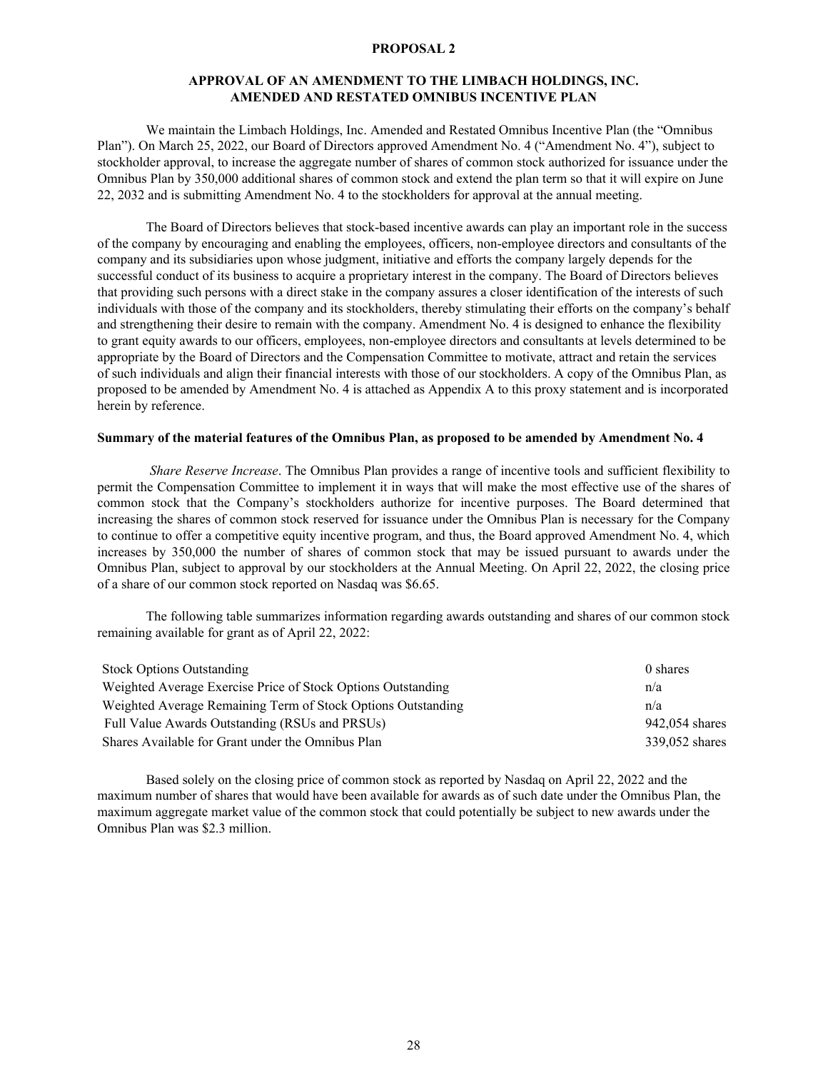# PROPOSAL 2

## APPROVAL OF AN AMENDMENT TO THE LIMBACH HOLDINGS, INC. AMENDED AND RESTATED OMNIBUS INCENTIVE PLAN

We maintain the Limbach Holdings, Inc. Amended and Restated Omnibus Incentive Plan (the "Omnibus Plan"). On March 25, 2022, our Board of Directors approved Amendment No. 4 ("Amendment No. 4"), subject to stockholder approval, to increase the aggregate number of shares of common stock authorized for issuance under the Omnibus Plan by 350,000 additional shares of common stock and extend the plan term so that it will expire on June 22, 2032 and is submitting Amendment No. 4 to the stockholders for approval at the annual meeting.

The Board of Directors believes that stock-based incentive awards can play an important role in the success of the company by encouraging and enabling the employees, officers, non-employee directors and consultants of the company and its subsidiaries upon whose judgment, initiative and efforts the company largely depends for the successful conduct of its business to acquire a proprietary interest in the company. The Board of Directors believes that providing such persons with a direct stake in the company assures a closer identification of the interests of such individuals with those of the company and its stockholders, thereby stimulating their efforts on the company's behalf and strengthening their desire to remain with the company. Amendment No. 4 is designed to enhance the flexibility to grant equity awards to our officers, employees, non-employee directors and consultants at levels determined to be appropriate by the Board of Directors and the Compensation Committee to motivate, attract and retain the services of such individuals and align their financial interests with those of our stockholders. A copy of the Omnibus Plan, as proposed to be amended by Amendment No. 4 is attached as Appendix A to this proxy statement and is incorporated herein by reference.

**Summary of the material features of the Omnibus Plan, as proposed to be amended by Amendment No. 4**

*Share Reserve Increase*. The Omnibus Plan provides a range of incentive tools and sufficient flexibility to permit the Compensation Committee to implement it in ways that will make the most effective use of the shares of common stock that the Company's stockholders authorize for incentive purposes. The Board determined that increasing the shares of common stock reserved for issuance under the Omnibus Plan is necessary for the Company to continue to offer a competitive equity incentive program, and thus, the Board approved Amendment No. 4, which increases by 350,000 the number of shares of common stock that may be issued pursuant to awards under the Omnibus Plan, subject to approval by our stockholders at the Annual Meeting. On April 22, 2022, the closing price of a share of our common stock reported on Nasdaq was $6.65.

The following table summarizes information regarding awards outstanding and shares of our common stock remaining available for grant as of April 22, 2022:

| | |
|---|---|
| Stock Options Outstanding | 0 shares |
| Weighted Average Exercise Price of Stock Options Outstanding | n/a |
| Weighted Average Remaining Term of Stock Options Outstanding | n/a |
| Full Value Awards Outstanding (RSUs and PRSUs) | 942,054 shares |
| Shares Available for Grant under the Omnibus Plan | 339,052 shares |

Based solely on the closing price of common stock as reported by Nasdaq on April 22, 2022 and the maximum number of shares that would have been available for awards as of such date under the Omnibus Plan, the maximum aggregate market value of the common stock that could potentially be subject to new awards under the Omnibus Plan was $2.3 million.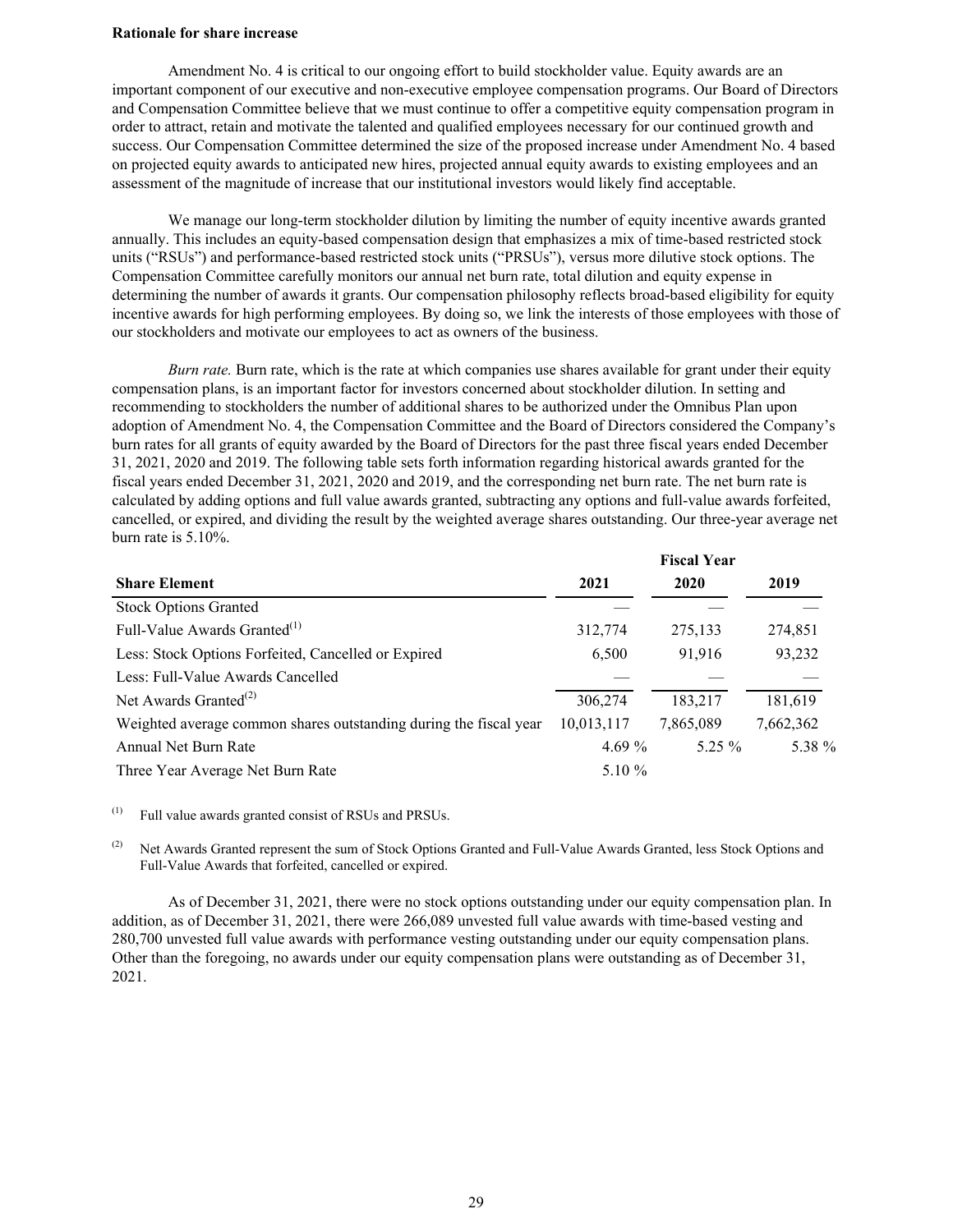**Rationale for share increase**

Amendment No. 4 is critical to our ongoing effort to build stockholder value. Equity awards are an important component of our executive and non-executive employee compensation programs. Our Board of Directors and Compensation Committee believe that we must continue to offer a competitive equity compensation program in order to attract, retain and motivate the talented and qualified employees necessary for our continued growth and success. Our Compensation Committee determined the size of the proposed increase under Amendment No. 4 based on projected equity awards to anticipated new hires, projected annual equity awards to existing employees and an assessment of the magnitude of increase that our institutional investors would likely find acceptable.

We manage our long-term stockholder dilution by limiting the number of equity incentive awards granted annually. This includes an equity-based compensation design that emphasizes a mix of time-based restricted stock units ("RSUs") and performance-based restricted stock units ("PRSUs"), versus more dilutive stock options. The Compensation Committee carefully monitors our annual net burn rate, total dilution and equity expense in determining the number of awards it grants. Our compensation philosophy reflects broad-based eligibility for equity incentive awards for high performing employees. By doing so, we link the interests of those employees with those of our stockholders and motivate our employees to act as owners of the business.

*Burn rate.* Burn rate, which is the rate at which companies use shares available for grant under their equity compensation plans, is an important factor for investors concerned about stockholder dilution. In setting and recommending to stockholders the number of additional shares to be authorized under the Omnibus Plan upon adoption of Amendment No. 4, the Compensation Committee and the Board of Directors considered the Company's burn rates for all grants of equity awarded by the Board of Directors for the past three fiscal years ended December 31, 2021, 2020 and 2019. The following table sets forth information regarding historical awards granted for the fiscal years ended December 31, 2021, 2020 and 2019, and the corresponding net burn rate. The net burn rate is calculated by adding options and full value awards granted, subtracting any options and full-value awards forfeited, cancelled, or expired, and dividing the result by the weighted average shares outstanding. Our three-year average net burn rate is 5.10%.

| | Fiscal Year | | |
|---|---|---|---|
| **Share Element** | **2021** | **2020** | **2019** |
| Stock Options Granted | — | — | — |
| Full-Value Awards Granted[(1)] | 312,774 | 275,133 | 274,851 |
| Less: Stock Options Forfeited, Cancelled or Expired | 6,500 | 91,916 | 93,232 |
| Less: Full-Value Awards Cancelled | — | — | — |
| Net Awards Granted[(2)] | 306,274 | 183,217 | 181,619 |
| Weighted average common shares outstanding during the fiscal year | 10,013,117 | 7,865,089 | 7,662,362 |
| Annual Net Burn Rate | 4.69 % | 5.25 % | 5.38 % |
| Three Year Average Net Burn Rate | 5.10 % | | |

(1) Full value awards granted consist of RSUs and PRSUs.

(2) Net Awards Granted represent the sum of Stock Options Granted and Full-Value Awards Granted, less Stock Options and Full-Value Awards that forfeited, cancelled or expired.

As of December 31, 2021, there were no stock options outstanding under our equity compensation plan. In addition, as of December 31, 2021, there were 266,089 unvested full value awards with time-based vesting and 280,700 unvested full value awards with performance vesting outstanding under our equity compensation plans. Other than the foregoing, no awards under our equity compensation plans were outstanding as of December 31, 2021.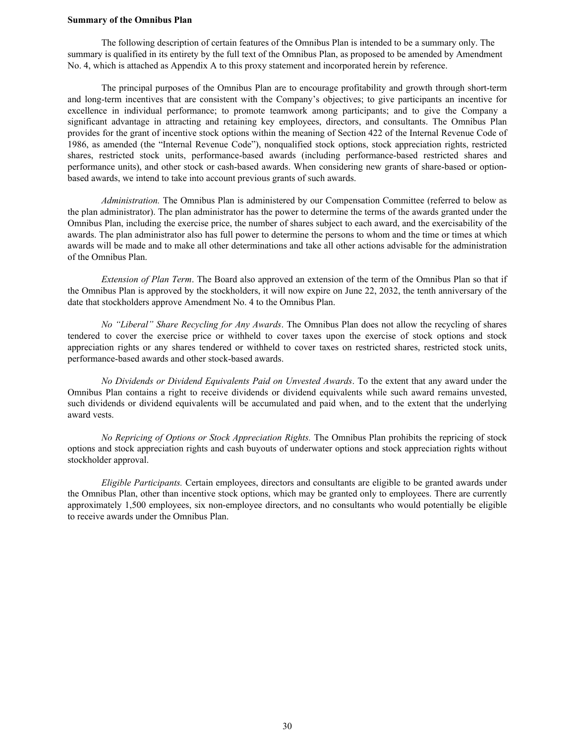**Summary of the Omnibus Plan**

The following description of certain features of the Omnibus Plan is intended to be a summary only. The summary is qualified in its entirety by the full text of the Omnibus Plan, as proposed to be amended by Amendment No. 4, which is attached as Appendix A to this proxy statement and incorporated herein by reference.

The principal purposes of the Omnibus Plan are to encourage profitability and growth through short-term and long-term incentives that are consistent with the Company's objectives; to give participants an incentive for excellence in individual performance; to promote teamwork among participants; and to give the Company a significant advantage in attracting and retaining key employees, directors, and consultants. The Omnibus Plan provides for the grant of incentive stock options within the meaning of Section 422 of the Internal Revenue Code of 1986, as amended (the "Internal Revenue Code"), nonqualified stock options, stock appreciation rights, restricted shares, restricted stock units, performance-based awards (including performance-based restricted shares and performance units), and other stock or cash-based awards. When considering new grants of share-based or option-based awards, we intend to take into account previous grants of such awards.

*Administration.* The Omnibus Plan is administered by our Compensation Committee (referred to below as the plan administrator). The plan administrator has the power to determine the terms of the awards granted under the Omnibus Plan, including the exercise price, the number of shares subject to each award, and the exercisability of the awards. The plan administrator also has full power to determine the persons to whom and the time or times at which awards will be made and to make all other determinations and take all other actions advisable for the administration of the Omnibus Plan.

*Extension of Plan Term*. The Board also approved an extension of the term of the Omnibus Plan so that if the Omnibus Plan is approved by the stockholders, it will now expire on June 22, 2032, the tenth anniversary of the date that stockholders approve Amendment No. 4 to the Omnibus Plan.

*No "Liberal" Share Recycling for Any Awards*. The Omnibus Plan does not allow the recycling of shares tendered to cover the exercise price or withheld to cover taxes upon the exercise of stock options and stock appreciation rights or any shares tendered or withheld to cover taxes on restricted shares, restricted stock units, performance-based awards and other stock-based awards.

*No Dividends or Dividend Equivalents Paid on Unvested Awards*. To the extent that any award under the Omnibus Plan contains a right to receive dividends or dividend equivalents while such award remains unvested, such dividends or dividend equivalents will be accumulated and paid when, and to the extent that the underlying award vests.

*No Repricing of Options or Stock Appreciation Rights.* The Omnibus Plan prohibits the repricing of stock options and stock appreciation rights and cash buyouts of underwater options and stock appreciation rights without stockholder approval.

*Eligible Participants.* Certain employees, directors and consultants are eligible to be granted awards under the Omnibus Plan, other than incentive stock options, which may be granted only to employees. There are currently approximately 1,500 employees, six non-employee directors, and no consultants who would potentially be eligible to receive awards under the Omnibus Plan.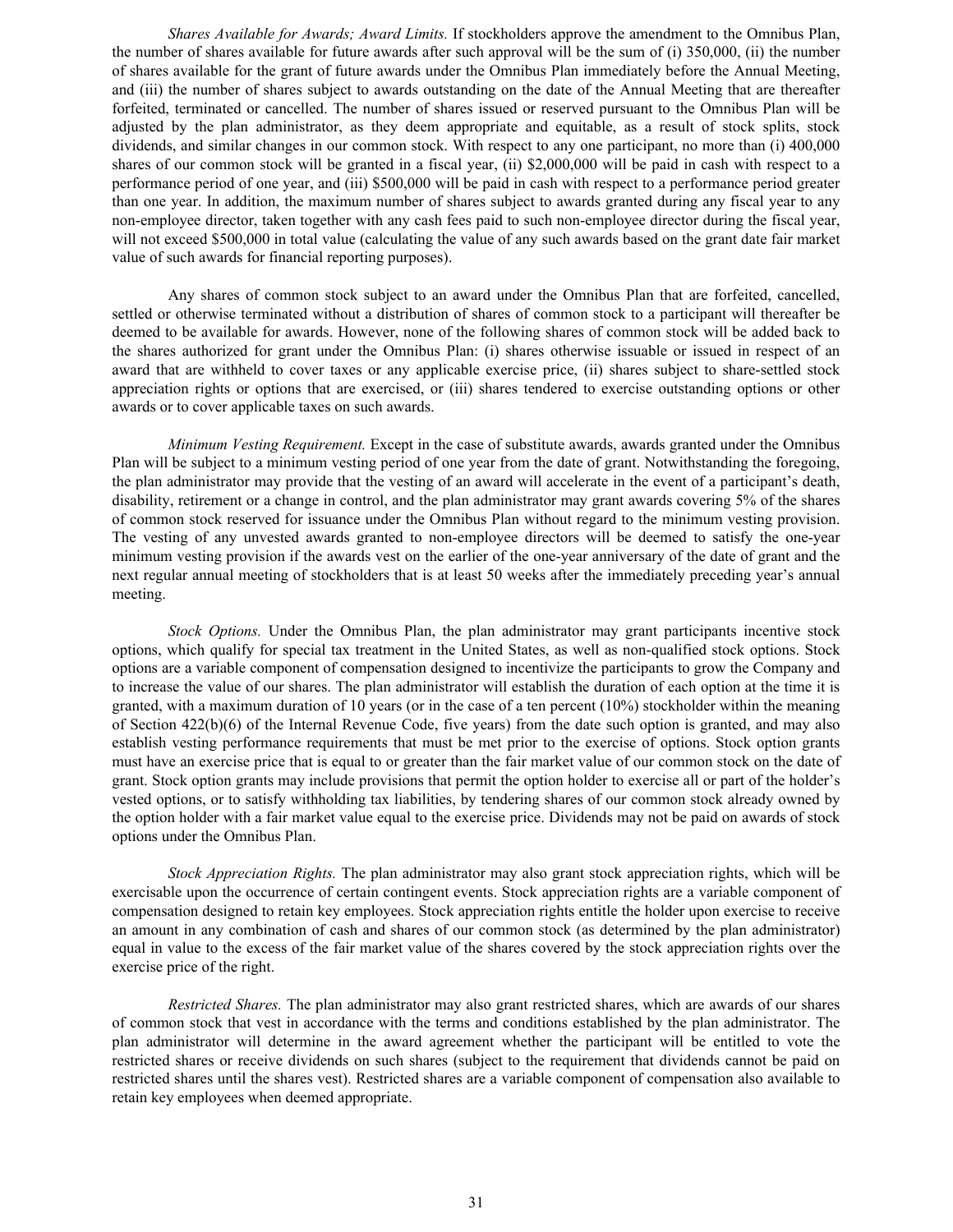*Shares Available for Awards; Award Limits.* If stockholders approve the amendment to the Omnibus Plan, the number of shares available for future awards after such approval will be the sum of (i) 350,000, (ii) the number of shares available for the grant of future awards under the Omnibus Plan immediately before the Annual Meeting, and (iii) the number of shares subject to awards outstanding on the date of the Annual Meeting that are thereafter forfeited, terminated or cancelled. The number of shares issued or reserved pursuant to the Omnibus Plan will be adjusted by the plan administrator, as they deem appropriate and equitable, as a result of stock splits, stock dividends, and similar changes in our common stock. With respect to any one participant, no more than (i) 400,000 shares of our common stock will be granted in a fiscal year, (ii) $2,000,000 will be paid in cash with respect to a performance period of one year, and (iii) $500,000 will be paid in cash with respect to a performance period greater than one year. In addition, the maximum number of shares subject to awards granted during any fiscal year to any non-employee director, taken together with any cash fees paid to such non-employee director during the fiscal year, will not exceed $500,000 in total value (calculating the value of any such awards based on the grant date fair market value of such awards for financial reporting purposes).

Any shares of common stock subject to an award under the Omnibus Plan that are forfeited, cancelled, settled or otherwise terminated without a distribution of shares of common stock to a participant will thereafter be deemed to be available for awards. However, none of the following shares of common stock will be added back to the shares authorized for grant under the Omnibus Plan: (i) shares otherwise issuable or issued in respect of an award that are withheld to cover taxes or any applicable exercise price, (ii) shares subject to share-settled stock appreciation rights or options that are exercised, or (iii) shares tendered to exercise outstanding options or other awards or to cover applicable taxes on such awards.

*Minimum Vesting Requirement.* Except in the case of substitute awards, awards granted under the Omnibus Plan will be subject to a minimum vesting period of one year from the date of grant. Notwithstanding the foregoing, the plan administrator may provide that the vesting of an award will accelerate in the event of a participant's death, disability, retirement or a change in control, and the plan administrator may grant awards covering 5% of the shares of common stock reserved for issuance under the Omnibus Plan without regard to the minimum vesting provision. The vesting of any unvested awards granted to non-employee directors will be deemed to satisfy the one-year minimum vesting provision if the awards vest on the earlier of the one-year anniversary of the date of grant and the next regular annual meeting of stockholders that is at least 50 weeks after the immediately preceding year's annual meeting.

*Stock Options.* Under the Omnibus Plan, the plan administrator may grant participants incentive stock options, which qualify for special tax treatment in the United States, as well as non-qualified stock options. Stock options are a variable component of compensation designed to incentivize the participants to grow the Company and to increase the value of our shares. The plan administrator will establish the duration of each option at the time it is granted, with a maximum duration of 10 years (or in the case of a ten percent (10%) stockholder within the meaning of Section 422(b)(6) of the Internal Revenue Code, five years) from the date such option is granted, and may also establish vesting performance requirements that must be met prior to the exercise of options. Stock option grants must have an exercise price that is equal to or greater than the fair market value of our common stock on the date of grant. Stock option grants may include provisions that permit the option holder to exercise all or part of the holder's vested options, or to satisfy withholding tax liabilities, by tendering shares of our common stock already owned by the option holder with a fair market value equal to the exercise price. Dividends may not be paid on awards of stock options under the Omnibus Plan.

*Stock Appreciation Rights.* The plan administrator may also grant stock appreciation rights, which will be exercisable upon the occurrence of certain contingent events. Stock appreciation rights are a variable component of compensation designed to retain key employees. Stock appreciation rights entitle the holder upon exercise to receive an amount in any combination of cash and shares of our common stock (as determined by the plan administrator) equal in value to the excess of the fair market value of the shares covered by the stock appreciation rights over the exercise price of the right.

*Restricted Shares.* The plan administrator may also grant restricted shares, which are awards of our shares of common stock that vest in accordance with the terms and conditions established by the plan administrator. The plan administrator will determine in the award agreement whether the participant will be entitled to vote the restricted shares or receive dividends on such shares (subject to the requirement that dividends cannot be paid on restricted shares until the shares vest). Restricted shares are a variable component of compensation also available to retain key employees when deemed appropriate.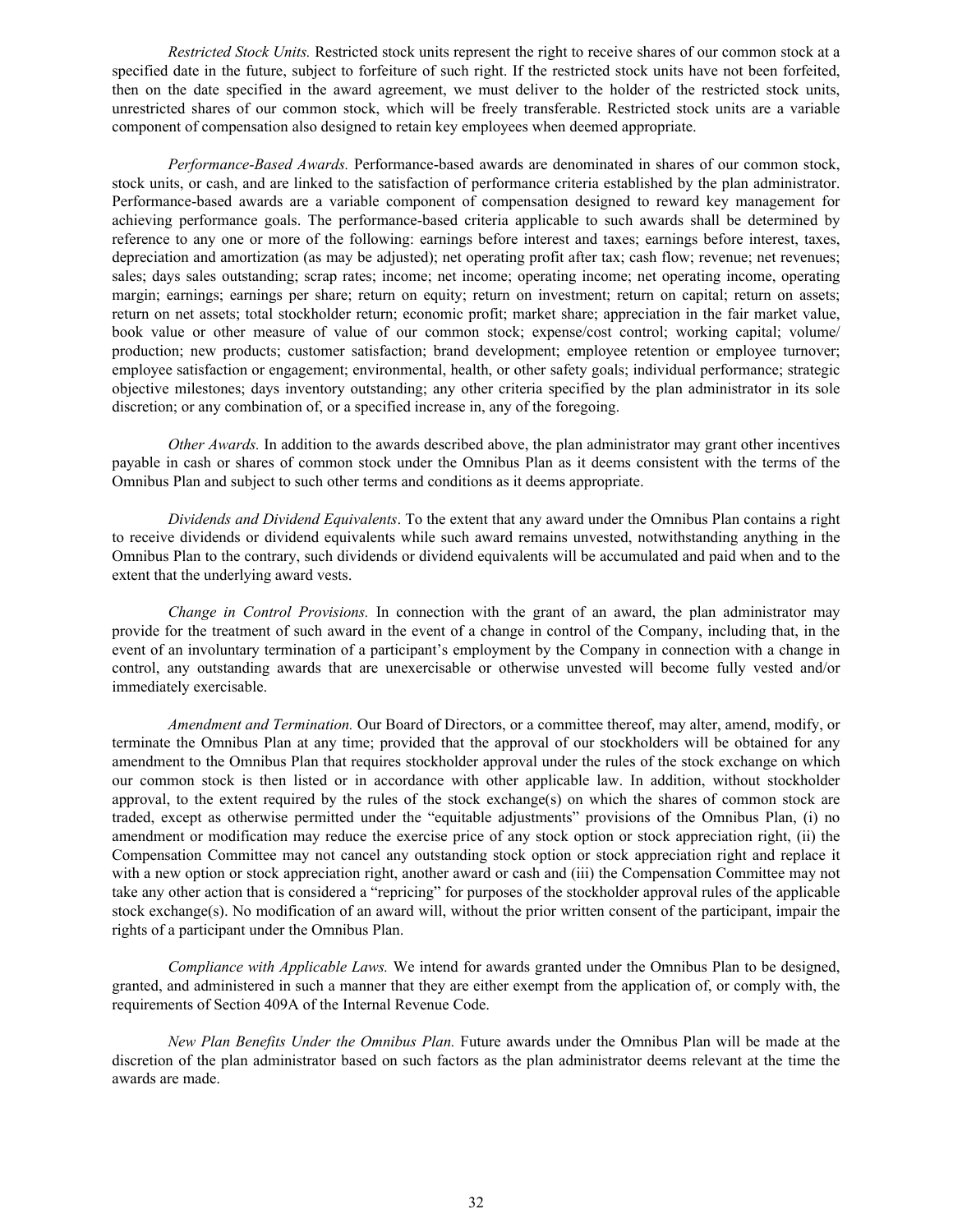*Restricted Stock Units.* Restricted stock units represent the right to receive shares of our common stock at a specified date in the future, subject to forfeiture of such right. If the restricted stock units have not been forfeited, then on the date specified in the award agreement, we must deliver to the holder of the restricted stock units, unrestricted shares of our common stock, which will be freely transferable. Restricted stock units are a variable component of compensation also designed to retain key employees when deemed appropriate.

*Performance-Based Awards.* Performance-based awards are denominated in shares of our common stock, stock units, or cash, and are linked to the satisfaction of performance criteria established by the plan administrator. Performance-based awards are a variable component of compensation designed to reward key management for achieving performance goals. The performance-based criteria applicable to such awards shall be determined by reference to any one or more of the following: earnings before interest and taxes; earnings before interest, taxes, depreciation and amortization (as may be adjusted); net operating profit after tax; cash flow; revenue; net revenues; sales; days sales outstanding; scrap rates; income; net income; operating income; net operating income, operating margin; earnings; earnings per share; return on equity; return on investment; return on capital; return on assets; return on net assets; total stockholder return; economic profit; market share; appreciation in the fair market value, book value or other measure of value of our common stock; expense/cost control; working capital; volume/ production; new products; customer satisfaction; brand development; employee retention or employee turnover; employee satisfaction or engagement; environmental, health, or other safety goals; individual performance; strategic objective milestones; days inventory outstanding; any other criteria specified by the plan administrator in its sole discretion; or any combination of, or a specified increase in, any of the foregoing.

*Other Awards.* In addition to the awards described above, the plan administrator may grant other incentives payable in cash or shares of common stock under the Omnibus Plan as it deems consistent with the terms of the Omnibus Plan and subject to such other terms and conditions as it deems appropriate.

*Dividends and Dividend Equivalents*. To the extent that any award under the Omnibus Plan contains a right to receive dividends or dividend equivalents while such award remains unvested, notwithstanding anything in the Omnibus Plan to the contrary, such dividends or dividend equivalents will be accumulated and paid when and to the extent that the underlying award vests.

*Change in Control Provisions.* In connection with the grant of an award, the plan administrator may provide for the treatment of such award in the event of a change in control of the Company, including that, in the event of an involuntary termination of a participant's employment by the Company in connection with a change in control, any outstanding awards that are unexercisable or otherwise unvested will become fully vested and/or immediately exercisable.

*Amendment and Termination.* Our Board of Directors, or a committee thereof, may alter, amend, modify, or terminate the Omnibus Plan at any time; provided that the approval of our stockholders will be obtained for any amendment to the Omnibus Plan that requires stockholder approval under the rules of the stock exchange on which our common stock is then listed or in accordance with other applicable law. In addition, without stockholder approval, to the extent required by the rules of the stock exchange(s) on which the shares of common stock are traded, except as otherwise permitted under the "equitable adjustments" provisions of the Omnibus Plan, (i) no amendment or modification may reduce the exercise price of any stock option or stock appreciation right, (ii) the Compensation Committee may not cancel any outstanding stock option or stock appreciation right and replace it with a new option or stock appreciation right, another award or cash and (iii) the Compensation Committee may not take any other action that is considered a "repricing" for purposes of the stockholder approval rules of the applicable stock exchange(s). No modification of an award will, without the prior written consent of the participant, impair the rights of a participant under the Omnibus Plan.

*Compliance with Applicable Laws.* We intend for awards granted under the Omnibus Plan to be designed, granted, and administered in such a manner that they are either exempt from the application of, or comply with, the requirements of Section 409A of the Internal Revenue Code.

*New Plan Benefits Under the Omnibus Plan.* Future awards under the Omnibus Plan will be made at the discretion of the plan administrator based on such factors as the plan administrator deems relevant at the time the awards are made.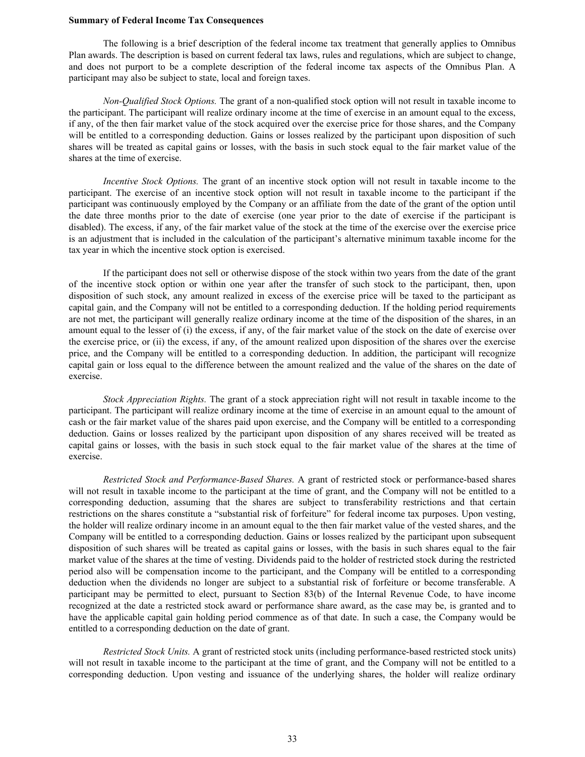**Summary of Federal Income Tax Consequences**

The following is a brief description of the federal income tax treatment that generally applies to Omnibus Plan awards. The description is based on current federal tax laws, rules and regulations, which are subject to change, and does not purport to be a complete description of the federal income tax aspects of the Omnibus Plan. A participant may also be subject to state, local and foreign taxes.

*Non-Qualified Stock Options.* The grant of a non-qualified stock option will not result in taxable income to the participant. The participant will realize ordinary income at the time of exercise in an amount equal to the excess, if any, of the then fair market value of the stock acquired over the exercise price for those shares, and the Company will be entitled to a corresponding deduction. Gains or losses realized by the participant upon disposition of such shares will be treated as capital gains or losses, with the basis in such stock equal to the fair market value of the shares at the time of exercise.

*Incentive Stock Options.* The grant of an incentive stock option will not result in taxable income to the participant. The exercise of an incentive stock option will not result in taxable income to the participant if the participant was continuously employed by the Company or an affiliate from the date of the grant of the option until the date three months prior to the date of exercise (one year prior to the date of exercise if the participant is disabled). The excess, if any, of the fair market value of the stock at the time of the exercise over the exercise price is an adjustment that is included in the calculation of the participant's alternative minimum taxable income for the tax year in which the incentive stock option is exercised.

If the participant does not sell or otherwise dispose of the stock within two years from the date of the grant of the incentive stock option or within one year after the transfer of such stock to the participant, then, upon disposition of such stock, any amount realized in excess of the exercise price will be taxed to the participant as capital gain, and the Company will not be entitled to a corresponding deduction. If the holding period requirements are not met, the participant will generally realize ordinary income at the time of the disposition of the shares, in an amount equal to the lesser of (i) the excess, if any, of the fair market value of the stock on the date of exercise over the exercise price, or (ii) the excess, if any, of the amount realized upon disposition of the shares over the exercise price, and the Company will be entitled to a corresponding deduction. In addition, the participant will recognize capital gain or loss equal to the difference between the amount realized and the value of the shares on the date of exercise.

*Stock Appreciation Rights.* The grant of a stock appreciation right will not result in taxable income to the participant. The participant will realize ordinary income at the time of exercise in an amount equal to the amount of cash or the fair market value of the shares paid upon exercise, and the Company will be entitled to a corresponding deduction. Gains or losses realized by the participant upon disposition of any shares received will be treated as capital gains or losses, with the basis in such stock equal to the fair market value of the shares at the time of exercise.

*Restricted Stock and Performance-Based Shares.* A grant of restricted stock or performance-based shares will not result in taxable income to the participant at the time of grant, and the Company will not be entitled to a corresponding deduction, assuming that the shares are subject to transferability restrictions and that certain restrictions on the shares constitute a "substantial risk of forfeiture" for federal income tax purposes. Upon vesting, the holder will realize ordinary income in an amount equal to the then fair market value of the vested shares, and the Company will be entitled to a corresponding deduction. Gains or losses realized by the participant upon subsequent disposition of such shares will be treated as capital gains or losses, with the basis in such shares equal to the fair market value of the shares at the time of vesting. Dividends paid to the holder of restricted stock during the restricted period also will be compensation income to the participant, and the Company will be entitled to a corresponding deduction when the dividends no longer are subject to a substantial risk of forfeiture or become transferable. A participant may be permitted to elect, pursuant to Section 83(b) of the Internal Revenue Code, to have income recognized at the date a restricted stock award or performance share award, as the case may be, is granted and to have the applicable capital gain holding period commence as of that date. In such a case, the Company would be entitled to a corresponding deduction on the date of grant.

*Restricted Stock Units.* A grant of restricted stock units (including performance-based restricted stock units) will not result in taxable income to the participant at the time of grant, and the Company will not be entitled to a corresponding deduction. Upon vesting and issuance of the underlying shares, the holder will realize ordinary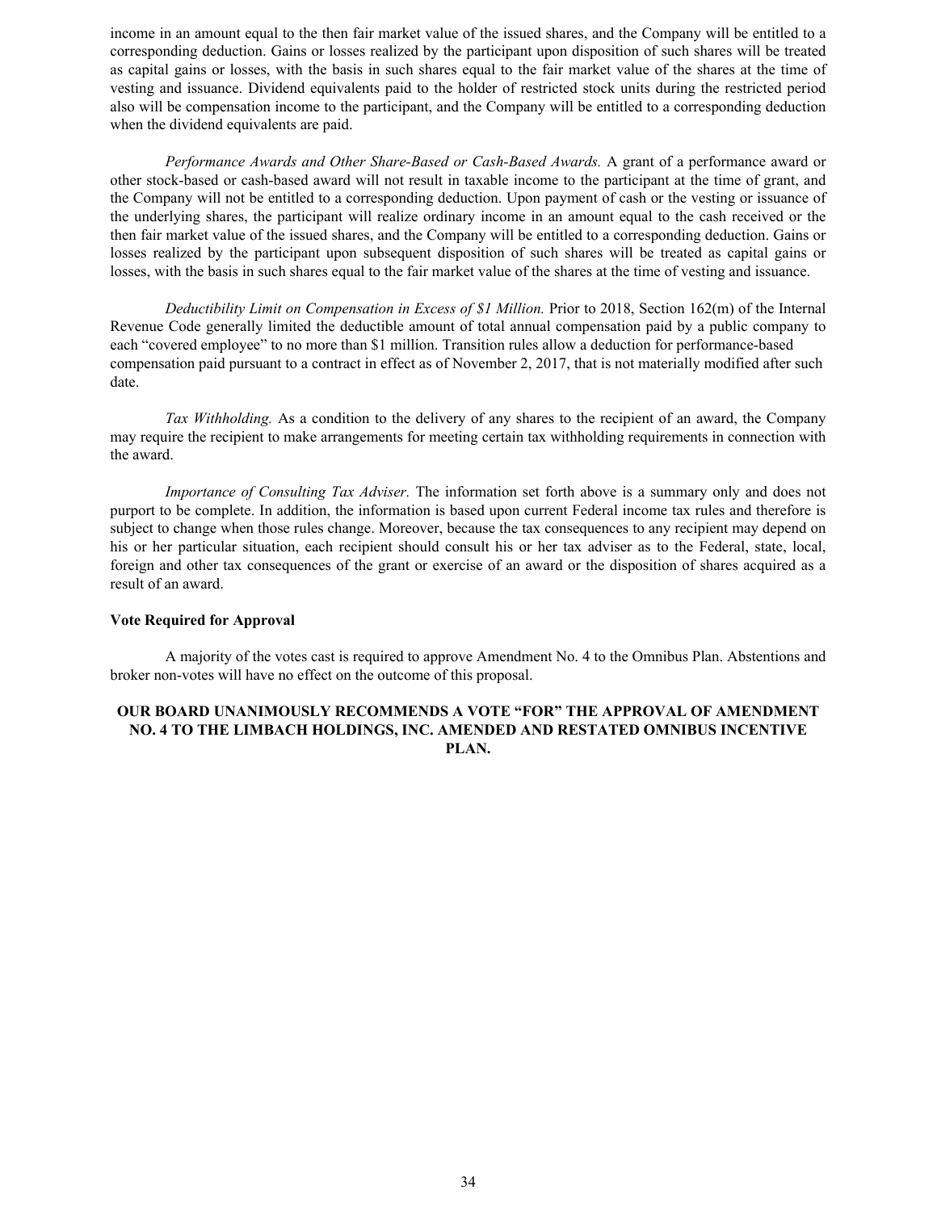income in an amount equal to the then fair market value of the issued shares, and the Company will be entitled to a corresponding deduction. Gains or losses realized by the participant upon disposition of such shares will be treated as capital gains or losses, with the basis in such shares equal to the fair market value of the shares at the time of vesting and issuance. Dividend equivalents paid to the holder of restricted stock units during the restricted period also will be compensation income to the participant, and the Company will be entitled to a corresponding deduction when the dividend equivalents are paid.

*Performance Awards and Other Share-Based or Cash-Based Awards.* A grant of a performance award or other stock-based or cash-based award will not result in taxable income to the participant at the time of grant, and the Company will not be entitled to a corresponding deduction. Upon payment of cash or the vesting or issuance of the underlying shares, the participant will realize ordinary income in an amount equal to the cash received or the then fair market value of the issued shares, and the Company will be entitled to a corresponding deduction. Gains or losses realized by the participant upon subsequent disposition of such shares will be treated as capital gains or losses, with the basis in such shares equal to the fair market value of the shares at the time of vesting and issuance.

*Deductibility Limit on Compensation in Excess of $1 Million.* Prior to 2018, Section 162(m) of the Internal Revenue Code generally limited the deductible amount of total annual compensation paid by a public company to each "covered employee" to no more than $1 million. Transition rules allow a deduction for performance-based compensation paid pursuant to a contract in effect as of November 2, 2017, that is not materially modified after such date.

*Tax Withholding.* As a condition to the delivery of any shares to the recipient of an award, the Company may require the recipient to make arrangements for meeting certain tax withholding requirements in connection with the award.

*Importance of Consulting Tax Adviser.* The information set forth above is a summary only and does not purport to be complete. In addition, the information is based upon current Federal income tax rules and therefore is subject to change when those rules change. Moreover, because the tax consequences to any recipient may depend on his or her particular situation, each recipient should consult his or her tax adviser as to the Federal, state, local, foreign and other tax consequences of the grant or exercise of an award or the disposition of shares acquired as a result of an award.

**Vote Required for Approval**

A majority of the votes cast is required to approve Amendment No. 4 to the Omnibus Plan. Abstentions and broker non-votes will have no effect on the outcome of this proposal.

**OUR BOARD UNANIMOUSLY RECOMMENDS A VOTE "FOR" THE APPROVAL OF AMENDMENT NO. 4 TO THE LIMBACH HOLDINGS, INC. AMENDED AND RESTATED OMNIBUS INCENTIVE PLAN.**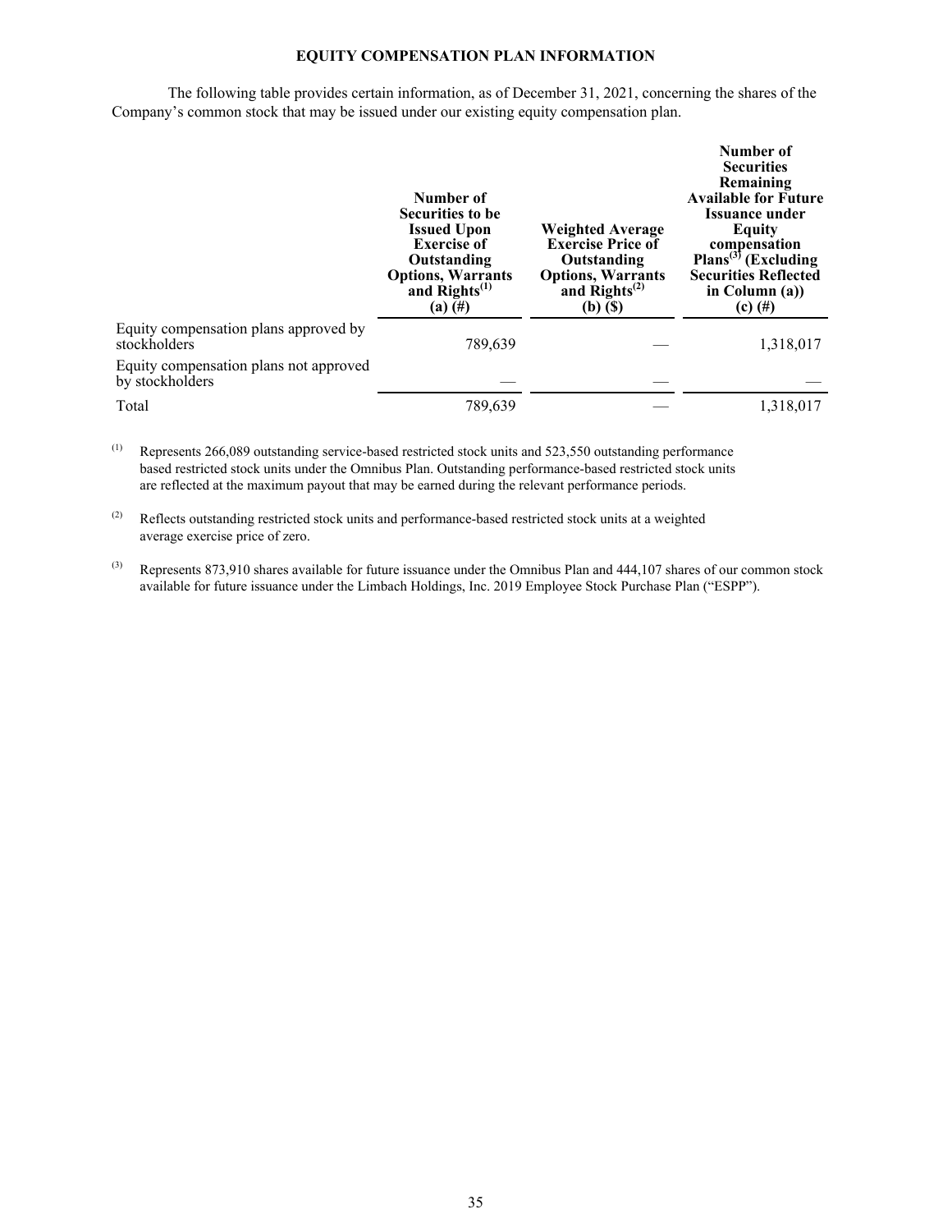## EQUITY COMPENSATION PLAN INFORMATION

The following table provides certain information, as of December 31, 2021, concerning the shares of the Company's common stock that may be issued under our existing equity compensation plan.

| | Number of Securities to be Issued Upon Exercise of Outstanding Options, Warrants and Rights[(1)] (a) (#) | Weighted Average Exercise Price of Outstanding Options, Warrants and Rights[(2)] (b) ($) | Number of Securities Remaining Available for Future Issuance under Equity compensation Plans[(3)] (Excluding Securities Reflected in Column (a)) (c) (#) |
|---|---|---|---|
| Equity compensation plans approved by stockholders | 789,639 | — | 1,318,017 |
| Equity compensation plans not approved by stockholders | — | — | — |
| Total | 789,639 | — | 1,318,017 |

(1) Represents 266,089 outstanding service-based restricted stock units and 523,550 outstanding performance based restricted stock units under the Omnibus Plan. Outstanding performance-based restricted stock units are reflected at the maximum payout that may be earned during the relevant performance periods.

(2) Reflects outstanding restricted stock units and performance-based restricted stock units at a weighted average exercise price of zero.

(3) Represents 873,910 shares available for future issuance under the Omnibus Plan and 444,107 shares of our common stock available for future issuance under the Limbach Holdings, Inc. 2019 Employee Stock Purchase Plan ("ESPP").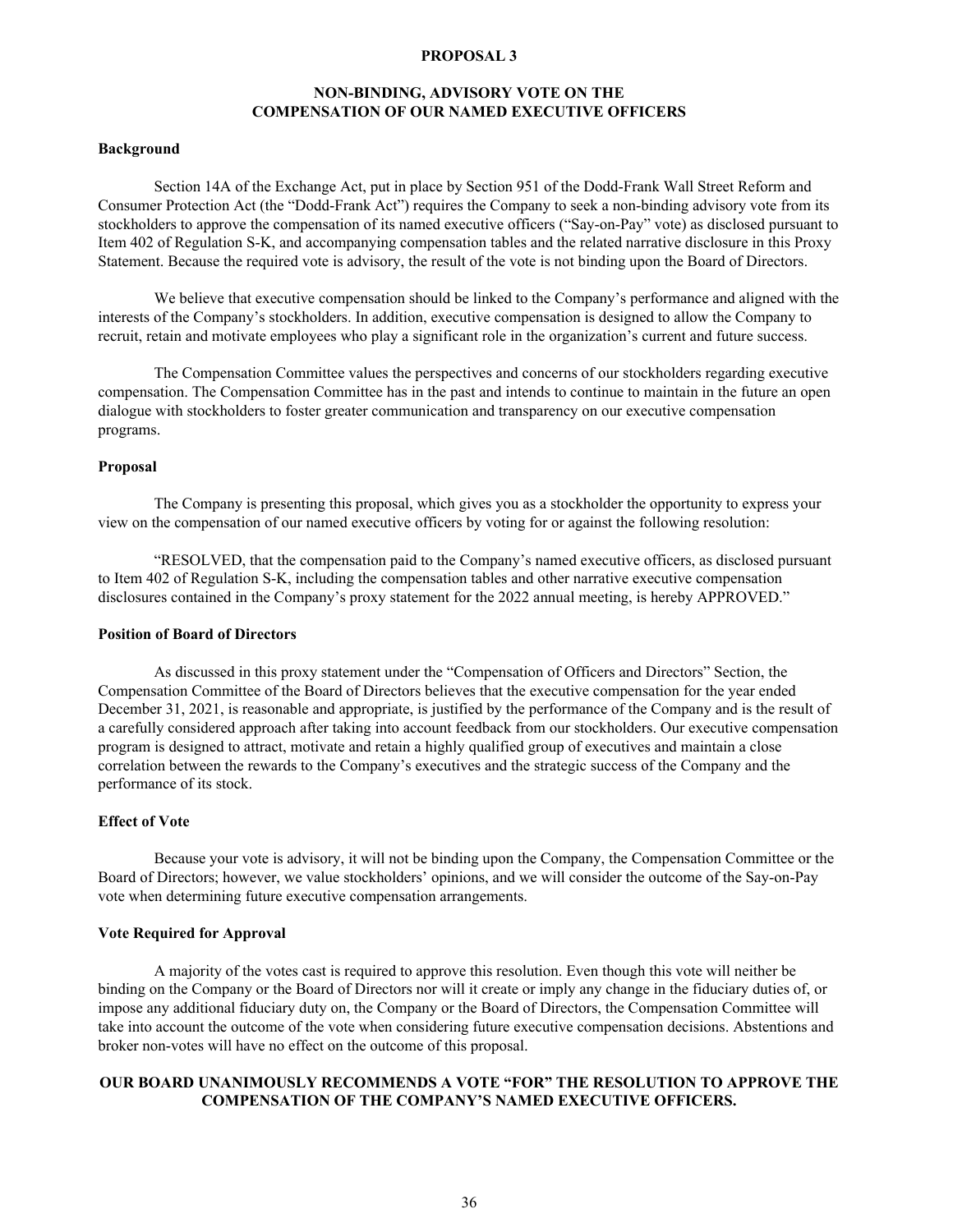## PROPOSAL 3

## NON-BINDING, ADVISORY VOTE ON THE COMPENSATION OF OUR NAMED EXECUTIVE OFFICERS

### Background

Section 14A of the Exchange Act, put in place by Section 951 of the Dodd-Frank Wall Street Reform and Consumer Protection Act (the "Dodd-Frank Act") requires the Company to seek a non-binding advisory vote from its stockholders to approve the compensation of its named executive officers ("Say-on-Pay" vote) as disclosed pursuant to Item 402 of Regulation S-K, and accompanying compensation tables and the related narrative disclosure in this Proxy Statement. Because the required vote is advisory, the result of the vote is not binding upon the Board of Directors.

We believe that executive compensation should be linked to the Company's performance and aligned with the interests of the Company's stockholders. In addition, executive compensation is designed to allow the Company to recruit, retain and motivate employees who play a significant role in the organization's current and future success.

The Compensation Committee values the perspectives and concerns of our stockholders regarding executive compensation. The Compensation Committee has in the past and intends to continue to maintain in the future an open dialogue with stockholders to foster greater communication and transparency on our executive compensation programs.

### Proposal

The Company is presenting this proposal, which gives you as a stockholder the opportunity to express your view on the compensation of our named executive officers by voting for or against the following resolution:

"RESOLVED, that the compensation paid to the Company's named executive officers, as disclosed pursuant to Item 402 of Regulation S-K, including the compensation tables and other narrative executive compensation disclosures contained in the Company's proxy statement for the 2022 annual meeting, is hereby APPROVED."

### Position of Board of Directors

As discussed in this proxy statement under the "Compensation of Officers and Directors" Section, the Compensation Committee of the Board of Directors believes that the executive compensation for the year ended December 31, 2021, is reasonable and appropriate, is justified by the performance of the Company and is the result of a carefully considered approach after taking into account feedback from our stockholders. Our executive compensation program is designed to attract, motivate and retain a highly qualified group of executives and maintain a close correlation between the rewards to the Company's executives and the strategic success of the Company and the performance of its stock.

### Effect of Vote

Because your vote is advisory, it will not be binding upon the Company, the Compensation Committee or the Board of Directors; however, we value stockholders' opinions, and we will consider the outcome of the Say-on-Pay vote when determining future executive compensation arrangements.

### Vote Required for Approval

A majority of the votes cast is required to approve this resolution. Even though this vote will neither be binding on the Company or the Board of Directors nor will it create or imply any change in the fiduciary duties of, or impose any additional fiduciary duty on, the Company or the Board of Directors, the Compensation Committee will take into account the outcome of the vote when considering future executive compensation decisions. Abstentions and broker non-votes will have no effect on the outcome of this proposal.

**OUR BOARD UNANIMOUSLY RECOMMENDS A VOTE "FOR" THE RESOLUTION TO APPROVE THE COMPENSATION OF THE COMPANY'S NAMED EXECUTIVE OFFICERS.**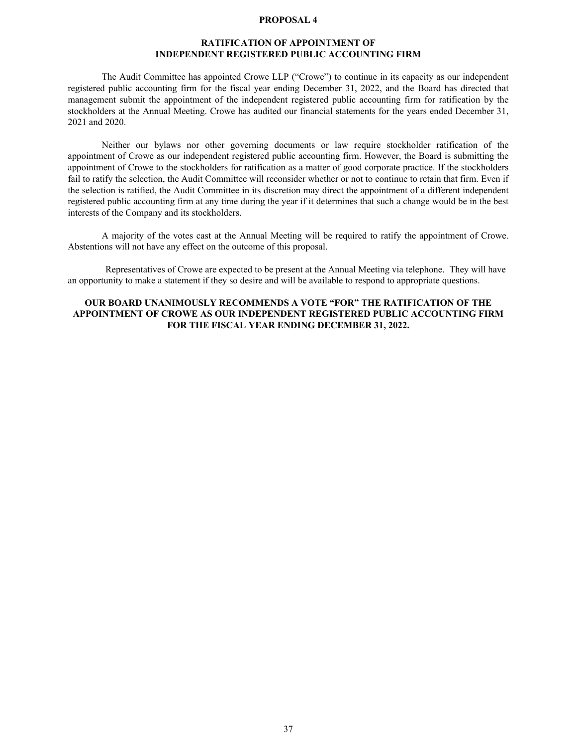# PROPOSAL 4

## RATIFICATION OF APPOINTMENT OF INDEPENDENT REGISTERED PUBLIC ACCOUNTING FIRM

The Audit Committee has appointed Crowe LLP ("Crowe") to continue in its capacity as our independent registered public accounting firm for the fiscal year ending December 31, 2022, and the Board has directed that management submit the appointment of the independent registered public accounting firm for ratification by the stockholders at the Annual Meeting. Crowe has audited our financial statements for the years ended December 31, 2021 and 2020.

Neither our bylaws nor other governing documents or law require stockholder ratification of the appointment of Crowe as our independent registered public accounting firm. However, the Board is submitting the appointment of Crowe to the stockholders for ratification as a matter of good corporate practice. If the stockholders fail to ratify the selection, the Audit Committee will reconsider whether or not to continue to retain that firm. Even if the selection is ratified, the Audit Committee in its discretion may direct the appointment of a different independent registered public accounting firm at any time during the year if it determines that such a change would be in the best interests of the Company and its stockholders.

A majority of the votes cast at the Annual Meeting will be required to ratify the appointment of Crowe. Abstentions will not have any effect on the outcome of this proposal.

Representatives of Crowe are expected to be present at the Annual Meeting via telephone. They will have an opportunity to make a statement if they so desire and will be available to respond to appropriate questions.

**OUR BOARD UNANIMOUSLY RECOMMENDS A VOTE "FOR" THE RATIFICATION OF THE APPOINTMENT OF CROWE AS OUR INDEPENDENT REGISTERED PUBLIC ACCOUNTING FIRM FOR THE FISCAL YEAR ENDING DECEMBER 31, 2022.**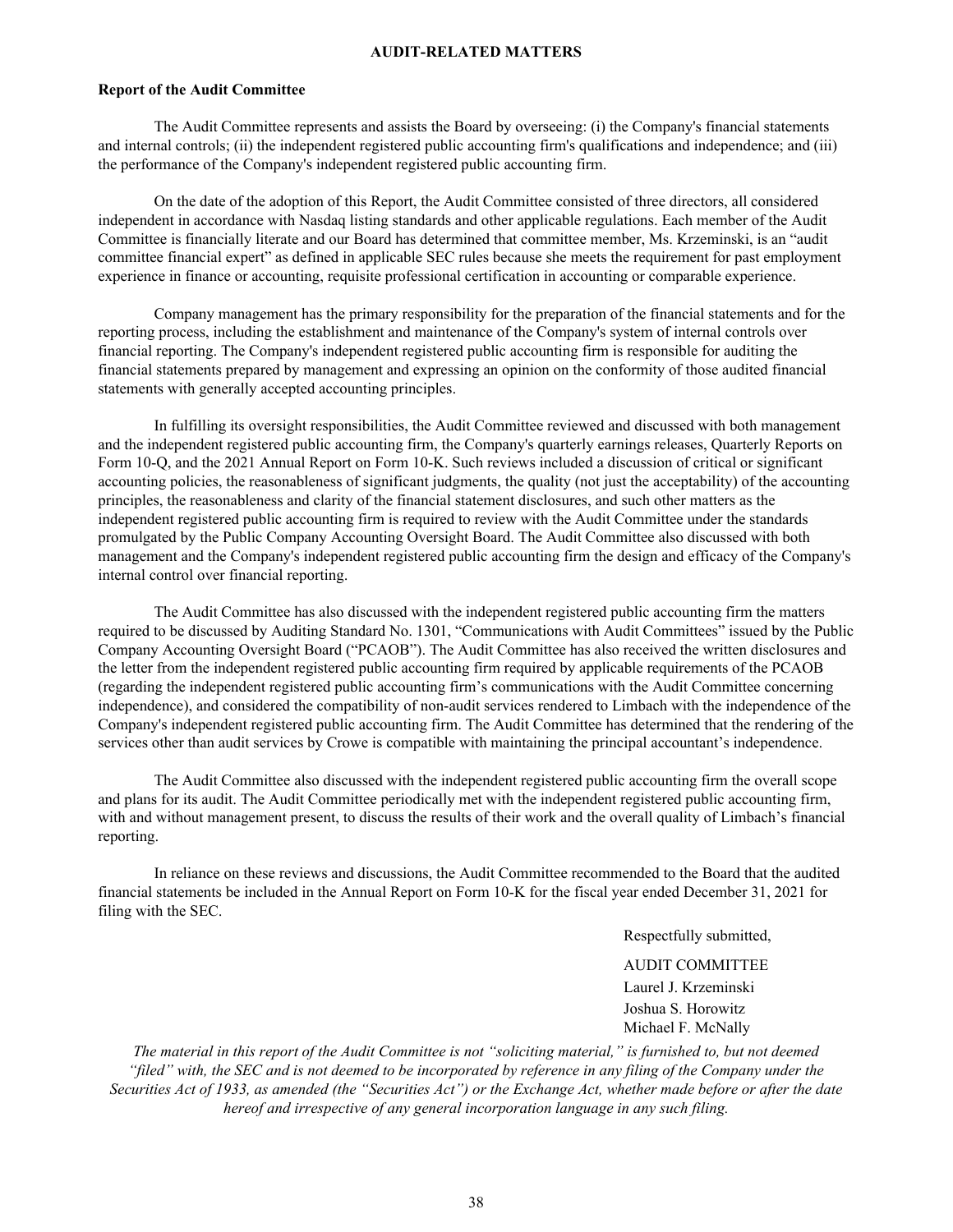# AUDIT-RELATED MATTERS

## Report of the Audit Committee

The Audit Committee represents and assists the Board by overseeing: (i) the Company's financial statements and internal controls; (ii) the independent registered public accounting firm's qualifications and independence; and (iii) the performance of the Company's independent registered public accounting firm.

On the date of the adoption of this Report, the Audit Committee consisted of three directors, all considered independent in accordance with Nasdaq listing standards and other applicable regulations. Each member of the Audit Committee is financially literate and our Board has determined that committee member, Ms. Krzeminski, is an "audit committee financial expert" as defined in applicable SEC rules because she meets the requirement for past employment experience in finance or accounting, requisite professional certification in accounting or comparable experience.

Company management has the primary responsibility for the preparation of the financial statements and for the reporting process, including the establishment and maintenance of the Company's system of internal controls over financial reporting. The Company's independent registered public accounting firm is responsible for auditing the financial statements prepared by management and expressing an opinion on the conformity of those audited financial statements with generally accepted accounting principles.

In fulfilling its oversight responsibilities, the Audit Committee reviewed and discussed with both management and the independent registered public accounting firm, the Company's quarterly earnings releases, Quarterly Reports on Form 10-Q, and the 2021 Annual Report on Form 10-K. Such reviews included a discussion of critical or significant accounting policies, the reasonableness of significant judgments, the quality (not just the acceptability) of the accounting principles, the reasonableness and clarity of the financial statement disclosures, and such other matters as the independent registered public accounting firm is required to review with the Audit Committee under the standards promulgated by the Public Company Accounting Oversight Board. The Audit Committee also discussed with both management and the Company's independent registered public accounting firm the design and efficacy of the Company's internal control over financial reporting.

The Audit Committee has also discussed with the independent registered public accounting firm the matters required to be discussed by Auditing Standard No. 1301, "Communications with Audit Committees" issued by the Public Company Accounting Oversight Board ("PCAOB"). The Audit Committee has also received the written disclosures and the letter from the independent registered public accounting firm required by applicable requirements of the PCAOB (regarding the independent registered public accounting firm's communications with the Audit Committee concerning independence), and considered the compatibility of non-audit services rendered to Limbach with the independence of the Company's independent registered public accounting firm. The Audit Committee has determined that the rendering of the services other than audit services by Crowe is compatible with maintaining the principal accountant's independence.

The Audit Committee also discussed with the independent registered public accounting firm the overall scope and plans for its audit. The Audit Committee periodically met with the independent registered public accounting firm, with and without management present, to discuss the results of their work and the overall quality of Limbach's financial reporting.

In reliance on these reviews and discussions, the Audit Committee recommended to the Board that the audited financial statements be included in the Annual Report on Form 10-K for the fiscal year ended December 31, 2021 for filing with the SEC.

Respectfully submitted,

AUDIT COMMITTEE
Laurel J. Krzeminski
Joshua S. Horowitz
Michael F. McNally

*The material in this report of the Audit Committee is not "soliciting material," is furnished to, but not deemed "filed" with, the SEC and is not deemed to be incorporated by reference in any filing of the Company under the Securities Act of 1933, as amended (the "Securities Act") or the Exchange Act, whether made before or after the date hereof and irrespective of any general incorporation language in any such filing.*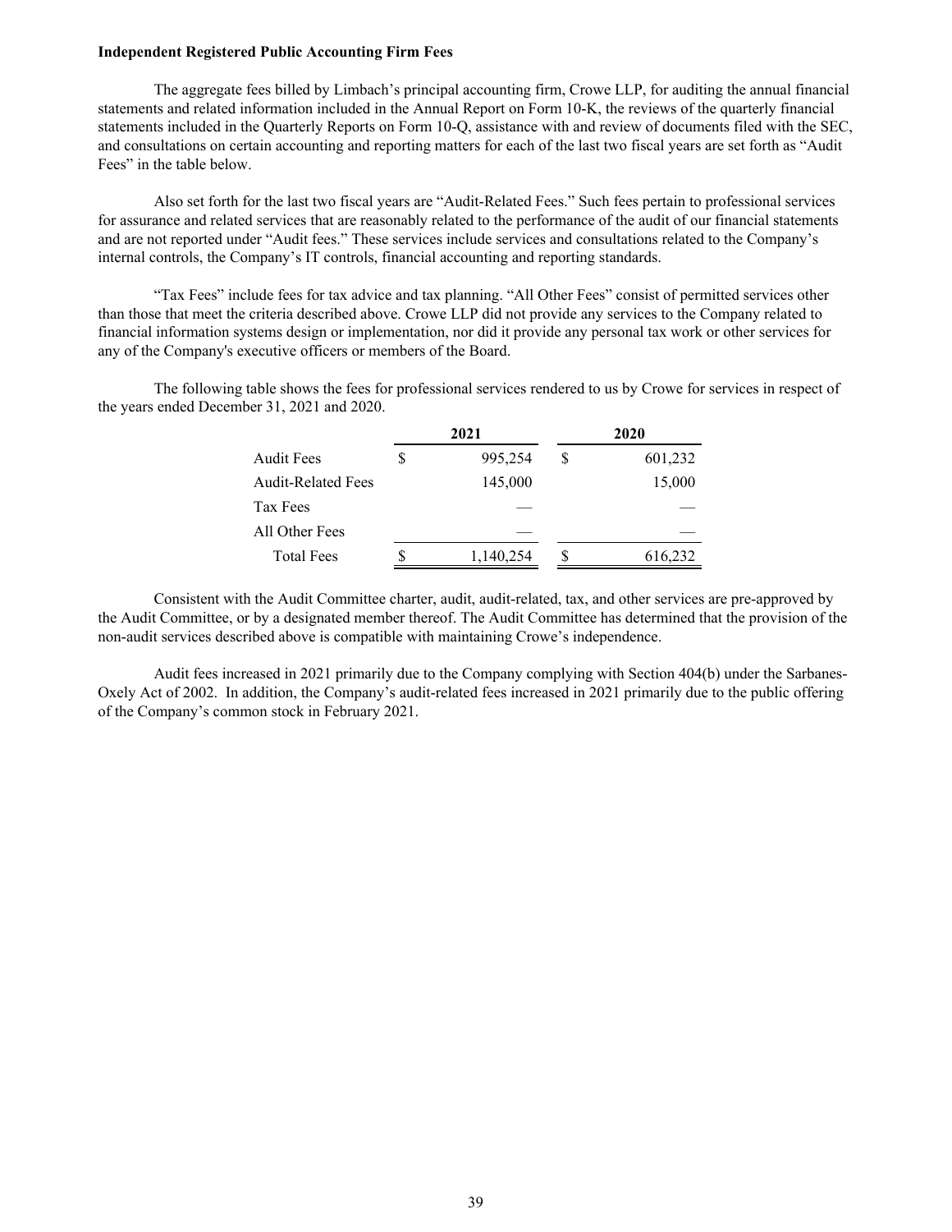**Independent Registered Public Accounting Firm Fees**

The aggregate fees billed by Limbach's principal accounting firm, Crowe LLP, for auditing the annual financial statements and related information included in the Annual Report on Form 10-K, the reviews of the quarterly financial statements included in the Quarterly Reports on Form 10-Q, assistance with and review of documents filed with the SEC, and consultations on certain accounting and reporting matters for each of the last two fiscal years are set forth as "Audit Fees" in the table below.

Also set forth for the last two fiscal years are "Audit-Related Fees." Such fees pertain to professional services for assurance and related services that are reasonably related to the performance of the audit of our financial statements and are not reported under "Audit fees." These services include services and consultations related to the Company's internal controls, the Company's IT controls, financial accounting and reporting standards.

"Tax Fees" include fees for tax advice and tax planning. "All Other Fees" consist of permitted services other than those that meet the criteria described above. Crowe LLP did not provide any services to the Company related to financial information systems design or implementation, nor did it provide any personal tax work or other services for any of the Company's executive officers or members of the Board.

The following table shows the fees for professional services rendered to us by Crowe for services in respect of the years ended December 31, 2021 and 2020.

| | 2021 | 2020 |
|---|---|---|
| Audit Fees | $ 995,254 | $ 601,232 |
| Audit-Related Fees | 145,000 | 15,000 |
| Tax Fees | — | — |
| All Other Fees | — | — |
| Total Fees | $ 1,140,254 | $ 616,232 |

Consistent with the Audit Committee charter, audit, audit-related, tax, and other services are pre-approved by the Audit Committee, or by a designated member thereof. The Audit Committee has determined that the provision of the non-audit services described above is compatible with maintaining Crowe's independence.

Audit fees increased in 2021 primarily due to the Company complying with Section 404(b) under the Sarbanes-Oxely Act of 2002. In addition, the Company's audit-related fees increased in 2021 primarily due to the public offering of the Company's common stock in February 2021.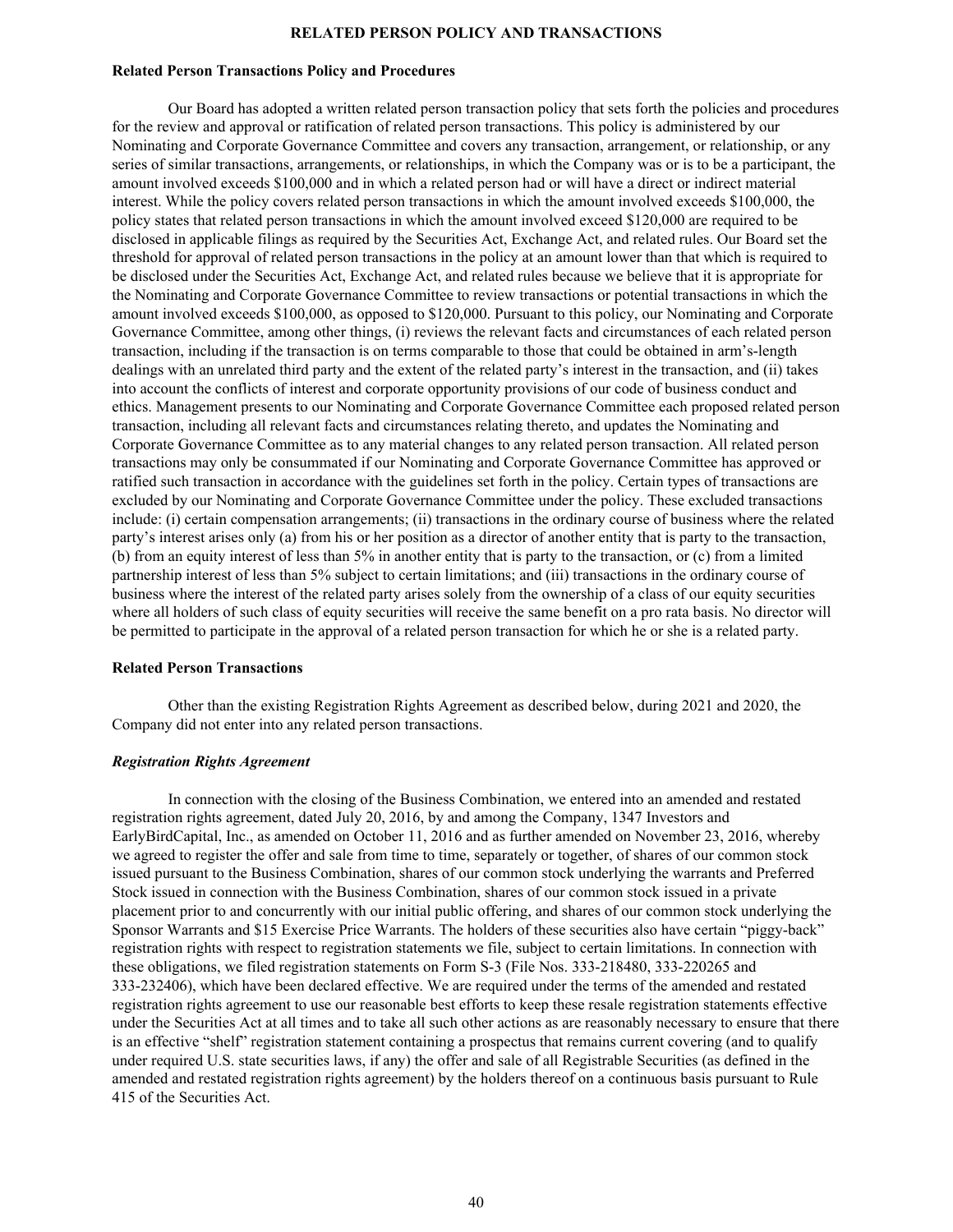## RELATED PERSON POLICY AND TRANSACTIONS

### Related Person Transactions Policy and Procedures

Our Board has adopted a written related person transaction policy that sets forth the policies and procedures for the review and approval or ratification of related person transactions. This policy is administered by our Nominating and Corporate Governance Committee and covers any transaction, arrangement, or relationship, or any series of similar transactions, arrangements, or relationships, in which the Company was or is to be a participant, the amount involved exceeds $100,000 and in which a related person had or will have a direct or indirect material interest. While the policy covers related person transactions in which the amount involved exceeds $100,000, the policy states that related person transactions in which the amount involved exceed $120,000 are required to be disclosed in applicable filings as required by the Securities Act, Exchange Act, and related rules. Our Board set the threshold for approval of related person transactions in the policy at an amount lower than that which is required to be disclosed under the Securities Act, Exchange Act, and related rules because we believe that it is appropriate for the Nominating and Corporate Governance Committee to review transactions or potential transactions in which the amount involved exceeds $100,000, as opposed to $120,000. Pursuant to this policy, our Nominating and Corporate Governance Committee, among other things, (i) reviews the relevant facts and circumstances of each related person transaction, including if the transaction is on terms comparable to those that could be obtained in arm's-length dealings with an unrelated third party and the extent of the related party's interest in the transaction, and (ii) takes into account the conflicts of interest and corporate opportunity provisions of our code of business conduct and ethics. Management presents to our Nominating and Corporate Governance Committee each proposed related person transaction, including all relevant facts and circumstances relating thereto, and updates the Nominating and Corporate Governance Committee as to any material changes to any related person transaction. All related person transactions may only be consummated if our Nominating and Corporate Governance Committee has approved or ratified such transaction in accordance with the guidelines set forth in the policy. Certain types of transactions are excluded by our Nominating and Corporate Governance Committee under the policy. These excluded transactions include: (i) certain compensation arrangements; (ii) transactions in the ordinary course of business where the related party's interest arises only (a) from his or her position as a director of another entity that is party to the transaction, (b) from an equity interest of less than 5% in another entity that is party to the transaction, or (c) from a limited partnership interest of less than 5% subject to certain limitations; and (iii) transactions in the ordinary course of business where the interest of the related party arises solely from the ownership of a class of our equity securities where all holders of such class of equity securities will receive the same benefit on a pro rata basis. No director will be permitted to participate in the approval of a related person transaction for which he or she is a related party.

### Related Person Transactions

Other than the existing Registration Rights Agreement as described below, during 2021 and 2020, the Company did not enter into any related person transactions.

#### *Registration Rights Agreement*

In connection with the closing of the Business Combination, we entered into an amended and restated registration rights agreement, dated July 20, 2016, by and among the Company, 1347 Investors and EarlyBirdCapital, Inc., as amended on October 11, 2016 and as further amended on November 23, 2016, whereby we agreed to register the offer and sale from time to time, separately or together, of shares of our common stock issued pursuant to the Business Combination, shares of our common stock underlying the warrants and Preferred Stock issued in connection with the Business Combination, shares of our common stock issued in a private placement prior to and concurrently with our initial public offering, and shares of our common stock underlying the Sponsor Warrants and $15 Exercise Price Warrants. The holders of these securities also have certain "piggy-back" registration rights with respect to registration statements we file, subject to certain limitations. In connection with these obligations, we filed registration statements on Form S-3 (File Nos. 333-218480, 333-220265 and 333-232406), which have been declared effective. We are required under the terms of the amended and restated registration rights agreement to use our reasonable best efforts to keep these resale registration statements effective under the Securities Act at all times and to take all such other actions as are reasonably necessary to ensure that there is an effective "shelf" registration statement containing a prospectus that remains current covering (and to qualify under required U.S. state securities laws, if any) the offer and sale of all Registrable Securities (as defined in the amended and restated registration rights agreement) by the holders thereof on a continuous basis pursuant to Rule 415 of the Securities Act.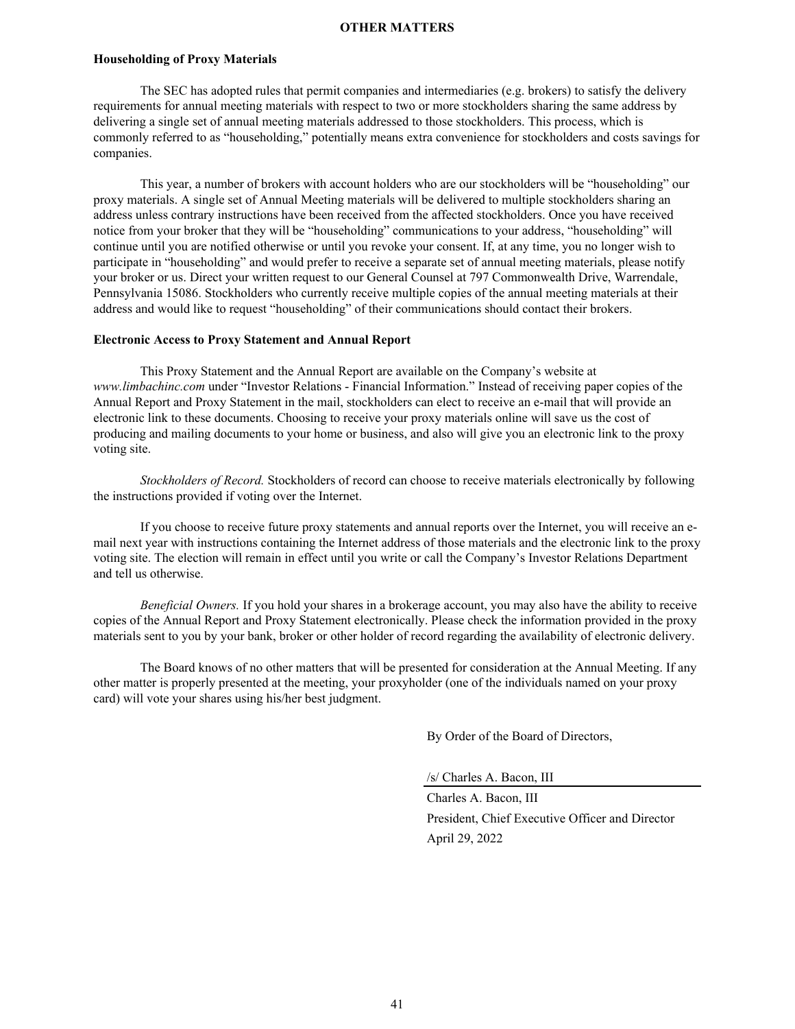## OTHER MATTERS

### Householding of Proxy Materials

The SEC has adopted rules that permit companies and intermediaries (e.g. brokers) to satisfy the delivery requirements for annual meeting materials with respect to two or more stockholders sharing the same address by delivering a single set of annual meeting materials addressed to those stockholders. This process, which is commonly referred to as "householding," potentially means extra convenience for stockholders and costs savings for companies.

This year, a number of brokers with account holders who are our stockholders will be "householding" our proxy materials. A single set of Annual Meeting materials will be delivered to multiple stockholders sharing an address unless contrary instructions have been received from the affected stockholders. Once you have received notice from your broker that they will be "householding" communications to your address, "householding" will continue until you are notified otherwise or until you revoke your consent. If, at any time, you no longer wish to participate in "householding" and would prefer to receive a separate set of annual meeting materials, please notify your broker or us. Direct your written request to our General Counsel at 797 Commonwealth Drive, Warrendale, Pennsylvania 15086. Stockholders who currently receive multiple copies of the annual meeting materials at their address and would like to request "householding" of their communications should contact their brokers.

### Electronic Access to Proxy Statement and Annual Report

This Proxy Statement and the Annual Report are available on the Company's website at *www.limbachinc.com* under "Investor Relations - Financial Information." Instead of receiving paper copies of the Annual Report and Proxy Statement in the mail, stockholders can elect to receive an e-mail that will provide an electronic link to these documents. Choosing to receive your proxy materials online will save us the cost of producing and mailing documents to your home or business, and also will give you an electronic link to the proxy voting site.

*Stockholders of Record.* Stockholders of record can choose to receive materials electronically by following the instructions provided if voting over the Internet.

If you choose to receive future proxy statements and annual reports over the Internet, you will receive an e-mail next year with instructions containing the Internet address of those materials and the electronic link to the proxy voting site. The election will remain in effect until you write or call the Company's Investor Relations Department and tell us otherwise.

*Beneficial Owners.* If you hold your shares in a brokerage account, you may also have the ability to receive copies of the Annual Report and Proxy Statement electronically. Please check the information provided in the proxy materials sent to you by your bank, broker or other holder of record regarding the availability of electronic delivery.

The Board knows of no other matters that will be presented for consideration at the Annual Meeting. If any other matter is properly presented at the meeting, your proxyholder (one of the individuals named on your proxy card) will vote your shares using his/her best judgment.

By Order of the Board of Directors,

/s/ Charles A. Bacon, III

Charles A. Bacon, III
President, Chief Executive Officer and Director
April 29, 2022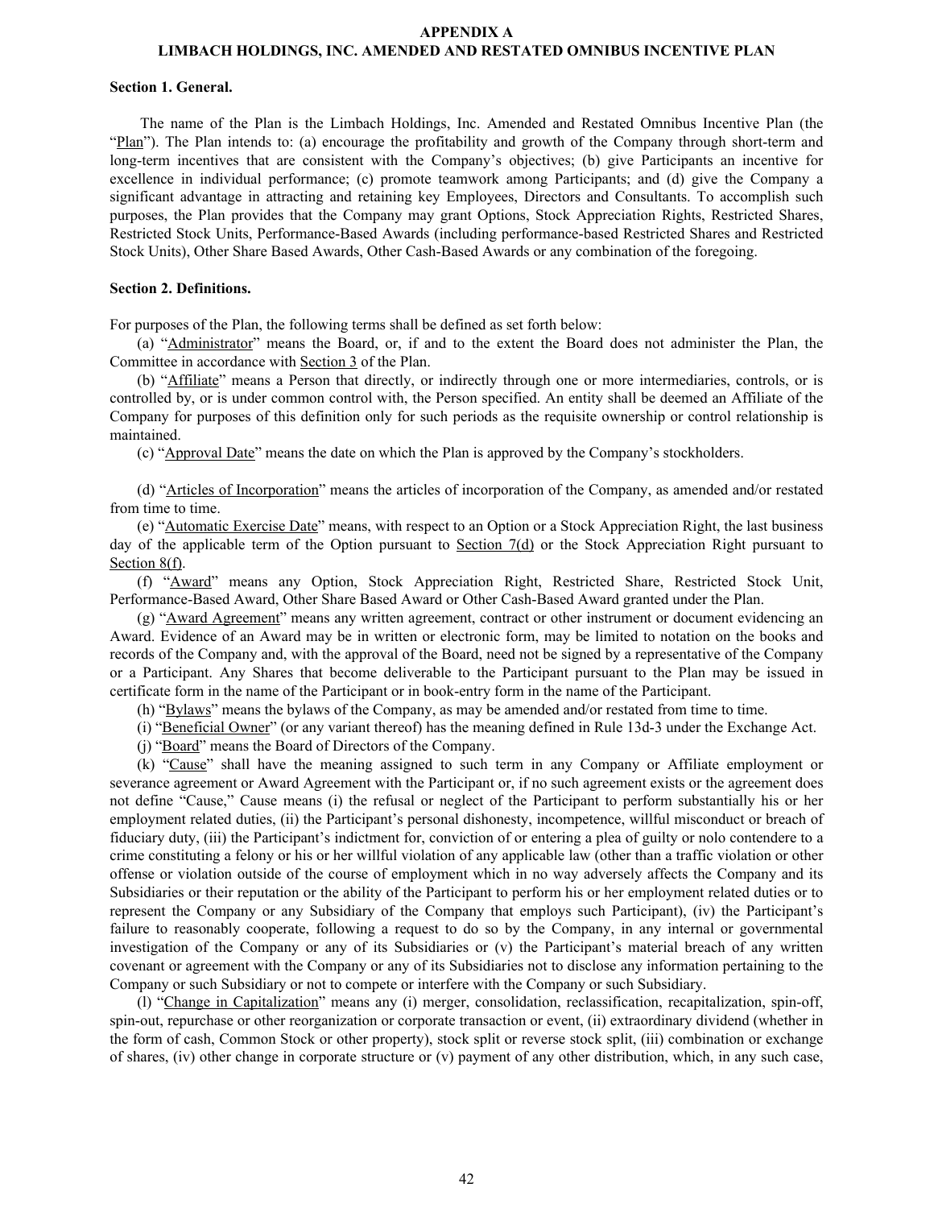# APPENDIX A
# LIMBACH HOLDINGS, INC. AMENDED AND RESTATED OMNIBUS INCENTIVE PLAN

**Section 1. General.**

The name of the Plan is the Limbach Holdings, Inc. Amended and Restated Omnibus Incentive Plan (the "Plan"). The Plan intends to: (a) encourage the profitability and growth of the Company through short-term and long-term incentives that are consistent with the Company's objectives; (b) give Participants an incentive for excellence in individual performance; (c) promote teamwork among Participants; and (d) give the Company a significant advantage in attracting and retaining key Employees, Directors and Consultants. To accomplish such purposes, the Plan provides that the Company may grant Options, Stock Appreciation Rights, Restricted Shares, Restricted Stock Units, Performance-Based Awards (including performance-based Restricted Shares and Restricted Stock Units), Other Share Based Awards, Other Cash-Based Awards or any combination of the foregoing.

**Section 2. Definitions.**

For purposes of the Plan, the following terms shall be defined as set forth below:

(a) "Administrator" means the Board, or, if and to the extent the Board does not administer the Plan, the Committee in accordance with Section 3 of the Plan.

(b) "Affiliate" means a Person that directly, or indirectly through one or more intermediaries, controls, or is controlled by, or is under common control with, the Person specified. An entity shall be deemed an Affiliate of the Company for purposes of this definition only for such periods as the requisite ownership or control relationship is maintained.

(c) "Approval Date" means the date on which the Plan is approved by the Company's stockholders.

(d) "Articles of Incorporation" means the articles of incorporation of the Company, as amended and/or restated from time to time.

(e) "Automatic Exercise Date" means, with respect to an Option or a Stock Appreciation Right, the last business day of the applicable term of the Option pursuant to Section 7(d) or the Stock Appreciation Right pursuant to Section 8(f).

(f) "Award" means any Option, Stock Appreciation Right, Restricted Share, Restricted Stock Unit, Performance-Based Award, Other Share Based Award or Other Cash-Based Award granted under the Plan.

(g) "Award Agreement" means any written agreement, contract or other instrument or document evidencing an Award. Evidence of an Award may be in written or electronic form, may be limited to notation on the books and records of the Company and, with the approval of the Board, need not be signed by a representative of the Company or a Participant. Any Shares that become deliverable to the Participant pursuant to the Plan may be issued in certificate form in the name of the Participant or in book-entry form in the name of the Participant.

(h) "Bylaws" means the bylaws of the Company, as may be amended and/or restated from time to time.

(i) "Beneficial Owner" (or any variant thereof) has the meaning defined in Rule 13d-3 under the Exchange Act.

(j) "Board" means the Board of Directors of the Company.

(k) "Cause" shall have the meaning assigned to such term in any Company or Affiliate employment or severance agreement or Award Agreement with the Participant or, if no such agreement exists or the agreement does not define "Cause," Cause means (i) the refusal or neglect of the Participant to perform substantially his or her employment related duties, (ii) the Participant's personal dishonesty, incompetence, willful misconduct or breach of fiduciary duty, (iii) the Participant's indictment for, conviction of or entering a plea of guilty or nolo contendere to a crime constituting a felony or his or her willful violation of any applicable law (other than a traffic violation or other offense or violation outside of the course of employment which in no way adversely affects the Company and its Subsidiaries or their reputation or the ability of the Participant to perform his or her employment related duties or to represent the Company or any Subsidiary of the Company that employs such Participant), (iv) the Participant's failure to reasonably cooperate, following a request to do so by the Company, in any internal or governmental investigation of the Company or any of its Subsidiaries or (v) the Participant's material breach of any written covenant or agreement with the Company or any of its Subsidiaries not to disclose any information pertaining to the Company or such Subsidiary or not to compete or interfere with the Company or such Subsidiary.

(l) "Change in Capitalization" means any (i) merger, consolidation, reclassification, recapitalization, spin-off, spin-out, repurchase or other reorganization or corporate transaction or event, (ii) extraordinary dividend (whether in the form of cash, Common Stock or other property), stock split or reverse stock split, (iii) combination or exchange of shares, (iv) other change in corporate structure or (v) payment of any other distribution, which, in any such case,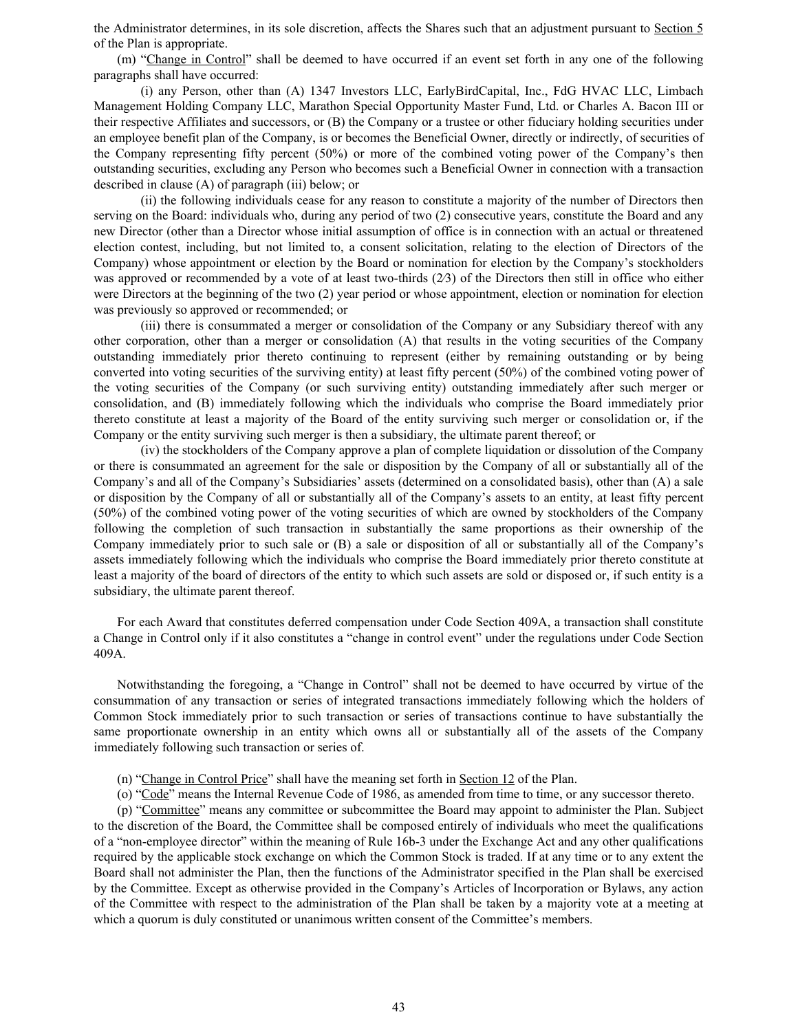the Administrator determines, in its sole discretion, affects the Shares such that an adjustment pursuant to Section 5 of the Plan is appropriate.

(m) "Change in Control" shall be deemed to have occurred if an event set forth in any one of the following paragraphs shall have occurred:

(i) any Person, other than (A) 1347 Investors LLC, EarlyBirdCapital, Inc., FdG HVAC LLC, Limbach Management Holding Company LLC, Marathon Special Opportunity Master Fund, Ltd. or Charles A. Bacon III or their respective Affiliates and successors, or (B) the Company or a trustee or other fiduciary holding securities under an employee benefit plan of the Company, is or becomes the Beneficial Owner, directly or indirectly, of securities of the Company representing fifty percent (50%) or more of the combined voting power of the Company's then outstanding securities, excluding any Person who becomes such a Beneficial Owner in connection with a transaction described in clause (A) of paragraph (iii) below; or

(ii) the following individuals cease for any reason to constitute a majority of the number of Directors then serving on the Board: individuals who, during any period of two (2) consecutive years, constitute the Board and any new Director (other than a Director whose initial assumption of office is in connection with an actual or threatened election contest, including, but not limited to, a consent solicitation, relating to the election of Directors of the Company) whose appointment or election by the Board or nomination for election by the Company's stockholders was approved or recommended by a vote of at least two-thirds (2⁄3) of the Directors then still in office who either were Directors at the beginning of the two (2) year period or whose appointment, election or nomination for election was previously so approved or recommended; or

(iii) there is consummated a merger or consolidation of the Company or any Subsidiary thereof with any other corporation, other than a merger or consolidation (A) that results in the voting securities of the Company outstanding immediately prior thereto continuing to represent (either by remaining outstanding or by being converted into voting securities of the surviving entity) at least fifty percent (50%) of the combined voting power of the voting securities of the Company (or such surviving entity) outstanding immediately after such merger or consolidation, and (B) immediately following which the individuals who comprise the Board immediately prior thereto constitute at least a majority of the Board of the entity surviving such merger or consolidation or, if the Company or the entity surviving such merger is then a subsidiary, the ultimate parent thereof; or

(iv) the stockholders of the Company approve a plan of complete liquidation or dissolution of the Company or there is consummated an agreement for the sale or disposition by the Company of all or substantially all of the Company's and all of the Company's Subsidiaries' assets (determined on a consolidated basis), other than (A) a sale or disposition by the Company of all or substantially all of the Company's assets to an entity, at least fifty percent (50%) of the combined voting power of the voting securities of which are owned by stockholders of the Company following the completion of such transaction in substantially the same proportions as their ownership of the Company immediately prior to such sale or (B) a sale or disposition of all or substantially all of the Company's assets immediately following which the individuals who comprise the Board immediately prior thereto constitute at least a majority of the board of directors of the entity to which such assets are sold or disposed or, if such entity is a subsidiary, the ultimate parent thereof.

For each Award that constitutes deferred compensation under Code Section 409A, a transaction shall constitute a Change in Control only if it also constitutes a "change in control event" under the regulations under Code Section 409A.

Notwithstanding the foregoing, a "Change in Control" shall not be deemed to have occurred by virtue of the consummation of any transaction or series of integrated transactions immediately following which the holders of Common Stock immediately prior to such transaction or series of transactions continue to have substantially the same proportionate ownership in an entity which owns all or substantially all of the assets of the Company immediately following such transaction or series of.

(n) "Change in Control Price" shall have the meaning set forth in Section 12 of the Plan.

(o) "Code" means the Internal Revenue Code of 1986, as amended from time to time, or any successor thereto.

(p) "Committee" means any committee or subcommittee the Board may appoint to administer the Plan. Subject to the discretion of the Board, the Committee shall be composed entirely of individuals who meet the qualifications of a "non-employee director" within the meaning of Rule 16b-3 under the Exchange Act and any other qualifications required by the applicable stock exchange on which the Common Stock is traded. If at any time or to any extent the Board shall not administer the Plan, then the functions of the Administrator specified in the Plan shall be exercised by the Committee. Except as otherwise provided in the Company's Articles of Incorporation or Bylaws, any action of the Committee with respect to the administration of the Plan shall be taken by a majority vote at a meeting at which a quorum is duly constituted or unanimous written consent of the Committee's members.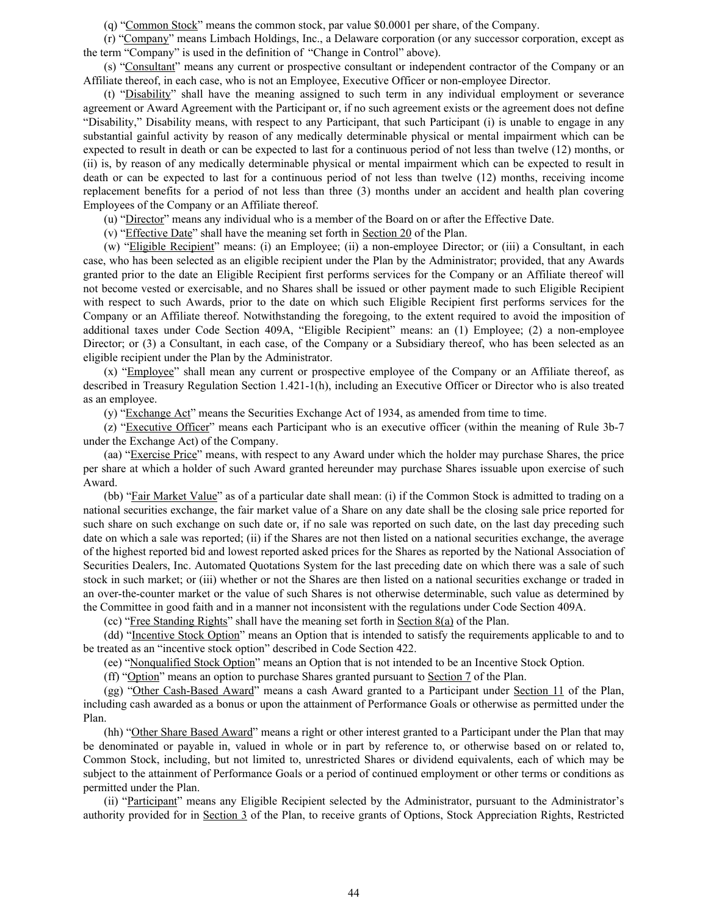(q) "Common Stock" means the common stock, par value $0.0001 per share, of the Company.

(r) "Company" means Limbach Holdings, Inc., a Delaware corporation (or any successor corporation, except as the term "Company" is used in the definition of "Change in Control" above).

(s) "Consultant" means any current or prospective consultant or independent contractor of the Company or an Affiliate thereof, in each case, who is not an Employee, Executive Officer or non-employee Director.

(t) "Disability" shall have the meaning assigned to such term in any individual employment or severance agreement or Award Agreement with the Participant or, if no such agreement exists or the agreement does not define "Disability," Disability means, with respect to any Participant, that such Participant (i) is unable to engage in any substantial gainful activity by reason of any medically determinable physical or mental impairment which can be expected to result in death or can be expected to last for a continuous period of not less than twelve (12) months, or (ii) is, by reason of any medically determinable physical or mental impairment which can be expected to result in death or can be expected to last for a continuous period of not less than twelve (12) months, receiving income replacement benefits for a period of not less than three (3) months under an accident and health plan covering Employees of the Company or an Affiliate thereof.

(u) "Director" means any individual who is a member of the Board on or after the Effective Date.

(v) "Effective Date" shall have the meaning set forth in Section 20 of the Plan.

(w) "Eligible Recipient" means: (i) an Employee; (ii) a non-employee Director; or (iii) a Consultant, in each case, who has been selected as an eligible recipient under the Plan by the Administrator; provided, that any Awards granted prior to the date an Eligible Recipient first performs services for the Company or an Affiliate thereof will not become vested or exercisable, and no Shares shall be issued or other payment made to such Eligible Recipient with respect to such Awards, prior to the date on which such Eligible Recipient first performs services for the Company or an Affiliate thereof. Notwithstanding the foregoing, to the extent required to avoid the imposition of additional taxes under Code Section 409A, "Eligible Recipient" means: an (1) Employee; (2) a non-employee Director; or (3) a Consultant, in each case, of the Company or a Subsidiary thereof, who has been selected as an eligible recipient under the Plan by the Administrator.

(x) "Employee" shall mean any current or prospective employee of the Company or an Affiliate thereof, as described in Treasury Regulation Section 1.421-1(h), including an Executive Officer or Director who is also treated as an employee.

(y) "Exchange Act" means the Securities Exchange Act of 1934, as amended from time to time.

(z) "Executive Officer" means each Participant who is an executive officer (within the meaning of Rule 3b-7 under the Exchange Act) of the Company.

(aa) "Exercise Price" means, with respect to any Award under which the holder may purchase Shares, the price per share at which a holder of such Award granted hereunder may purchase Shares issuable upon exercise of such Award.

(bb) "Fair Market Value" as of a particular date shall mean: (i) if the Common Stock is admitted to trading on a national securities exchange, the fair market value of a Share on any date shall be the closing sale price reported for such share on such exchange on such date or, if no sale was reported on such date, on the last day preceding such date on which a sale was reported; (ii) if the Shares are not then listed on a national securities exchange, the average of the highest reported bid and lowest reported asked prices for the Shares as reported by the National Association of Securities Dealers, Inc. Automated Quotations System for the last preceding date on which there was a sale of such stock in such market; or (iii) whether or not the Shares are then listed on a national securities exchange or traded in an over-the-counter market or the value of such Shares is not otherwise determinable, such value as determined by the Committee in good faith and in a manner not inconsistent with the regulations under Code Section 409A.

(cc) "Free Standing Rights" shall have the meaning set forth in Section 8(a) of the Plan.

(dd) "Incentive Stock Option" means an Option that is intended to satisfy the requirements applicable to and to be treated as an "incentive stock option" described in Code Section 422.

(ee) "Nonqualified Stock Option" means an Option that is not intended to be an Incentive Stock Option.

(ff) "Option" means an option to purchase Shares granted pursuant to Section 7 of the Plan.

(gg) "Other Cash-Based Award" means a cash Award granted to a Participant under Section 11 of the Plan, including cash awarded as a bonus or upon the attainment of Performance Goals or otherwise as permitted under the Plan.

(hh) "Other Share Based Award" means a right or other interest granted to a Participant under the Plan that may be denominated or payable in, valued in whole or in part by reference to, or otherwise based on or related to, Common Stock, including, but not limited to, unrestricted Shares or dividend equivalents, each of which may be subject to the attainment of Performance Goals or a period of continued employment or other terms or conditions as permitted under the Plan.

(ii) "Participant" means any Eligible Recipient selected by the Administrator, pursuant to the Administrator's authority provided for in Section 3 of the Plan, to receive grants of Options, Stock Appreciation Rights, Restricted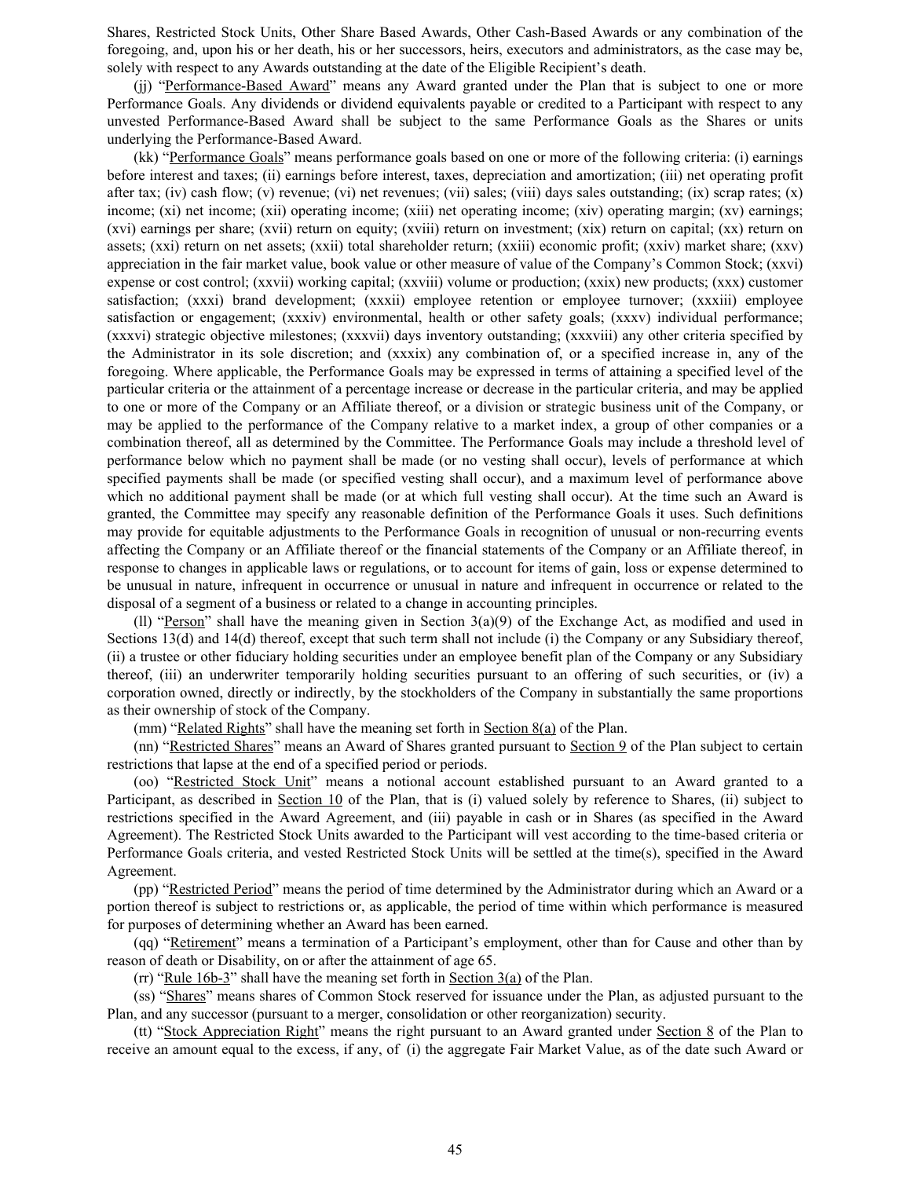Shares, Restricted Stock Units, Other Share Based Awards, Other Cash-Based Awards or any combination of the foregoing, and, upon his or her death, his or her successors, heirs, executors and administrators, as the case may be, solely with respect to any Awards outstanding at the date of the Eligible Recipient's death.

(jj) "Performance-Based Award" means any Award granted under the Plan that is subject to one or more Performance Goals. Any dividends or dividend equivalents payable or credited to a Participant with respect to any unvested Performance-Based Award shall be subject to the same Performance Goals as the Shares or units underlying the Performance-Based Award.

(kk) "Performance Goals" means performance goals based on one or more of the following criteria: (i) earnings before interest and taxes; (ii) earnings before interest, taxes, depreciation and amortization; (iii) net operating profit after tax; (iv) cash flow; (v) revenue; (vi) net revenues; (vii) sales; (viii) days sales outstanding; (ix) scrap rates; (x) income; (xi) net income; (xii) operating income; (xiii) net operating income; (xiv) operating margin; (xv) earnings; (xvi) earnings per share; (xvii) return on equity; (xviii) return on investment; (xix) return on capital; (xx) return on assets; (xxi) return on net assets; (xxii) total shareholder return; (xxiii) economic profit; (xxiv) market share; (xxv) appreciation in the fair market value, book value or other measure of value of the Company's Common Stock; (xxvi) expense or cost control; (xxvii) working capital; (xxviii) volume or production; (xxix) new products; (xxx) customer satisfaction; (xxxi) brand development; (xxxii) employee retention or employee turnover; (xxxiii) employee satisfaction or engagement; (xxxiv) environmental, health or other safety goals; (xxxv) individual performance; (xxxvi) strategic objective milestones; (xxxvii) days inventory outstanding; (xxxviii) any other criteria specified by the Administrator in its sole discretion; and (xxxix) any combination of, or a specified increase in, any of the foregoing. Where applicable, the Performance Goals may be expressed in terms of attaining a specified level of the particular criteria or the attainment of a percentage increase or decrease in the particular criteria, and may be applied to one or more of the Company or an Affiliate thereof, or a division or strategic business unit of the Company, or may be applied to the performance of the Company relative to a market index, a group of other companies or a combination thereof, all as determined by the Committee. The Performance Goals may include a threshold level of performance below which no payment shall be made (or no vesting shall occur), levels of performance at which specified payments shall be made (or specified vesting shall occur), and a maximum level of performance above which no additional payment shall be made (or at which full vesting shall occur). At the time such an Award is granted, the Committee may specify any reasonable definition of the Performance Goals it uses. Such definitions may provide for equitable adjustments to the Performance Goals in recognition of unusual or non-recurring events affecting the Company or an Affiliate thereof or the financial statements of the Company or an Affiliate thereof, in response to changes in applicable laws or regulations, or to account for items of gain, loss or expense determined to be unusual in nature, infrequent in occurrence or unusual in nature and infrequent in occurrence or related to the disposal of a segment of a business or related to a change in accounting principles.

(ll) "Person" shall have the meaning given in Section 3(a)(9) of the Exchange Act, as modified and used in Sections 13(d) and 14(d) thereof, except that such term shall not include (i) the Company or any Subsidiary thereof, (ii) a trustee or other fiduciary holding securities under an employee benefit plan of the Company or any Subsidiary thereof, (iii) an underwriter temporarily holding securities pursuant to an offering of such securities, or (iv) a corporation owned, directly or indirectly, by the stockholders of the Company in substantially the same proportions as their ownership of stock of the Company.

(mm) "Related Rights" shall have the meaning set forth in Section 8(a) of the Plan.

(nn) "Restricted Shares" means an Award of Shares granted pursuant to Section 9 of the Plan subject to certain restrictions that lapse at the end of a specified period or periods.

(oo) "Restricted Stock Unit" means a notional account established pursuant to an Award granted to a Participant, as described in Section 10 of the Plan, that is (i) valued solely by reference to Shares, (ii) subject to restrictions specified in the Award Agreement, and (iii) payable in cash or in Shares (as specified in the Award Agreement). The Restricted Stock Units awarded to the Participant will vest according to the time-based criteria or Performance Goals criteria, and vested Restricted Stock Units will be settled at the time(s), specified in the Award Agreement.

(pp) "Restricted Period" means the period of time determined by the Administrator during which an Award or a portion thereof is subject to restrictions or, as applicable, the period of time within which performance is measured for purposes of determining whether an Award has been earned.

(qq) "Retirement" means a termination of a Participant's employment, other than for Cause and other than by reason of death or Disability, on or after the attainment of age 65.

(rr) "Rule 16b-3" shall have the meaning set forth in Section 3(a) of the Plan.

(ss) "Shares" means shares of Common Stock reserved for issuance under the Plan, as adjusted pursuant to the Plan, and any successor (pursuant to a merger, consolidation or other reorganization) security.

(tt) "Stock Appreciation Right" means the right pursuant to an Award granted under Section 8 of the Plan to receive an amount equal to the excess, if any, of (i) the aggregate Fair Market Value, as of the date such Award or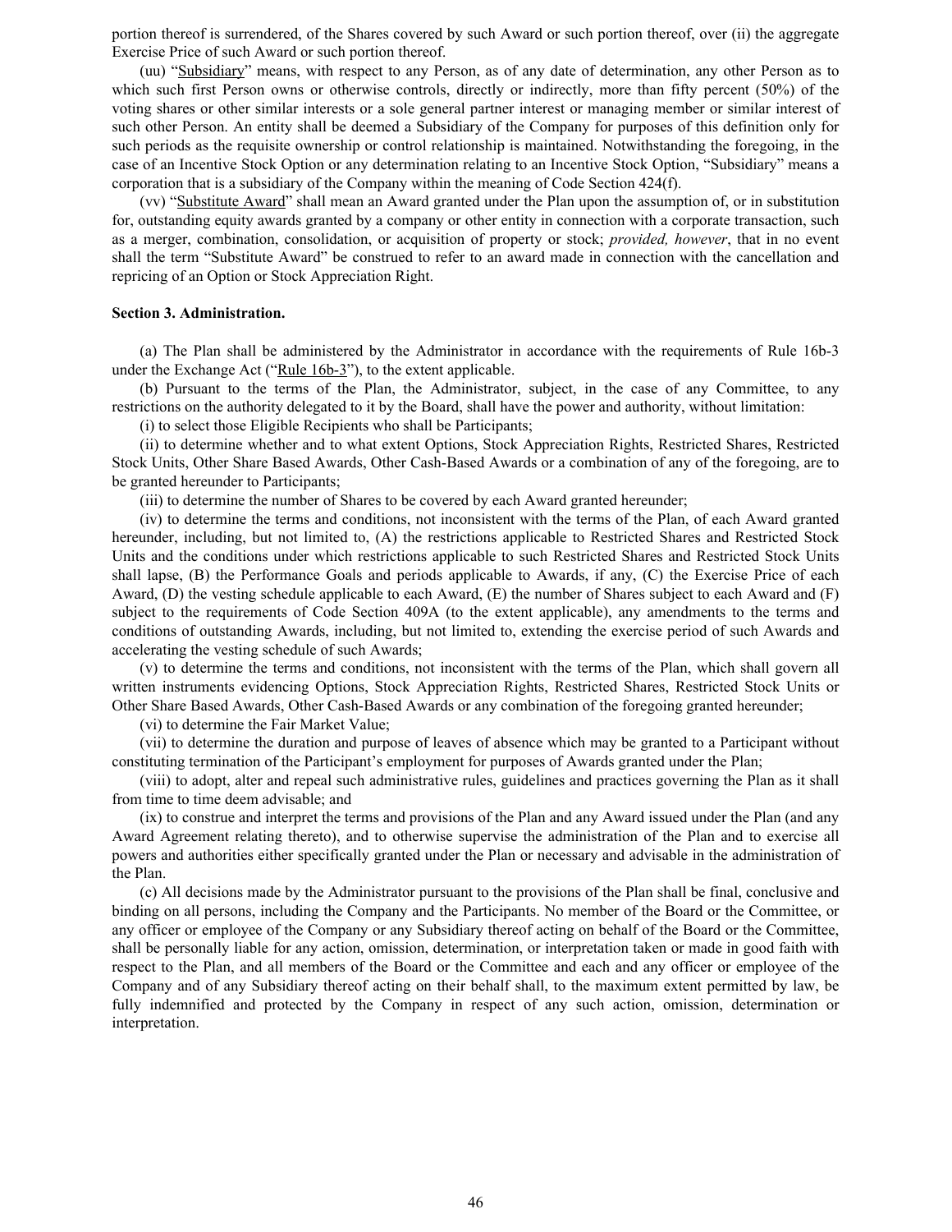portion thereof is surrendered, of the Shares covered by such Award or such portion thereof, over (ii) the aggregate Exercise Price of such Award or such portion thereof.

(uu) "Subsidiary" means, with respect to any Person, as of any date of determination, any other Person as to which such first Person owns or otherwise controls, directly or indirectly, more than fifty percent (50%) of the voting shares or other similar interests or a sole general partner interest or managing member or similar interest of such other Person. An entity shall be deemed a Subsidiary of the Company for purposes of this definition only for such periods as the requisite ownership or control relationship is maintained. Notwithstanding the foregoing, in the case of an Incentive Stock Option or any determination relating to an Incentive Stock Option, "Subsidiary" means a corporation that is a subsidiary of the Company within the meaning of Code Section 424(f).

(vv) "Substitute Award" shall mean an Award granted under the Plan upon the assumption of, or in substitution for, outstanding equity awards granted by a company or other entity in connection with a corporate transaction, such as a merger, combination, consolidation, or acquisition of property or stock; *provided, however*, that in no event shall the term "Substitute Award" be construed to refer to an award made in connection with the cancellation and repricing of an Option or Stock Appreciation Right.

**Section 3. Administration.**

(a) The Plan shall be administered by the Administrator in accordance with the requirements of Rule 16b-3 under the Exchange Act ("Rule 16b-3"), to the extent applicable.

(b) Pursuant to the terms of the Plan, the Administrator, subject, in the case of any Committee, to any restrictions on the authority delegated to it by the Board, shall have the power and authority, without limitation:

(i) to select those Eligible Recipients who shall be Participants;

(ii) to determine whether and to what extent Options, Stock Appreciation Rights, Restricted Shares, Restricted Stock Units, Other Share Based Awards, Other Cash-Based Awards or a combination of any of the foregoing, are to be granted hereunder to Participants;

(iii) to determine the number of Shares to be covered by each Award granted hereunder;

(iv) to determine the terms and conditions, not inconsistent with the terms of the Plan, of each Award granted hereunder, including, but not limited to, (A) the restrictions applicable to Restricted Shares and Restricted Stock Units and the conditions under which restrictions applicable to such Restricted Shares and Restricted Stock Units shall lapse, (B) the Performance Goals and periods applicable to Awards, if any, (C) the Exercise Price of each Award, (D) the vesting schedule applicable to each Award, (E) the number of Shares subject to each Award and (F) subject to the requirements of Code Section 409A (to the extent applicable), any amendments to the terms and conditions of outstanding Awards, including, but not limited to, extending the exercise period of such Awards and accelerating the vesting schedule of such Awards;

(v) to determine the terms and conditions, not inconsistent with the terms of the Plan, which shall govern all written instruments evidencing Options, Stock Appreciation Rights, Restricted Shares, Restricted Stock Units or Other Share Based Awards, Other Cash-Based Awards or any combination of the foregoing granted hereunder;

(vi) to determine the Fair Market Value;

(vii) to determine the duration and purpose of leaves of absence which may be granted to a Participant without constituting termination of the Participant's employment for purposes of Awards granted under the Plan;

(viii) to adopt, alter and repeal such administrative rules, guidelines and practices governing the Plan as it shall from time to time deem advisable; and

(ix) to construe and interpret the terms and provisions of the Plan and any Award issued under the Plan (and any Award Agreement relating thereto), and to otherwise supervise the administration of the Plan and to exercise all powers and authorities either specifically granted under the Plan or necessary and advisable in the administration of the Plan.

(c) All decisions made by the Administrator pursuant to the provisions of the Plan shall be final, conclusive and binding on all persons, including the Company and the Participants. No member of the Board or the Committee, or any officer or employee of the Company or any Subsidiary thereof acting on behalf of the Board or the Committee, shall be personally liable for any action, omission, determination, or interpretation taken or made in good faith with respect to the Plan, and all members of the Board or the Committee and each and any officer or employee of the Company and of any Subsidiary thereof acting on their behalf shall, to the maximum extent permitted by law, be fully indemnified and protected by the Company in respect of any such action, omission, determination or interpretation.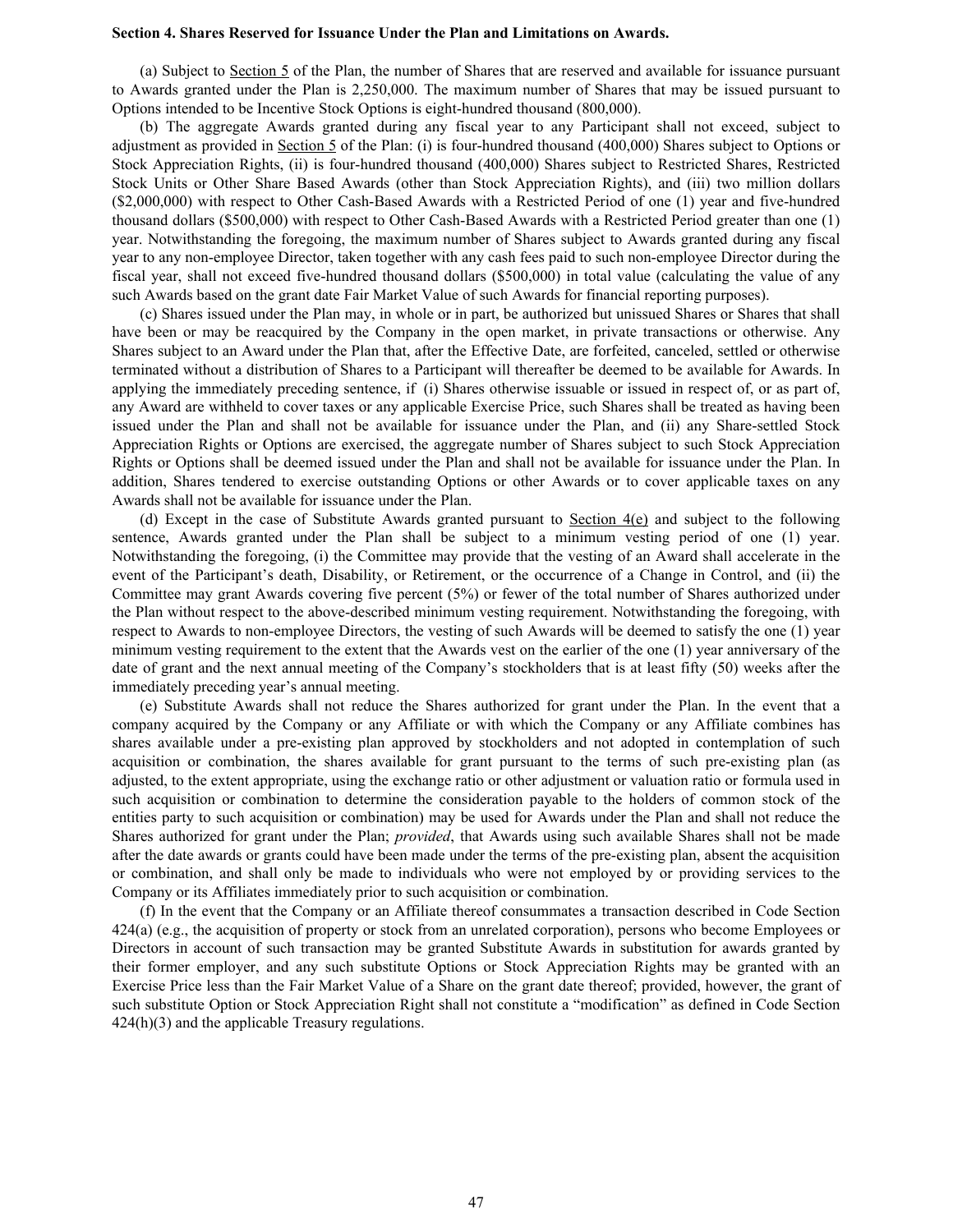**Section 4. Shares Reserved for Issuance Under the Plan and Limitations on Awards.**

(a) Subject to Section 5 of the Plan, the number of Shares that are reserved and available for issuance pursuant to Awards granted under the Plan is 2,250,000. The maximum number of Shares that may be issued pursuant to Options intended to be Incentive Stock Options is eight-hundred thousand (800,000).

(b) The aggregate Awards granted during any fiscal year to any Participant shall not exceed, subject to adjustment as provided in Section 5 of the Plan: (i) is four-hundred thousand (400,000) Shares subject to Options or Stock Appreciation Rights, (ii) is four-hundred thousand (400,000) Shares subject to Restricted Shares, Restricted Stock Units or Other Share Based Awards (other than Stock Appreciation Rights), and (iii) two million dollars ($2,000,000) with respect to Other Cash-Based Awards with a Restricted Period of one (1) year and five-hundred thousand dollars ($500,000) with respect to Other Cash-Based Awards with a Restricted Period greater than one (1) year. Notwithstanding the foregoing, the maximum number of Shares subject to Awards granted during any fiscal year to any non-employee Director, taken together with any cash fees paid to such non-employee Director during the fiscal year, shall not exceed five-hundred thousand dollars ($500,000) in total value (calculating the value of any such Awards based on the grant date Fair Market Value of such Awards for financial reporting purposes).

(c) Shares issued under the Plan may, in whole or in part, be authorized but unissued Shares or Shares that shall have been or may be reacquired by the Company in the open market, in private transactions or otherwise. Any Shares subject to an Award under the Plan that, after the Effective Date, are forfeited, canceled, settled or otherwise terminated without a distribution of Shares to a Participant will thereafter be deemed to be available for Awards. In applying the immediately preceding sentence, if (i) Shares otherwise issuable or issued in respect of, or as part of, any Award are withheld to cover taxes or any applicable Exercise Price, such Shares shall be treated as having been issued under the Plan and shall not be available for issuance under the Plan, and (ii) any Share-settled Stock Appreciation Rights or Options are exercised, the aggregate number of Shares subject to such Stock Appreciation Rights or Options shall be deemed issued under the Plan and shall not be available for issuance under the Plan. In addition, Shares tendered to exercise outstanding Options or other Awards or to cover applicable taxes on any Awards shall not be available for issuance under the Plan.

(d) Except in the case of Substitute Awards granted pursuant to Section 4(e) and subject to the following sentence, Awards granted under the Plan shall be subject to a minimum vesting period of one (1) year. Notwithstanding the foregoing, (i) the Committee may provide that the vesting of an Award shall accelerate in the event of the Participant's death, Disability, or Retirement, or the occurrence of a Change in Control, and (ii) the Committee may grant Awards covering five percent (5%) or fewer of the total number of Shares authorized under the Plan without respect to the above-described minimum vesting requirement. Notwithstanding the foregoing, with respect to Awards to non-employee Directors, the vesting of such Awards will be deemed to satisfy the one (1) year minimum vesting requirement to the extent that the Awards vest on the earlier of the one (1) year anniversary of the date of grant and the next annual meeting of the Company's stockholders that is at least fifty (50) weeks after the immediately preceding year's annual meeting.

(e) Substitute Awards shall not reduce the Shares authorized for grant under the Plan. In the event that a company acquired by the Company or any Affiliate or with which the Company or any Affiliate combines has shares available under a pre-existing plan approved by stockholders and not adopted in contemplation of such acquisition or combination, the shares available for grant pursuant to the terms of such pre-existing plan (as adjusted, to the extent appropriate, using the exchange ratio or other adjustment or valuation ratio or formula used in such acquisition or combination to determine the consideration payable to the holders of common stock of the entities party to such acquisition or combination) may be used for Awards under the Plan and shall not reduce the Shares authorized for grant under the Plan; *provided*, that Awards using such available Shares shall not be made after the date awards or grants could have been made under the terms of the pre-existing plan, absent the acquisition or combination, and shall only be made to individuals who were not employed by or providing services to the Company or its Affiliates immediately prior to such acquisition or combination.

(f) In the event that the Company or an Affiliate thereof consummates a transaction described in Code Section 424(a) (e.g., the acquisition of property or stock from an unrelated corporation), persons who become Employees or Directors in account of such transaction may be granted Substitute Awards in substitution for awards granted by their former employer, and any such substitute Options or Stock Appreciation Rights may be granted with an Exercise Price less than the Fair Market Value of a Share on the grant date thereof; provided, however, the grant of such substitute Option or Stock Appreciation Right shall not constitute a "modification" as defined in Code Section 424(h)(3) and the applicable Treasury regulations.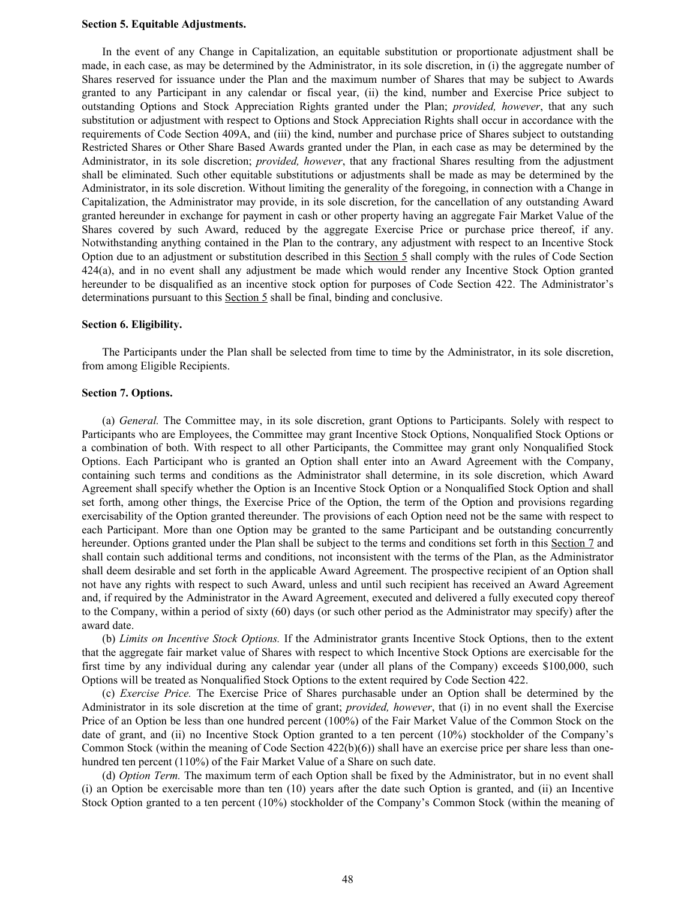**Section 5. Equitable Adjustments.**

In the event of any Change in Capitalization, an equitable substitution or proportionate adjustment shall be made, in each case, as may be determined by the Administrator, in its sole discretion, in (i) the aggregate number of Shares reserved for issuance under the Plan and the maximum number of Shares that may be subject to Awards granted to any Participant in any calendar or fiscal year, (ii) the kind, number and Exercise Price subject to outstanding Options and Stock Appreciation Rights granted under the Plan; *provided, however*, that any such substitution or adjustment with respect to Options and Stock Appreciation Rights shall occur in accordance with the requirements of Code Section 409A, and (iii) the kind, number and purchase price of Shares subject to outstanding Restricted Shares or Other Share Based Awards granted under the Plan, in each case as may be determined by the Administrator, in its sole discretion; *provided, however*, that any fractional Shares resulting from the adjustment shall be eliminated. Such other equitable substitutions or adjustments shall be made as may be determined by the Administrator, in its sole discretion. Without limiting the generality of the foregoing, in connection with a Change in Capitalization, the Administrator may provide, in its sole discretion, for the cancellation of any outstanding Award granted hereunder in exchange for payment in cash or other property having an aggregate Fair Market Value of the Shares covered by such Award, reduced by the aggregate Exercise Price or purchase price thereof, if any. Notwithstanding anything contained in the Plan to the contrary, any adjustment with respect to an Incentive Stock Option due to an adjustment or substitution described in this Section 5 shall comply with the rules of Code Section 424(a), and in no event shall any adjustment be made which would render any Incentive Stock Option granted hereunder to be disqualified as an incentive stock option for purposes of Code Section 422. The Administrator's determinations pursuant to this Section 5 shall be final, binding and conclusive.

**Section 6. Eligibility.**

The Participants under the Plan shall be selected from time to time by the Administrator, in its sole discretion, from among Eligible Recipients.

**Section 7. Options.**

(a) *General.* The Committee may, in its sole discretion, grant Options to Participants. Solely with respect to Participants who are Employees, the Committee may grant Incentive Stock Options, Nonqualified Stock Options or a combination of both. With respect to all other Participants, the Committee may grant only Nonqualified Stock Options. Each Participant who is granted an Option shall enter into an Award Agreement with the Company, containing such terms and conditions as the Administrator shall determine, in its sole discretion, which Award Agreement shall specify whether the Option is an Incentive Stock Option or a Nonqualified Stock Option and shall set forth, among other things, the Exercise Price of the Option, the term of the Option and provisions regarding exercisability of the Option granted thereunder. The provisions of each Option need not be the same with respect to each Participant. More than one Option may be granted to the same Participant and be outstanding concurrently hereunder. Options granted under the Plan shall be subject to the terms and conditions set forth in this Section 7 and shall contain such additional terms and conditions, not inconsistent with the terms of the Plan, as the Administrator shall deem desirable and set forth in the applicable Award Agreement. The prospective recipient of an Option shall not have any rights with respect to such Award, unless and until such recipient has received an Award Agreement and, if required by the Administrator in the Award Agreement, executed and delivered a fully executed copy thereof to the Company, within a period of sixty (60) days (or such other period as the Administrator may specify) after the award date.

(b) *Limits on Incentive Stock Options.* If the Administrator grants Incentive Stock Options, then to the extent that the aggregate fair market value of Shares with respect to which Incentive Stock Options are exercisable for the first time by any individual during any calendar year (under all plans of the Company) exceeds $100,000, such Options will be treated as Nonqualified Stock Options to the extent required by Code Section 422.

(c) *Exercise Price.* The Exercise Price of Shares purchasable under an Option shall be determined by the Administrator in its sole discretion at the time of grant; *provided, however*, that (i) in no event shall the Exercise Price of an Option be less than one hundred percent (100%) of the Fair Market Value of the Common Stock on the date of grant, and (ii) no Incentive Stock Option granted to a ten percent (10%) stockholder of the Company's Common Stock (within the meaning of Code Section 422(b)(6)) shall have an exercise price per share less than one-hundred ten percent (110%) of the Fair Market Value of a Share on such date.

(d) *Option Term.* The maximum term of each Option shall be fixed by the Administrator, but in no event shall (i) an Option be exercisable more than ten (10) years after the date such Option is granted, and (ii) an Incentive Stock Option granted to a ten percent (10%) stockholder of the Company's Common Stock (within the meaning of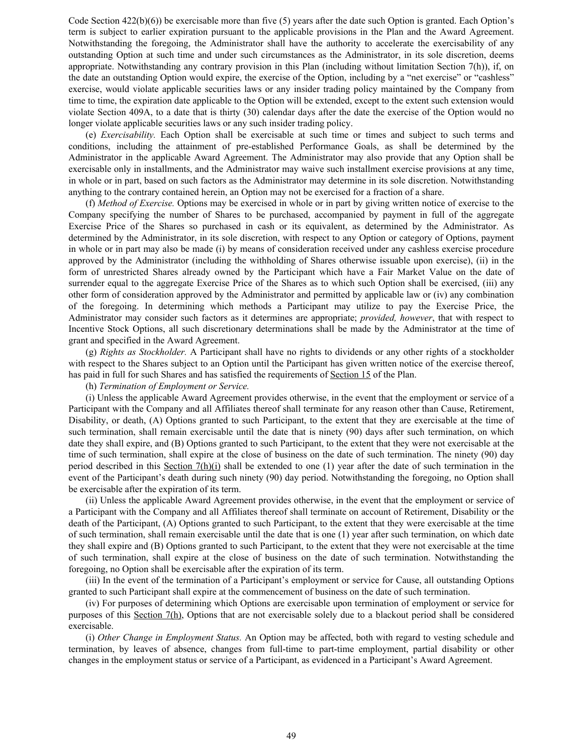Code Section 422(b)(6)) be exercisable more than five (5) years after the date such Option is granted. Each Option's term is subject to earlier expiration pursuant to the applicable provisions in the Plan and the Award Agreement. Notwithstanding the foregoing, the Administrator shall have the authority to accelerate the exercisability of any outstanding Option at such time and under such circumstances as the Administrator, in its sole discretion, deems appropriate. Notwithstanding any contrary provision in this Plan (including without limitation Section 7(h)), if, on the date an outstanding Option would expire, the exercise of the Option, including by a "net exercise" or "cashless" exercise, would violate applicable securities laws or any insider trading policy maintained by the Company from time to time, the expiration date applicable to the Option will be extended, except to the extent such extension would violate Section 409A, to a date that is thirty (30) calendar days after the date the exercise of the Option would no longer violate applicable securities laws or any such insider trading policy.

(e) *Exercisability.* Each Option shall be exercisable at such time or times and subject to such terms and conditions, including the attainment of pre-established Performance Goals, as shall be determined by the Administrator in the applicable Award Agreement. The Administrator may also provide that any Option shall be exercisable only in installments, and the Administrator may waive such installment exercise provisions at any time, in whole or in part, based on such factors as the Administrator may determine in its sole discretion. Notwithstanding anything to the contrary contained herein, an Option may not be exercised for a fraction of a share.

(f) *Method of Exercise.* Options may be exercised in whole or in part by giving written notice of exercise to the Company specifying the number of Shares to be purchased, accompanied by payment in full of the aggregate Exercise Price of the Shares so purchased in cash or its equivalent, as determined by the Administrator. As determined by the Administrator, in its sole discretion, with respect to any Option or category of Options, payment in whole or in part may also be made (i) by means of consideration received under any cashless exercise procedure approved by the Administrator (including the withholding of Shares otherwise issuable upon exercise), (ii) in the form of unrestricted Shares already owned by the Participant which have a Fair Market Value on the date of surrender equal to the aggregate Exercise Price of the Shares as to which such Option shall be exercised, (iii) any other form of consideration approved by the Administrator and permitted by applicable law or (iv) any combination of the foregoing. In determining which methods a Participant may utilize to pay the Exercise Price, the Administrator may consider such factors as it determines are appropriate; *provided, however*, that with respect to Incentive Stock Options, all such discretionary determinations shall be made by the Administrator at the time of grant and specified in the Award Agreement.

(g) *Rights as Stockholder.* A Participant shall have no rights to dividends or any other rights of a stockholder with respect to the Shares subject to an Option until the Participant has given written notice of the exercise thereof, has paid in full for such Shares and has satisfied the requirements of Section 15 of the Plan.

(h) *Termination of Employment or Service.*

(i) Unless the applicable Award Agreement provides otherwise, in the event that the employment or service of a Participant with the Company and all Affiliates thereof shall terminate for any reason other than Cause, Retirement, Disability, or death, (A) Options granted to such Participant, to the extent that they are exercisable at the time of such termination, shall remain exercisable until the date that is ninety (90) days after such termination, on which date they shall expire, and (B) Options granted to such Participant, to the extent that they were not exercisable at the time of such termination, shall expire at the close of business on the date of such termination. The ninety (90) day period described in this Section 7(h)(i) shall be extended to one (1) year after the date of such termination in the event of the Participant's death during such ninety (90) day period. Notwithstanding the foregoing, no Option shall be exercisable after the expiration of its term.

(ii) Unless the applicable Award Agreement provides otherwise, in the event that the employment or service of a Participant with the Company and all Affiliates thereof shall terminate on account of Retirement, Disability or the death of the Participant, (A) Options granted to such Participant, to the extent that they were exercisable at the time of such termination, shall remain exercisable until the date that is one (1) year after such termination, on which date they shall expire and (B) Options granted to such Participant, to the extent that they were not exercisable at the time of such termination, shall expire at the close of business on the date of such termination. Notwithstanding the foregoing, no Option shall be exercisable after the expiration of its term.

(iii) In the event of the termination of a Participant's employment or service for Cause, all outstanding Options granted to such Participant shall expire at the commencement of business on the date of such termination.

(iv) For purposes of determining which Options are exercisable upon termination of employment or service for purposes of this Section 7(h), Options that are not exercisable solely due to a blackout period shall be considered exercisable.

(i) *Other Change in Employment Status.* An Option may be affected, both with regard to vesting schedule and termination, by leaves of absence, changes from full-time to part-time employment, partial disability or other changes in the employment status or service of a Participant, as evidenced in a Participant's Award Agreement.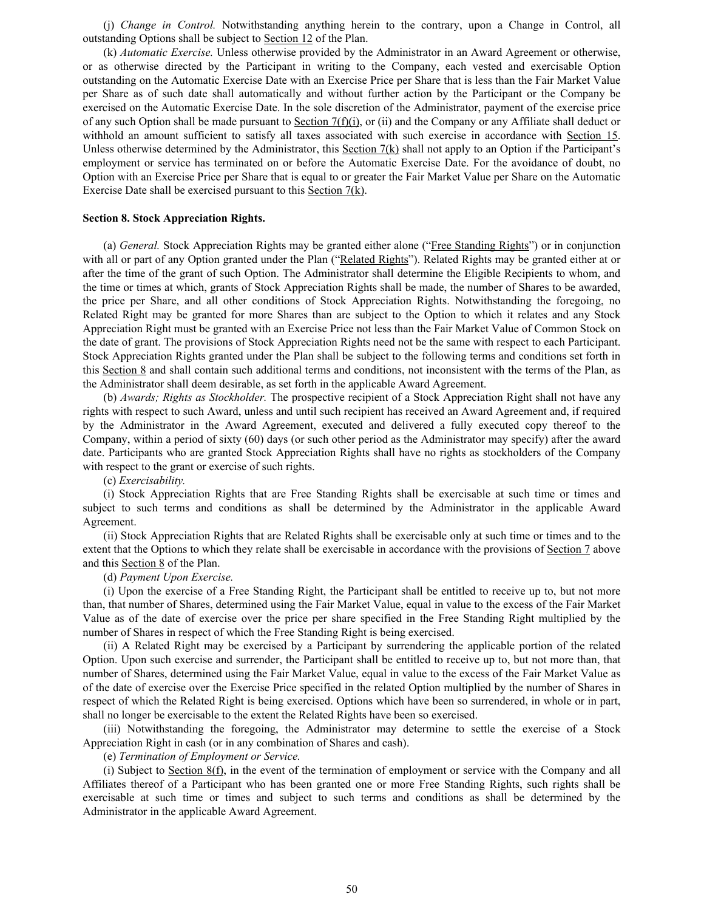(j) *Change in Control.* Notwithstanding anything herein to the contrary, upon a Change in Control, all outstanding Options shall be subject to Section 12 of the Plan.

(k) *Automatic Exercise.* Unless otherwise provided by the Administrator in an Award Agreement or otherwise, or as otherwise directed by the Participant in writing to the Company, each vested and exercisable Option outstanding on the Automatic Exercise Date with an Exercise Price per Share that is less than the Fair Market Value per Share as of such date shall automatically and without further action by the Participant or the Company be exercised on the Automatic Exercise Date. In the sole discretion of the Administrator, payment of the exercise price of any such Option shall be made pursuant to Section 7(f)(i), or (ii) and the Company or any Affiliate shall deduct or withhold an amount sufficient to satisfy all taxes associated with such exercise in accordance with Section 15. Unless otherwise determined by the Administrator, this Section 7(k) shall not apply to an Option if the Participant's employment or service has terminated on or before the Automatic Exercise Date. For the avoidance of doubt, no Option with an Exercise Price per Share that is equal to or greater the Fair Market Value per Share on the Automatic Exercise Date shall be exercised pursuant to this Section 7(k).

**Section 8. Stock Appreciation Rights.**

(a) *General.* Stock Appreciation Rights may be granted either alone ("Free Standing Rights") or in conjunction with all or part of any Option granted under the Plan ("Related Rights"). Related Rights may be granted either at or after the time of the grant of such Option. The Administrator shall determine the Eligible Recipients to whom, and the time or times at which, grants of Stock Appreciation Rights shall be made, the number of Shares to be awarded, the price per Share, and all other conditions of Stock Appreciation Rights. Notwithstanding the foregoing, no Related Right may be granted for more Shares than are subject to the Option to which it relates and any Stock Appreciation Right must be granted with an Exercise Price not less than the Fair Market Value of Common Stock on the date of grant. The provisions of Stock Appreciation Rights need not be the same with respect to each Participant. Stock Appreciation Rights granted under the Plan shall be subject to the following terms and conditions set forth in this Section 8 and shall contain such additional terms and conditions, not inconsistent with the terms of the Plan, as the Administrator shall deem desirable, as set forth in the applicable Award Agreement.

(b) *Awards; Rights as Stockholder.* The prospective recipient of a Stock Appreciation Right shall not have any rights with respect to such Award, unless and until such recipient has received an Award Agreement and, if required by the Administrator in the Award Agreement, executed and delivered a fully executed copy thereof to the Company, within a period of sixty (60) days (or such other period as the Administrator may specify) after the award date. Participants who are granted Stock Appreciation Rights shall have no rights as stockholders of the Company with respect to the grant or exercise of such rights.

(c) *Exercisability.*

(i) Stock Appreciation Rights that are Free Standing Rights shall be exercisable at such time or times and subject to such terms and conditions as shall be determined by the Administrator in the applicable Award Agreement.

(ii) Stock Appreciation Rights that are Related Rights shall be exercisable only at such time or times and to the extent that the Options to which they relate shall be exercisable in accordance with the provisions of Section 7 above and this Section 8 of the Plan.

(d) *Payment Upon Exercise.*

(i) Upon the exercise of a Free Standing Right, the Participant shall be entitled to receive up to, but not more than, that number of Shares, determined using the Fair Market Value, equal in value to the excess of the Fair Market Value as of the date of exercise over the price per share specified in the Free Standing Right multiplied by the number of Shares in respect of which the Free Standing Right is being exercised.

(ii) A Related Right may be exercised by a Participant by surrendering the applicable portion of the related Option. Upon such exercise and surrender, the Participant shall be entitled to receive up to, but not more than, that number of Shares, determined using the Fair Market Value, equal in value to the excess of the Fair Market Value as of the date of exercise over the Exercise Price specified in the related Option multiplied by the number of Shares in respect of which the Related Right is being exercised. Options which have been so surrendered, in whole or in part, shall no longer be exercisable to the extent the Related Rights have been so exercised.

(iii) Notwithstanding the foregoing, the Administrator may determine to settle the exercise of a Stock Appreciation Right in cash (or in any combination of Shares and cash).

(e) *Termination of Employment or Service.*

(i) Subject to Section 8(f), in the event of the termination of employment or service with the Company and all Affiliates thereof of a Participant who has been granted one or more Free Standing Rights, such rights shall be exercisable at such time or times and subject to such terms and conditions as shall be determined by the Administrator in the applicable Award Agreement.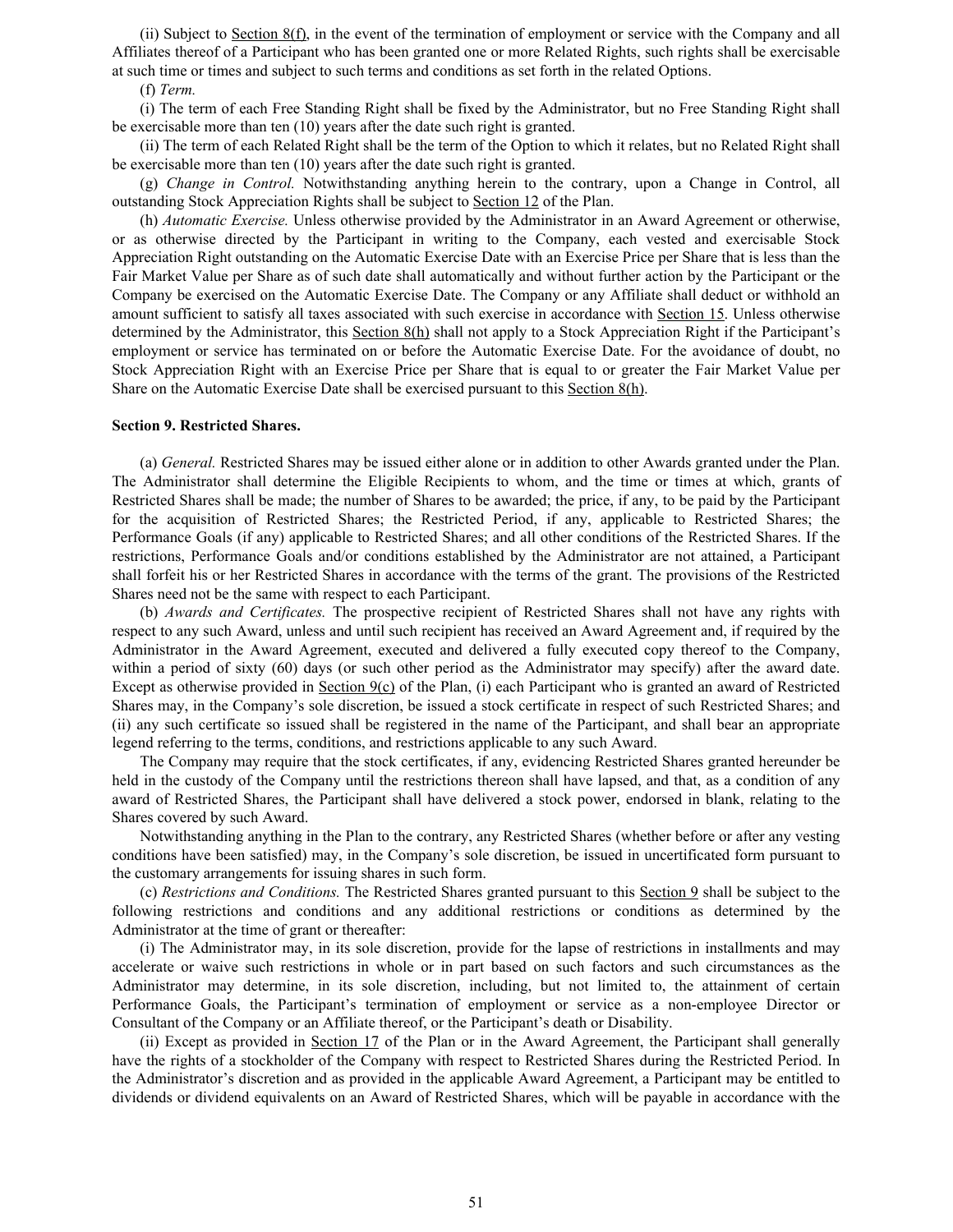(ii) Subject to Section 8(f), in the event of the termination of employment or service with the Company and all Affiliates thereof of a Participant who has been granted one or more Related Rights, such rights shall be exercisable at such time or times and subject to such terms and conditions as set forth in the related Options.

(f) *Term.*

(i) The term of each Free Standing Right shall be fixed by the Administrator, but no Free Standing Right shall be exercisable more than ten (10) years after the date such right is granted.

(ii) The term of each Related Right shall be the term of the Option to which it relates, but no Related Right shall be exercisable more than ten (10) years after the date such right is granted.

(g) *Change in Control.* Notwithstanding anything herein to the contrary, upon a Change in Control, all outstanding Stock Appreciation Rights shall be subject to Section 12 of the Plan.

(h) *Automatic Exercise.* Unless otherwise provided by the Administrator in an Award Agreement or otherwise, or as otherwise directed by the Participant in writing to the Company, each vested and exercisable Stock Appreciation Right outstanding on the Automatic Exercise Date with an Exercise Price per Share that is less than the Fair Market Value per Share as of such date shall automatically and without further action by the Participant or the Company be exercised on the Automatic Exercise Date. The Company or any Affiliate shall deduct or withhold an amount sufficient to satisfy all taxes associated with such exercise in accordance with Section 15. Unless otherwise determined by the Administrator, this Section 8(h) shall not apply to a Stock Appreciation Right if the Participant's employment or service has terminated on or before the Automatic Exercise Date. For the avoidance of doubt, no Stock Appreciation Right with an Exercise Price per Share that is equal to or greater the Fair Market Value per Share on the Automatic Exercise Date shall be exercised pursuant to this Section 8(h).

**Section 9. Restricted Shares.**

(a) *General.* Restricted Shares may be issued either alone or in addition to other Awards granted under the Plan. The Administrator shall determine the Eligible Recipients to whom, and the time or times at which, grants of Restricted Shares shall be made; the number of Shares to be awarded; the price, if any, to be paid by the Participant for the acquisition of Restricted Shares; the Restricted Period, if any, applicable to Restricted Shares; the Performance Goals (if any) applicable to Restricted Shares; and all other conditions of the Restricted Shares. If the restrictions, Performance Goals and/or conditions established by the Administrator are not attained, a Participant shall forfeit his or her Restricted Shares in accordance with the terms of the grant. The provisions of the Restricted Shares need not be the same with respect to each Participant.

(b) *Awards and Certificates.* The prospective recipient of Restricted Shares shall not have any rights with respect to any such Award, unless and until such recipient has received an Award Agreement and, if required by the Administrator in the Award Agreement, executed and delivered a fully executed copy thereof to the Company, within a period of sixty (60) days (or such other period as the Administrator may specify) after the award date. Except as otherwise provided in Section 9(c) of the Plan, (i) each Participant who is granted an award of Restricted Shares may, in the Company's sole discretion, be issued a stock certificate in respect of such Restricted Shares; and (ii) any such certificate so issued shall be registered in the name of the Participant, and shall bear an appropriate legend referring to the terms, conditions, and restrictions applicable to any such Award.

The Company may require that the stock certificates, if any, evidencing Restricted Shares granted hereunder be held in the custody of the Company until the restrictions thereon shall have lapsed, and that, as a condition of any award of Restricted Shares, the Participant shall have delivered a stock power, endorsed in blank, relating to the Shares covered by such Award.

Notwithstanding anything in the Plan to the contrary, any Restricted Shares (whether before or after any vesting conditions have been satisfied) may, in the Company's sole discretion, be issued in uncertificated form pursuant to the customary arrangements for issuing shares in such form.

(c) *Restrictions and Conditions.* The Restricted Shares granted pursuant to this Section 9 shall be subject to the following restrictions and conditions and any additional restrictions or conditions as determined by the Administrator at the time of grant or thereafter:

(i) The Administrator may, in its sole discretion, provide for the lapse of restrictions in installments and may accelerate or waive such restrictions in whole or in part based on such factors and such circumstances as the Administrator may determine, in its sole discretion, including, but not limited to, the attainment of certain Performance Goals, the Participant's termination of employment or service as a non-employee Director or Consultant of the Company or an Affiliate thereof, or the Participant's death or Disability.

(ii) Except as provided in Section 17 of the Plan or in the Award Agreement, the Participant shall generally have the rights of a stockholder of the Company with respect to Restricted Shares during the Restricted Period. In the Administrator's discretion and as provided in the applicable Award Agreement, a Participant may be entitled to dividends or dividend equivalents on an Award of Restricted Shares, which will be payable in accordance with the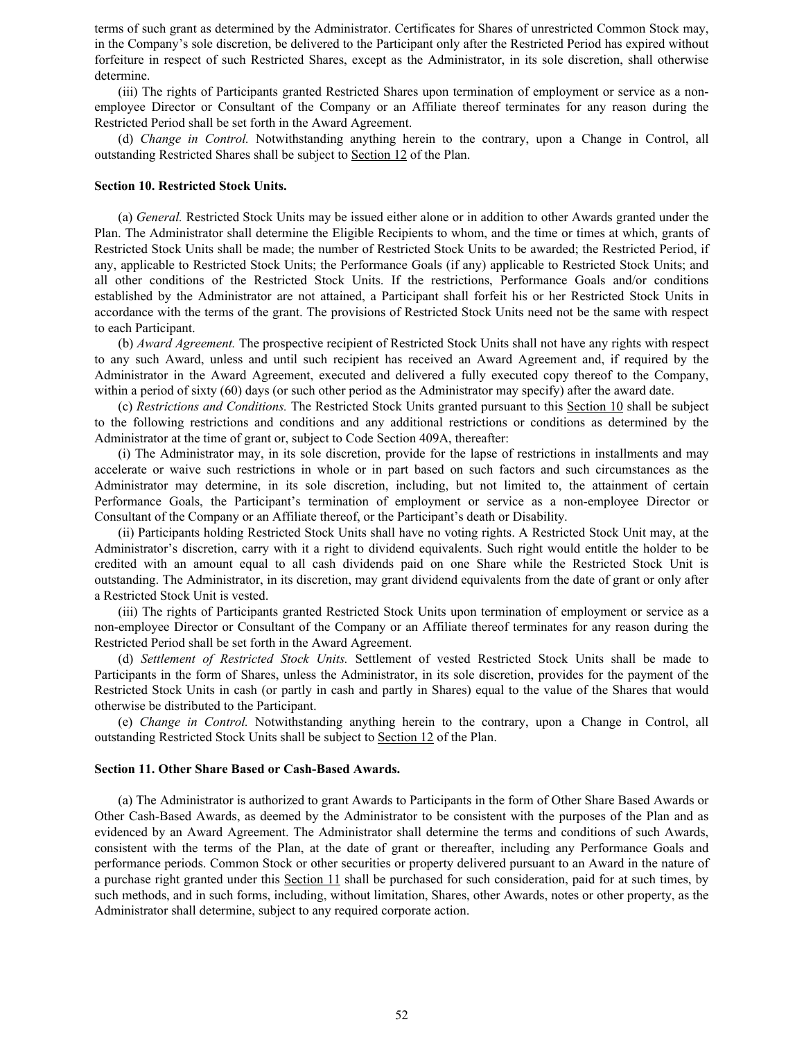terms of such grant as determined by the Administrator. Certificates for Shares of unrestricted Common Stock may, in the Company's sole discretion, be delivered to the Participant only after the Restricted Period has expired without forfeiture in respect of such Restricted Shares, except as the Administrator, in its sole discretion, shall otherwise determine.

(iii) The rights of Participants granted Restricted Shares upon termination of employment or service as a non-employee Director or Consultant of the Company or an Affiliate thereof terminates for any reason during the Restricted Period shall be set forth in the Award Agreement.

(d) *Change in Control.* Notwithstanding anything herein to the contrary, upon a Change in Control, all outstanding Restricted Shares shall be subject to Section 12 of the Plan.

**Section 10. Restricted Stock Units.**

(a) *General.* Restricted Stock Units may be issued either alone or in addition to other Awards granted under the Plan. The Administrator shall determine the Eligible Recipients to whom, and the time or times at which, grants of Restricted Stock Units shall be made; the number of Restricted Stock Units to be awarded; the Restricted Period, if any, applicable to Restricted Stock Units; the Performance Goals (if any) applicable to Restricted Stock Units; and all other conditions of the Restricted Stock Units. If the restrictions, Performance Goals and/or conditions established by the Administrator are not attained, a Participant shall forfeit his or her Restricted Stock Units in accordance with the terms of the grant. The provisions of Restricted Stock Units need not be the same with respect to each Participant.

(b) *Award Agreement.* The prospective recipient of Restricted Stock Units shall not have any rights with respect to any such Award, unless and until such recipient has received an Award Agreement and, if required by the Administrator in the Award Agreement, executed and delivered a fully executed copy thereof to the Company, within a period of sixty (60) days (or such other period as the Administrator may specify) after the award date.

(c) *Restrictions and Conditions.* The Restricted Stock Units granted pursuant to this Section 10 shall be subject to the following restrictions and conditions and any additional restrictions or conditions as determined by the Administrator at the time of grant or, subject to Code Section 409A, thereafter:

(i) The Administrator may, in its sole discretion, provide for the lapse of restrictions in installments and may accelerate or waive such restrictions in whole or in part based on such factors and such circumstances as the Administrator may determine, in its sole discretion, including, but not limited to, the attainment of certain Performance Goals, the Participant's termination of employment or service as a non-employee Director or Consultant of the Company or an Affiliate thereof, or the Participant's death or Disability.

(ii) Participants holding Restricted Stock Units shall have no voting rights. A Restricted Stock Unit may, at the Administrator's discretion, carry with it a right to dividend equivalents. Such right would entitle the holder to be credited with an amount equal to all cash dividends paid on one Share while the Restricted Stock Unit is outstanding. The Administrator, in its discretion, may grant dividend equivalents from the date of grant or only after a Restricted Stock Unit is vested.

(iii) The rights of Participants granted Restricted Stock Units upon termination of employment or service as a non-employee Director or Consultant of the Company or an Affiliate thereof terminates for any reason during the Restricted Period shall be set forth in the Award Agreement.

(d) *Settlement of Restricted Stock Units.* Settlement of vested Restricted Stock Units shall be made to Participants in the form of Shares, unless the Administrator, in its sole discretion, provides for the payment of the Restricted Stock Units in cash (or partly in cash and partly in Shares) equal to the value of the Shares that would otherwise be distributed to the Participant.

(e) *Change in Control.* Notwithstanding anything herein to the contrary, upon a Change in Control, all outstanding Restricted Stock Units shall be subject to Section 12 of the Plan.

**Section 11. Other Share Based or Cash-Based Awards.**

(a) The Administrator is authorized to grant Awards to Participants in the form of Other Share Based Awards or Other Cash-Based Awards, as deemed by the Administrator to be consistent with the purposes of the Plan and as evidenced by an Award Agreement. The Administrator shall determine the terms and conditions of such Awards, consistent with the terms of the Plan, at the date of grant or thereafter, including any Performance Goals and performance periods. Common Stock or other securities or property delivered pursuant to an Award in the nature of a purchase right granted under this Section 11 shall be purchased for such consideration, paid for at such times, by such methods, and in such forms, including, without limitation, Shares, other Awards, notes or other property, as the Administrator shall determine, subject to any required corporate action.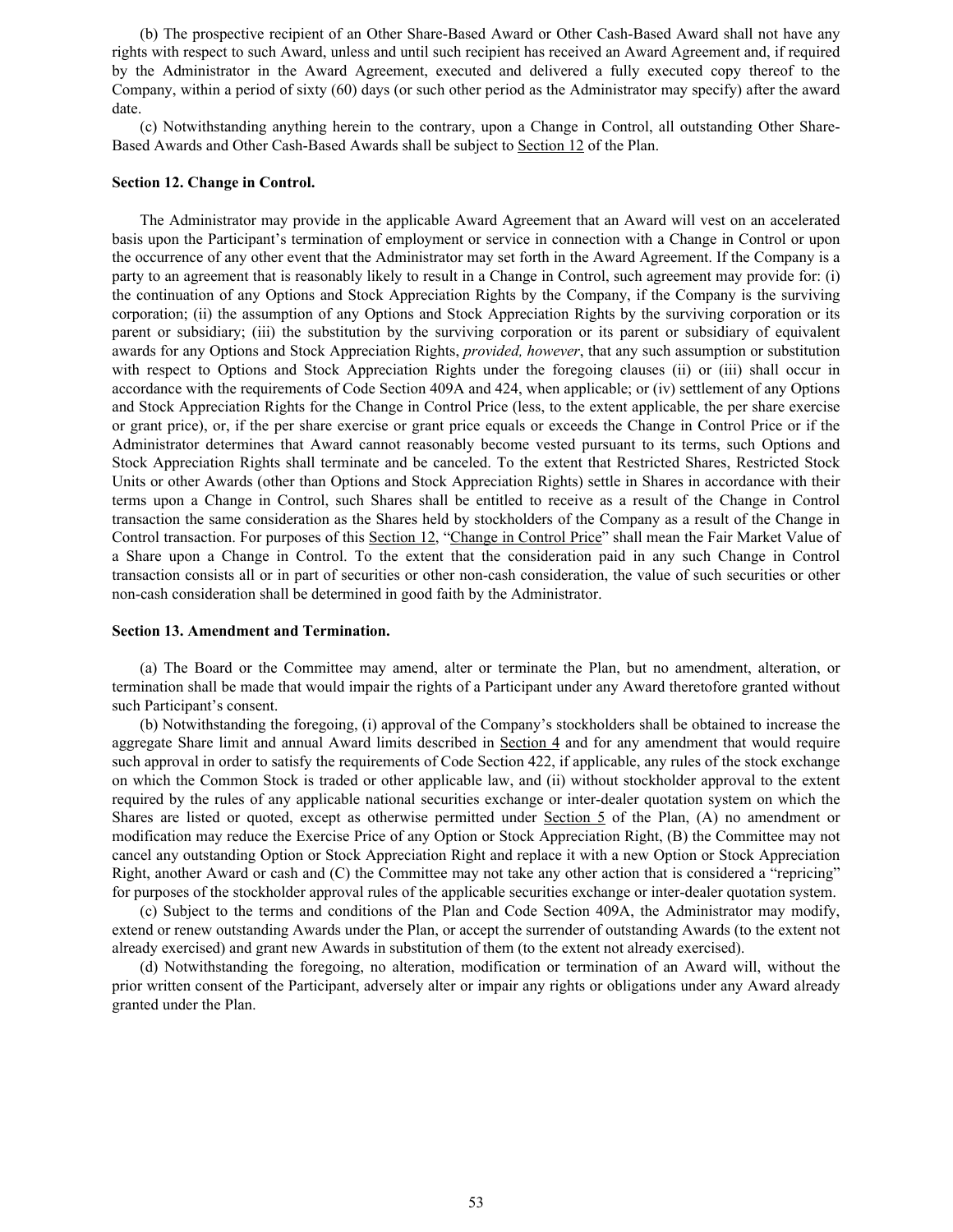(b) The prospective recipient of an Other Share-Based Award or Other Cash-Based Award shall not have any rights with respect to such Award, unless and until such recipient has received an Award Agreement and, if required by the Administrator in the Award Agreement, executed and delivered a fully executed copy thereof to the Company, within a period of sixty (60) days (or such other period as the Administrator may specify) after the award date.

(c) Notwithstanding anything herein to the contrary, upon a Change in Control, all outstanding Other Share-Based Awards and Other Cash-Based Awards shall be subject to Section 12 of the Plan.

**Section 12. Change in Control.**

The Administrator may provide in the applicable Award Agreement that an Award will vest on an accelerated basis upon the Participant's termination of employment or service in connection with a Change in Control or upon the occurrence of any other event that the Administrator may set forth in the Award Agreement. If the Company is a party to an agreement that is reasonably likely to result in a Change in Control, such agreement may provide for: (i) the continuation of any Options and Stock Appreciation Rights by the Company, if the Company is the surviving corporation; (ii) the assumption of any Options and Stock Appreciation Rights by the surviving corporation or its parent or subsidiary; (iii) the substitution by the surviving corporation or its parent or subsidiary of equivalent awards for any Options and Stock Appreciation Rights, *provided, however*, that any such assumption or substitution with respect to Options and Stock Appreciation Rights under the foregoing clauses (ii) or (iii) shall occur in accordance with the requirements of Code Section 409A and 424, when applicable; or (iv) settlement of any Options and Stock Appreciation Rights for the Change in Control Price (less, to the extent applicable, the per share exercise or grant price), or, if the per share exercise or grant price equals or exceeds the Change in Control Price or if the Administrator determines that Award cannot reasonably become vested pursuant to its terms, such Options and Stock Appreciation Rights shall terminate and be canceled. To the extent that Restricted Shares, Restricted Stock Units or other Awards (other than Options and Stock Appreciation Rights) settle in Shares in accordance with their terms upon a Change in Control, such Shares shall be entitled to receive as a result of the Change in Control transaction the same consideration as the Shares held by stockholders of the Company as a result of the Change in Control transaction. For purposes of this Section 12, "Change in Control Price" shall mean the Fair Market Value of a Share upon a Change in Control. To the extent that the consideration paid in any such Change in Control transaction consists all or in part of securities or other non-cash consideration, the value of such securities or other non-cash consideration shall be determined in good faith by the Administrator.

**Section 13. Amendment and Termination.**

(a) The Board or the Committee may amend, alter or terminate the Plan, but no amendment, alteration, or termination shall be made that would impair the rights of a Participant under any Award theretofore granted without such Participant's consent.

(b) Notwithstanding the foregoing, (i) approval of the Company's stockholders shall be obtained to increase the aggregate Share limit and annual Award limits described in Section 4 and for any amendment that would require such approval in order to satisfy the requirements of Code Section 422, if applicable, any rules of the stock exchange on which the Common Stock is traded or other applicable law, and (ii) without stockholder approval to the extent required by the rules of any applicable national securities exchange or inter-dealer quotation system on which the Shares are listed or quoted, except as otherwise permitted under Section 5 of the Plan, (A) no amendment or modification may reduce the Exercise Price of any Option or Stock Appreciation Right, (B) the Committee may not cancel any outstanding Option or Stock Appreciation Right and replace it with a new Option or Stock Appreciation Right, another Award or cash and (C) the Committee may not take any other action that is considered a "repricing" for purposes of the stockholder approval rules of the applicable securities exchange or inter-dealer quotation system.

(c) Subject to the terms and conditions of the Plan and Code Section 409A, the Administrator may modify, extend or renew outstanding Awards under the Plan, or accept the surrender of outstanding Awards (to the extent not already exercised) and grant new Awards in substitution of them (to the extent not already exercised).

(d) Notwithstanding the foregoing, no alteration, modification or termination of an Award will, without the prior written consent of the Participant, adversely alter or impair any rights or obligations under any Award already granted under the Plan.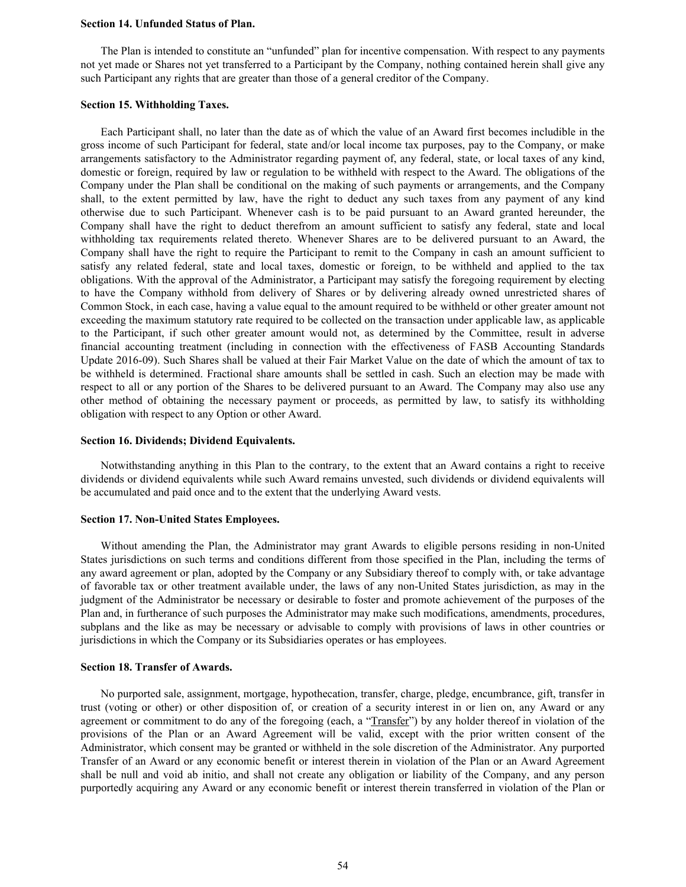**Section 14. Unfunded Status of Plan.**

The Plan is intended to constitute an "unfunded" plan for incentive compensation. With respect to any payments not yet made or Shares not yet transferred to a Participant by the Company, nothing contained herein shall give any such Participant any rights that are greater than those of a general creditor of the Company.

**Section 15. Withholding Taxes.**

Each Participant shall, no later than the date as of which the value of an Award first becomes includible in the gross income of such Participant for federal, state and/or local income tax purposes, pay to the Company, or make arrangements satisfactory to the Administrator regarding payment of, any federal, state, or local taxes of any kind, domestic or foreign, required by law or regulation to be withheld with respect to the Award. The obligations of the Company under the Plan shall be conditional on the making of such payments or arrangements, and the Company shall, to the extent permitted by law, have the right to deduct any such taxes from any payment of any kind otherwise due to such Participant. Whenever cash is to be paid pursuant to an Award granted hereunder, the Company shall have the right to deduct therefrom an amount sufficient to satisfy any federal, state and local withholding tax requirements related thereto. Whenever Shares are to be delivered pursuant to an Award, the Company shall have the right to require the Participant to remit to the Company in cash an amount sufficient to satisfy any related federal, state and local taxes, domestic or foreign, to be withheld and applied to the tax obligations. With the approval of the Administrator, a Participant may satisfy the foregoing requirement by electing to have the Company withhold from delivery of Shares or by delivering already owned unrestricted shares of Common Stock, in each case, having a value equal to the amount required to be withheld or other greater amount not exceeding the maximum statutory rate required to be collected on the transaction under applicable law, as applicable to the Participant, if such other greater amount would not, as determined by the Committee, result in adverse financial accounting treatment (including in connection with the effectiveness of FASB Accounting Standards Update 2016-09). Such Shares shall be valued at their Fair Market Value on the date of which the amount of tax to be withheld is determined. Fractional share amounts shall be settled in cash. Such an election may be made with respect to all or any portion of the Shares to be delivered pursuant to an Award. The Company may also use any other method of obtaining the necessary payment or proceeds, as permitted by law, to satisfy its withholding obligation with respect to any Option or other Award.

**Section 16. Dividends; Dividend Equivalents.**

Notwithstanding anything in this Plan to the contrary, to the extent that an Award contains a right to receive dividends or dividend equivalents while such Award remains unvested, such dividends or dividend equivalents will be accumulated and paid once and to the extent that the underlying Award vests.

**Section 17. Non-United States Employees.**

Without amending the Plan, the Administrator may grant Awards to eligible persons residing in non-United States jurisdictions on such terms and conditions different from those specified in the Plan, including the terms of any award agreement or plan, adopted by the Company or any Subsidiary thereof to comply with, or take advantage of favorable tax or other treatment available under, the laws of any non-United States jurisdiction, as may in the judgment of the Administrator be necessary or desirable to foster and promote achievement of the purposes of the Plan and, in furtherance of such purposes the Administrator may make such modifications, amendments, procedures, subplans and the like as may be necessary or advisable to comply with provisions of laws in other countries or jurisdictions in which the Company or its Subsidiaries operates or has employees.

**Section 18. Transfer of Awards.**

No purported sale, assignment, mortgage, hypothecation, transfer, charge, pledge, encumbrance, gift, transfer in trust (voting or other) or other disposition of, or creation of a security interest in or lien on, any Award or any agreement or commitment to do any of the foregoing (each, a "Transfer") by any holder thereof in violation of the provisions of the Plan or an Award Agreement will be valid, except with the prior written consent of the Administrator, which consent may be granted or withheld in the sole discretion of the Administrator. Any purported Transfer of an Award or any economic benefit or interest therein in violation of the Plan or an Award Agreement shall be null and void ab initio, and shall not create any obligation or liability of the Company, and any person purportedly acquiring any Award or any economic benefit or interest therein transferred in violation of the Plan or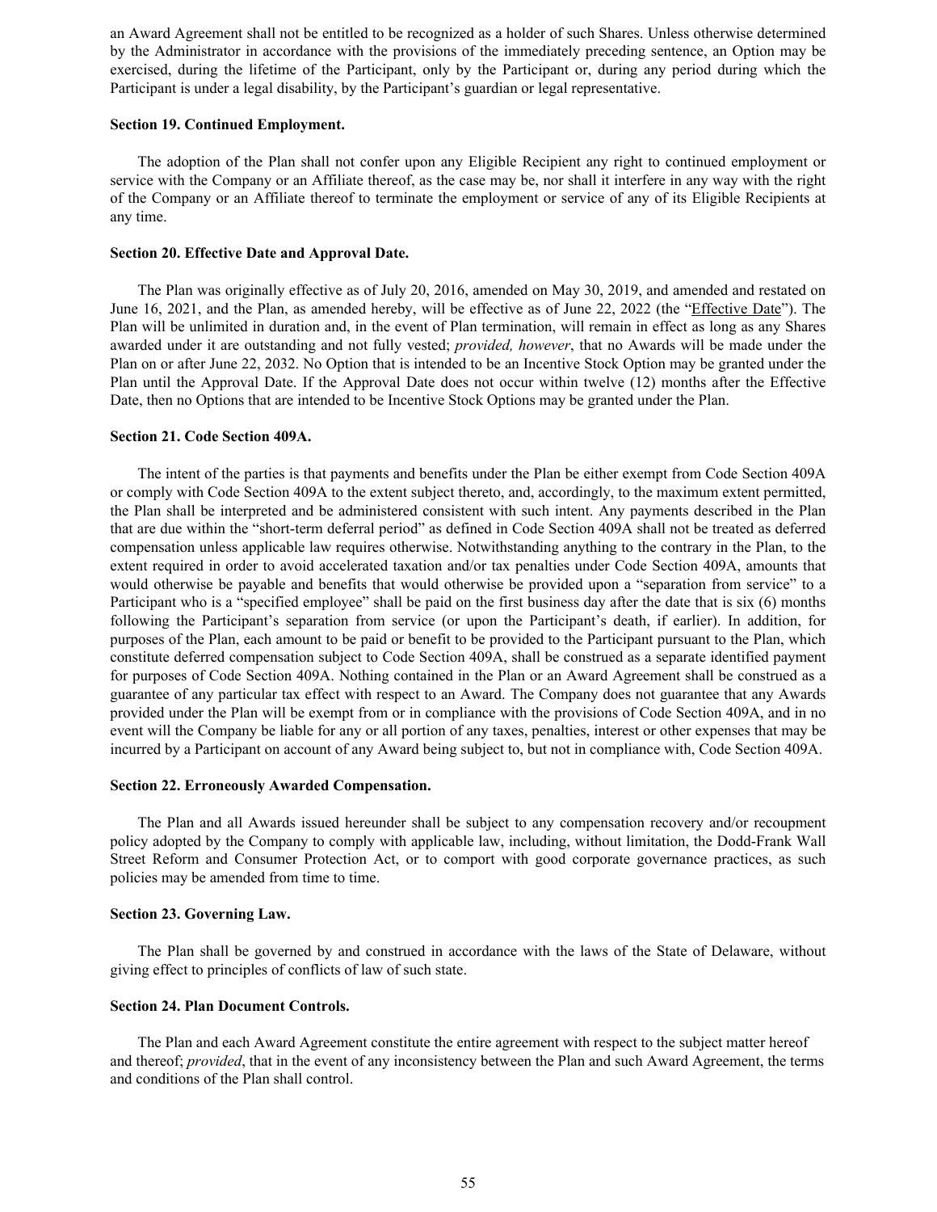an Award Agreement shall not be entitled to be recognized as a holder of such Shares. Unless otherwise determined by the Administrator in accordance with the provisions of the immediately preceding sentence, an Option may be exercised, during the lifetime of the Participant, only by the Participant or, during any period during which the Participant is under a legal disability, by the Participant's guardian or legal representative.

**Section 19. Continued Employment.**

The adoption of the Plan shall not confer upon any Eligible Recipient any right to continued employment or service with the Company or an Affiliate thereof, as the case may be, nor shall it interfere in any way with the right of the Company or an Affiliate thereof to terminate the employment or service of any of its Eligible Recipients at any time.

**Section 20. Effective Date and Approval Date.**

The Plan was originally effective as of July 20, 2016, amended on May 30, 2019, and amended and restated on June 16, 2021, and the Plan, as amended hereby, will be effective as of June 22, 2022 (the "Effective Date"). The Plan will be unlimited in duration and, in the event of Plan termination, will remain in effect as long as any Shares awarded under it are outstanding and not fully vested; *provided, however*, that no Awards will be made under the Plan on or after June 22, 2032. No Option that is intended to be an Incentive Stock Option may be granted under the Plan until the Approval Date. If the Approval Date does not occur within twelve (12) months after the Effective Date, then no Options that are intended to be Incentive Stock Options may be granted under the Plan.

**Section 21. Code Section 409A.**

The intent of the parties is that payments and benefits under the Plan be either exempt from Code Section 409A or comply with Code Section 409A to the extent subject thereto, and, accordingly, to the maximum extent permitted, the Plan shall be interpreted and be administered consistent with such intent. Any payments described in the Plan that are due within the "short-term deferral period" as defined in Code Section 409A shall not be treated as deferred compensation unless applicable law requires otherwise. Notwithstanding anything to the contrary in the Plan, to the extent required in order to avoid accelerated taxation and/or tax penalties under Code Section 409A, amounts that would otherwise be payable and benefits that would otherwise be provided upon a "separation from service" to a Participant who is a "specified employee" shall be paid on the first business day after the date that is six (6) months following the Participant's separation from service (or upon the Participant's death, if earlier). In addition, for purposes of the Plan, each amount to be paid or benefit to be provided to the Participant pursuant to the Plan, which constitute deferred compensation subject to Code Section 409A, shall be construed as a separate identified payment for purposes of Code Section 409A. Nothing contained in the Plan or an Award Agreement shall be construed as a guarantee of any particular tax effect with respect to an Award. The Company does not guarantee that any Awards provided under the Plan will be exempt from or in compliance with the provisions of Code Section 409A, and in no event will the Company be liable for any or all portion of any taxes, penalties, interest or other expenses that may be incurred by a Participant on account of any Award being subject to, but not in compliance with, Code Section 409A.

**Section 22. Erroneously Awarded Compensation.**

The Plan and all Awards issued hereunder shall be subject to any compensation recovery and/or recoupment policy adopted by the Company to comply with applicable law, including, without limitation, the Dodd-Frank Wall Street Reform and Consumer Protection Act, or to comport with good corporate governance practices, as such policies may be amended from time to time.

**Section 23. Governing Law.**

The Plan shall be governed by and construed in accordance with the laws of the State of Delaware, without giving effect to principles of conflicts of law of such state.

**Section 24. Plan Document Controls.**

The Plan and each Award Agreement constitute the entire agreement with respect to the subject matter hereof and thereof; *provided*, that in the event of any inconsistency between the Plan and such Award Agreement, the terms and conditions of the Plan shall control.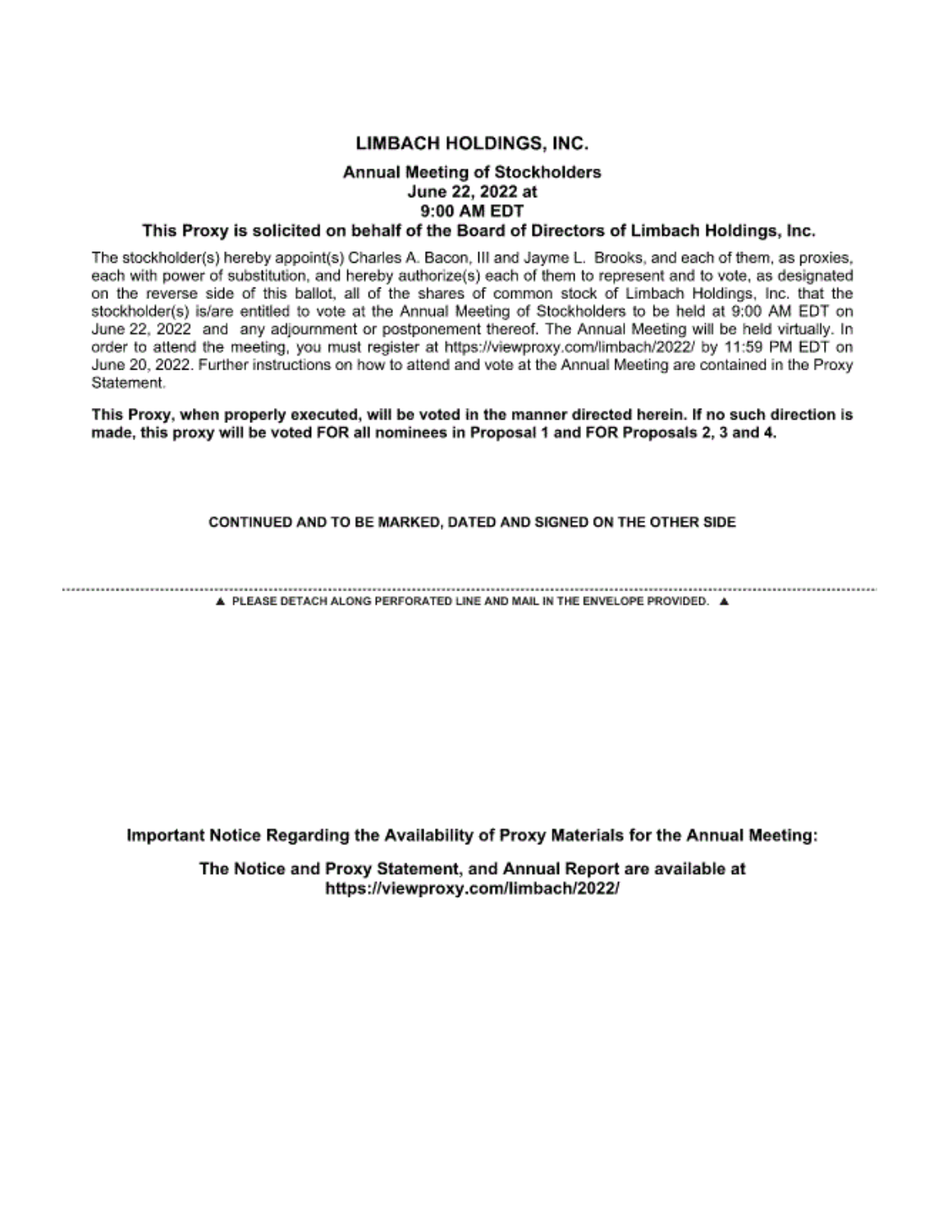## LIMBACH HOLDINGS, INC.

**Annual Meeting of Stockholders**
**June 22, 2022 at**
**9:00 AM EDT**

**This Proxy is solicited on behalf of the Board of Directors of Limbach Holdings, Inc.**

The stockholder(s) hereby appoint(s) Charles A. Bacon, III and Jayme L. Brooks, and each of them, as proxies, each with power of substitution, and hereby authorize(s) each of them to represent and to vote, as designated on the reverse side of this ballot, all of the shares of common stock of Limbach Holdings, Inc. that the stockholder(s) is/are entitled to vote at the Annual Meeting of Stockholders to be held at 9:00 AM EDT on June 22, 2022 and any adjournment or postponement thereof. The Annual Meeting will be held virtually. In order to attend the meeting, you must register at https://viewproxy.com/limbach/2022/ by 11:59 PM EDT on June 20, 2022. Further instructions on how to attend and vote at the Annual Meeting are contained in the Proxy Statement.

**This Proxy, when properly executed, will be voted in the manner directed herein. If no such direction is made, this proxy will be voted FOR all nominees in Proposal 1 and FOR Proposals 2, 3 and 4.**

**CONTINUED AND TO BE MARKED, DATED AND SIGNED ON THE OTHER SIDE**

▲ PLEASE DETACH ALONG PERFORATED LINE AND MAIL IN THE ENVELOPE PROVIDED. ▲

**Important Notice Regarding the Availability of Proxy Materials for the Annual Meeting:**

**The Notice and Proxy Statement, and Annual Report are available at https://viewproxy.com/limbach/2022/**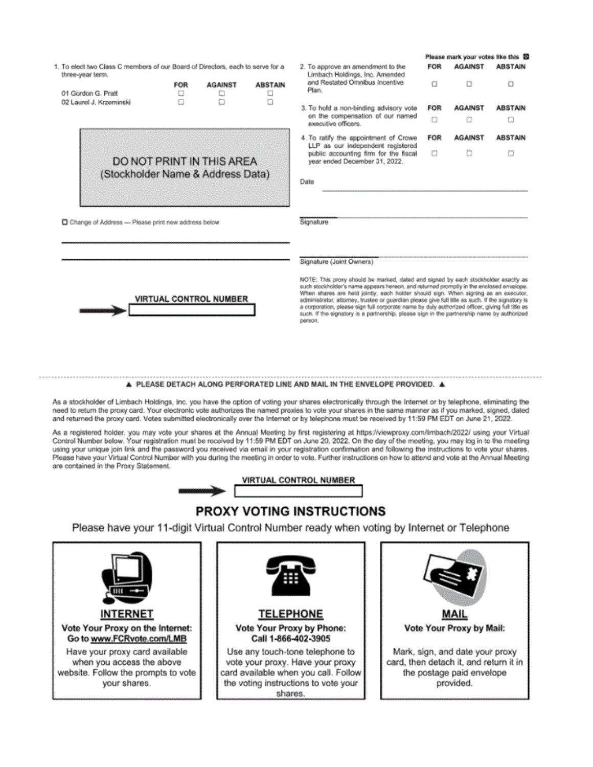Please mark your votes like this ☒

1. To elect two Class C members of our Board of Directors, each to serve for a three-year term.

| | FOR | AGAINST | ABSTAIN |
|---|---|---|---|
| 01 Gordon G. Pratt | ☐ | ☐ | ☐ |
| 02 Laurel J. Krzeminski | ☐ | ☐ | ☐ |

| | FOR | AGAINST | ABSTAIN |
|---|---|---|---|
| 2. To approve an amendment to the Limbach Holdings, Inc. Amended and Restated Omnibus Incentive Plan. | ☐ | ☐ | ☐ |
| 3. To hold a non-binding advisory vote on the compensation of our named executive officers. | ☐ | ☐ | ☐ |
| 4. To ratify the appointment of Crowe LLP as our independent registered public accounting firm for the fiscal year ended December 31, 2022. | ☐ | ☐ | ☐ |

DO NOT PRINT IN THIS AREA
(Stockholder Name & Address Data)

☐ Change of Address — Please print new address below

______________________________

______________________________

Date ______________________________

Signature ______________________________

Signature (Joint Owners) ______________________________

NOTE: This proxy should be marked, dated and signed by each stockholder exactly as such stockholder's name appears hereon, and returned promptly in the enclosed envelope. When shares are held jointly, each holder should sign. When signing as an executor, administrator, attorney, trustee or guardian please give full title as such. If the signatory is a corporation, please sign full corporate name by duly authorized officer, giving full title as such. If the signatory is a partnership, please sign in the partnership name by authorized person.

VIRTUAL CONTROL NUMBER

▲ PLEASE DETACH ALONG PERFORATED LINE AND MAIL IN THE ENVELOPE PROVIDED. ▲

As a stockholder of Limbach Holdings, Inc. you have the option of voting your shares electronically through the Internet or by telephone, eliminating the need to return the proxy card. Your electronic vote authorizes the named proxies to vote your shares in the same manner as if you marked, signed, dated and returned the proxy card. Votes submitted electronically over the Internet or by telephone must be received by 11:59 PM EDT on June 21, 2022.

As a registered holder, you may vote your shares at the Annual Meeting by first registering at https://viewproxy.com/limbach/2022/ using your Virtual Control Number below. Your registration must be received by 11:59 PM EDT on June 20, 2022. On the day of the meeting, you may log in to the meeting using your unique join link and the password you received via email in your registration confirmation and following the instructions to vote your shares. Please have your Virtual Control Number with you during the meeting in order to vote. Further instructions on how to attend and vote at the Annual Meeting are contained in the Proxy Statement.

VIRTUAL CONTROL NUMBER

## PROXY VOTING INSTRUCTIONS

Please have your 11-digit Virtual Control Number ready when voting by Internet or Telephone

### INTERNET

**Vote Your Proxy on the Internet: Go to www.FCRvote.com/LMB**

Have your proxy card available when you access the above website. Follow the prompts to vote your shares.

### TELEPHONE

**Vote Your Proxy by Phone: Call 1-866-402-3905**

Use any touch-tone telephone to vote your proxy. Have your proxy card available when you call. Follow the voting instructions to vote your shares.

### MAIL

**Vote Your Proxy by Mail:**

Mark, sign, and date your proxy card, then detach it, and return it in the postage paid envelope provided.